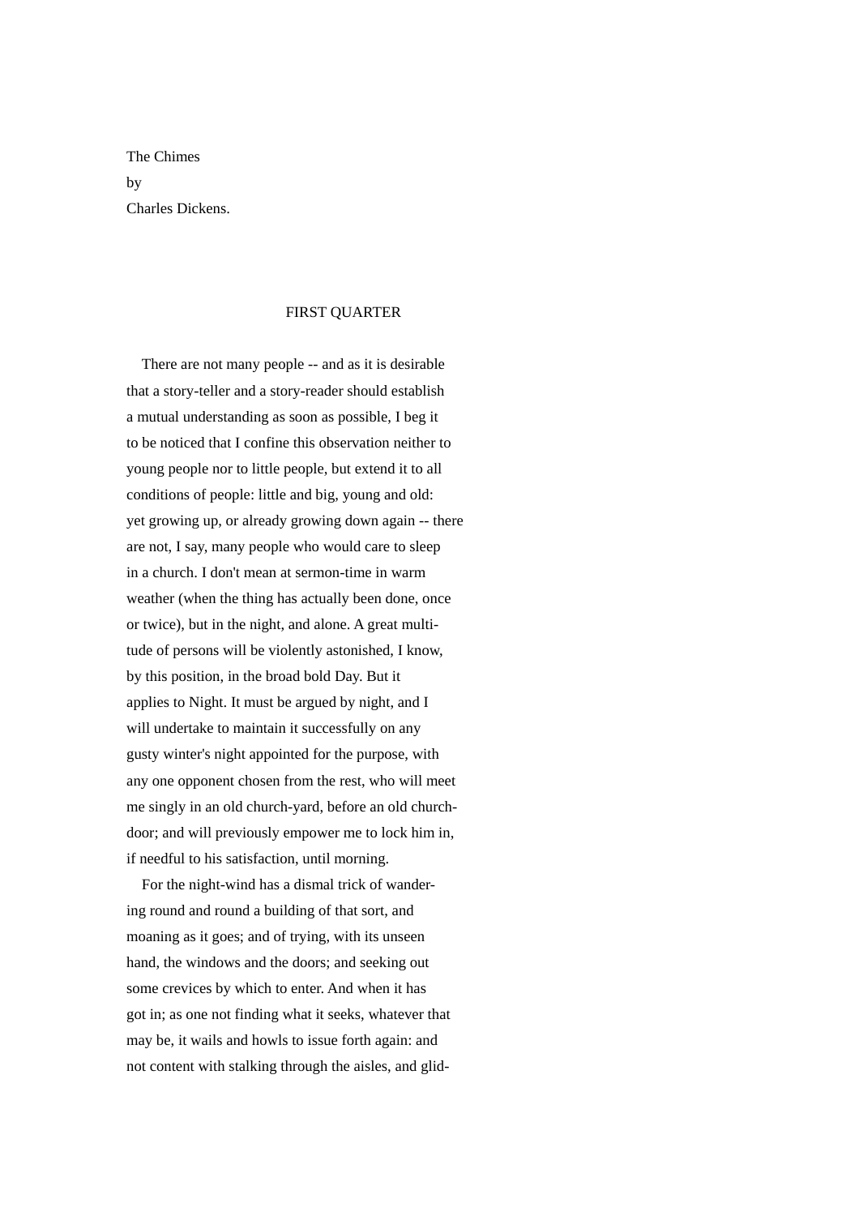The Chimes

by

Charles Dickens.

## FIRST QUARTER

There are not many people -- and as it is desirable that a story-teller and a story-reader should establish a mutual understanding as soon as possible, I beg it to be noticed that I confine this observation neither to young people nor to little people, but extend it to all conditions of people: little and big, young and old: yet growing up, or already growing down again -- there are not, I say, many people who would care to sleep in a church. I don't mean at sermon-time in warm weather (when the thing has actually been done, once or twice), but in the night, and alone. A great multitude of persons will be violently astonished, I know, by this position, in the broad bold Day. But it applies to Night. It must be argued by night, and I will undertake to maintain it successfully on any gusty winter's night appointed for the purpose, with any one opponent chosen from the rest, who will meet me singly in an old church-yard, before an old church-door; and will previously empower me to lock him in, if needful to his satisfaction, until morning.

For the night-wind has a dismal trick of wandering round and round a building of that sort, and moaning as it goes; and of trying, with its unseen hand, the windows and the doors; and seeking out some crevices by which to enter. And when it has got in; as one not finding what it seeks, whatever that may be, it wails and howls to issue forth again: and not content with stalking through the aisles, and glid-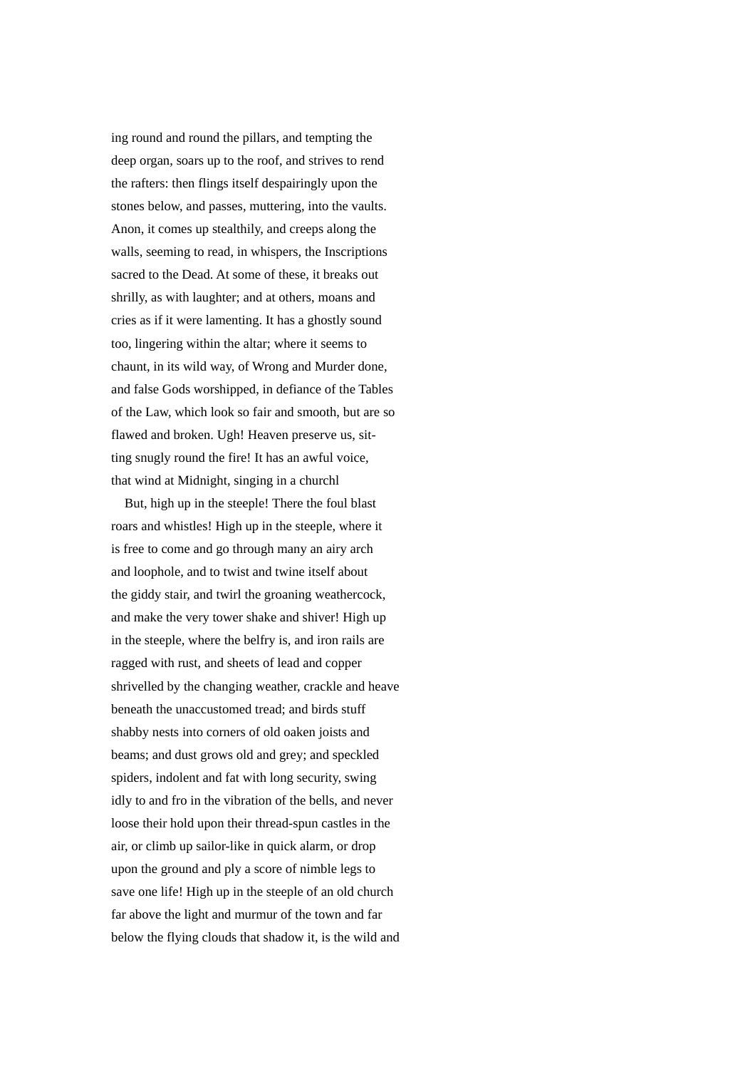ing round and round the pillars, and tempting the deep organ, soars up to the roof, and strives to rend the rafters: then flings itself despairingly upon the stones below, and passes, muttering, into the vaults. Anon, it comes up stealthily, and creeps along the walls, seeming to read, in whispers, the Inscriptions sacred to the Dead. At some of these, it breaks out shrilly, as with laughter; and at others, moans and cries as if it were lamenting. It has a ghostly sound too, lingering within the altar; where it seems to chaunt, in its wild way, of Wrong and Murder done, and false Gods worshipped, in defiance of the Tables of the Law, which look so fair and smooth, but are so flawed and broken. Ugh! Heaven preserve us, sitting snugly round the fire! It has an awful voice, that wind at Midnight, singing in a churchl

But, high up in the steeple! There the foul blast roars and whistles! High up in the steeple, where it is free to come and go through many an airy arch and loophole, and to twist and twine itself about the giddy stair, and twirl the groaning weathercock, and make the very tower shake and shiver! High up in the steeple, where the belfry is, and iron rails are ragged with rust, and sheets of lead and copper shrivelled by the changing weather, crackle and heave beneath the unaccustomed tread; and birds stuff shabby nests into corners of old oaken joists and beams; and dust grows old and grey; and speckled spiders, indolent and fat with long security, swing idly to and fro in the vibration of the bells, and never loose their hold upon their thread-spun castles in the air, or climb up sailor-like in quick alarm, or drop upon the ground and ply a score of nimble legs to save one life! High up in the steeple of an old church far above the light and murmur of the town and far below the flying clouds that shadow it, is the wild and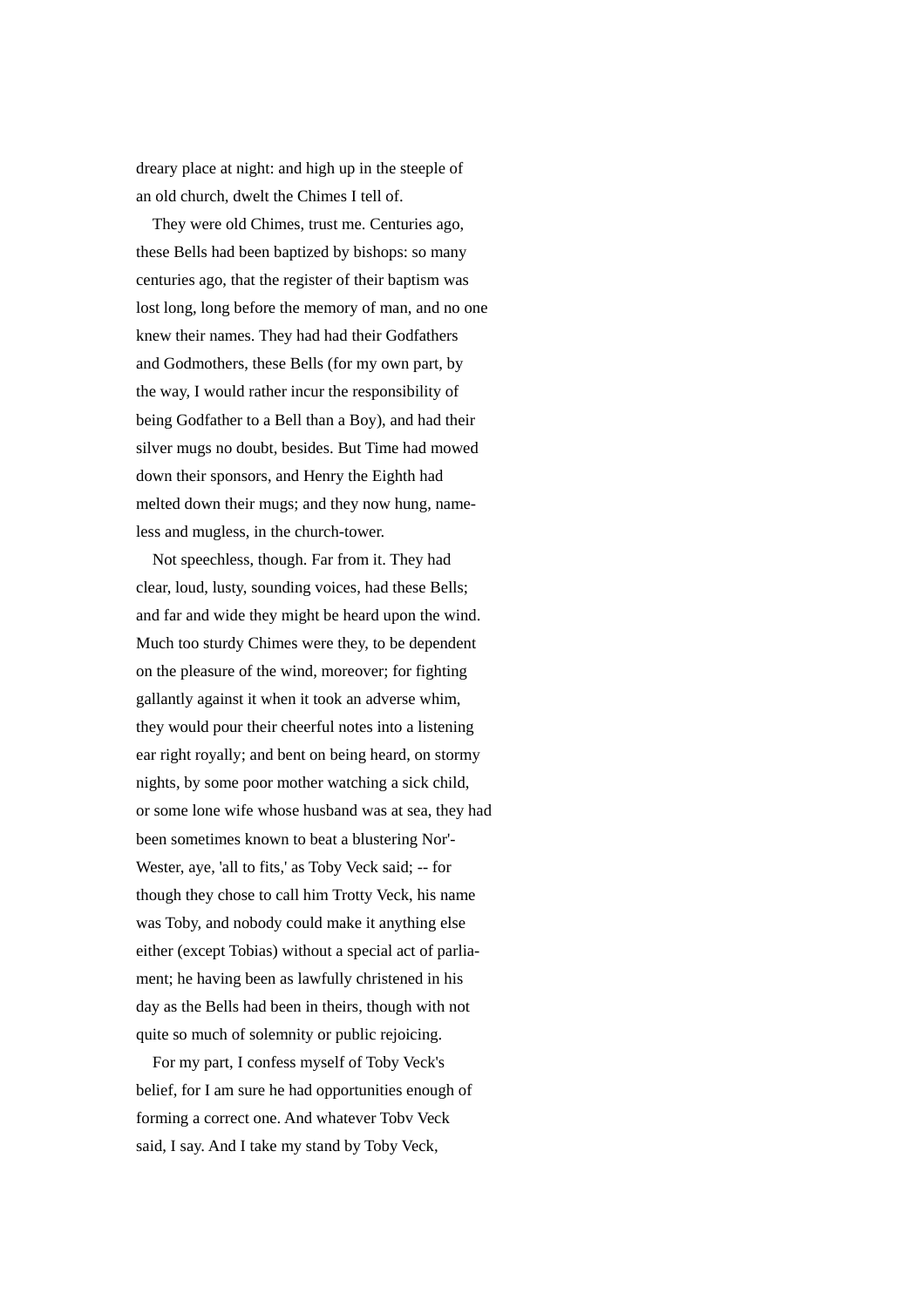dreary place at night: and high up in the steeple of an old church, dwelt the Chimes I tell of.

They were old Chimes, trust me. Centuries ago, these Bells had been baptized by bishops: so many centuries ago, that the register of their baptism was lost long, long before the memory of man, and no one knew their names. They had had their Godfathers and Godmothers, these Bells (for my own part, by the way, I would rather incur the responsibility of being Godfather to a Bell than a Boy), and had their silver mugs no doubt, besides. But Time had mowed down their sponsors, and Henry the Eighth had melted down their mugs; and they now hung, nameless and mugless, in the church-tower.

Not speechless, though. Far from it. They had clear, loud, lusty, sounding voices, had these Bells; and far and wide they might be heard upon the wind. Much too sturdy Chimes were they, to be dependent on the pleasure of the wind, moreover; for fighting gallantly against it when it took an adverse whim, they would pour their cheerful notes into a listening ear right royally; and bent on being heard, on stormy nights, by some poor mother watching a sick child, or some lone wife whose husband was at sea, they had been sometimes known to beat a blustering Nor'-Wester, aye, 'all to fits,' as Toby Veck said; -- for though they chose to call him Trotty Veck, his name was Toby, and nobody could make it anything else either (except Tobias) without a special act of parliament; he having been as lawfully christened in his day as the Bells had been in theirs, though with not quite so much of solemnity or public rejoicing.

For my part, I confess myself of Toby Veck's belief, for I am sure he had opportunities enough of forming a correct one. And whatever Tobv Veck said, I say. And I take my stand by Toby Veck,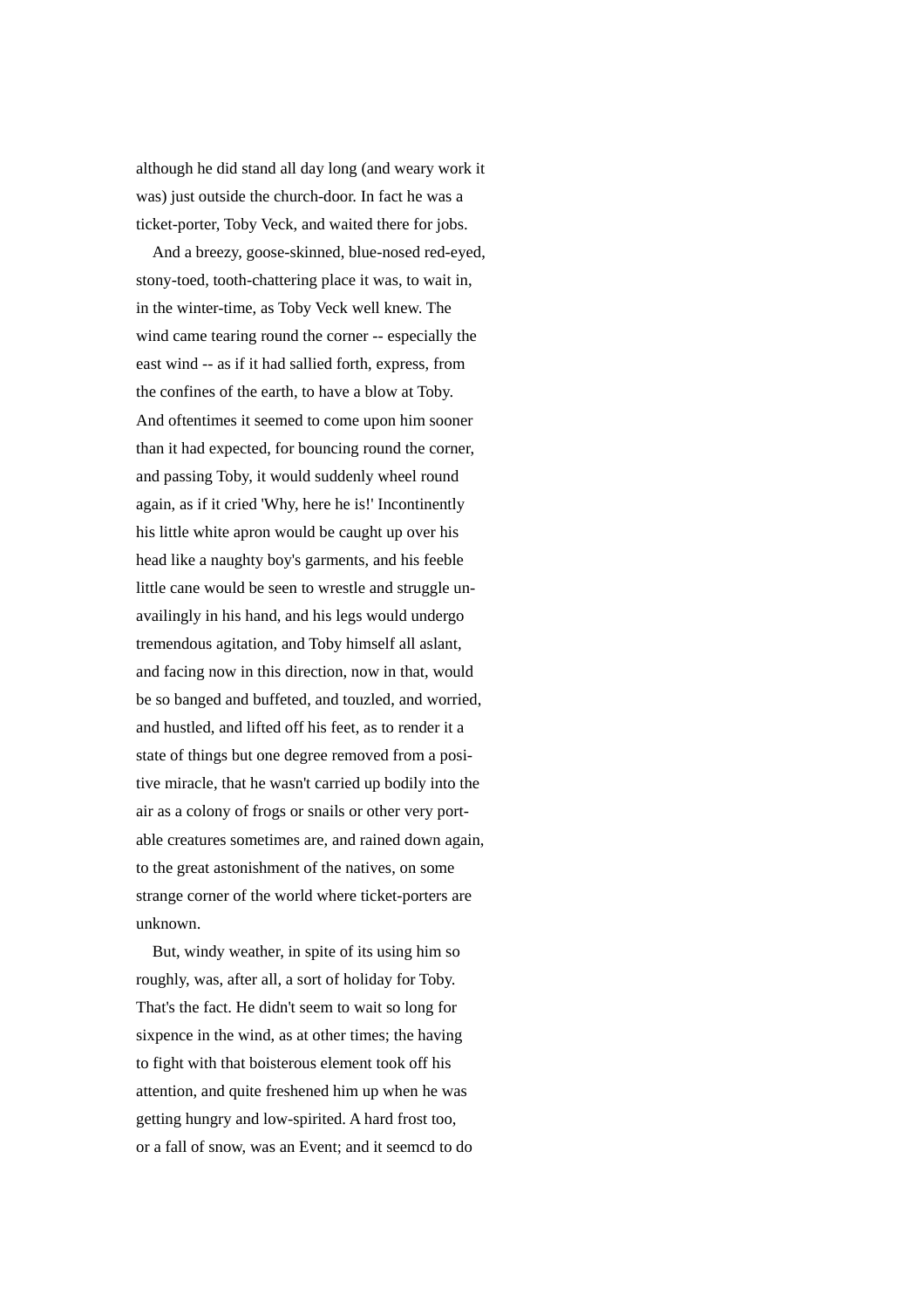although he did stand all day long (and weary work it was) just outside the church-door. In fact he was a ticket-porter, Toby Veck, and waited there for jobs.

And a breezy, goose-skinned, blue-nosed red-eyed, stony-toed, tooth-chattering place it was, to wait in, in the winter-time, as Toby Veck well knew. The wind came tearing round the corner -- especially the east wind -- as if it had sallied forth, express, from the confines of the earth, to have a blow at Toby. And oftentimes it seemed to come upon him sooner than it had expected, for bouncing round the corner, and passing Toby, it would suddenly wheel round again, as if it cried 'Why, here he is!' Incontinently his little white apron would be caught up over his head like a naughty boy's garments, and his feeble little cane would be seen to wrestle and struggle unavailingly in his hand, and his legs would undergo tremendous agitation, and Toby himself all aslant, and facing now in this direction, now in that, would be so banged and buffeted, and touzled, and worried, and hustled, and lifted off his feet, as to render it a state of things but one degree removed from a positive miracle, that he wasn't carried up bodily into the air as a colony of frogs or snails or other very portable creatures sometimes are, and rained down again, to the great astonishment of the natives, on some strange corner of the world where ticket-porters are unknown.

But, windy weather, in spite of its using him so roughly, was, after all, a sort of holiday for Toby. That's the fact. He didn't seem to wait so long for sixpence in the wind, as at other times; the having to fight with that boisterous element took off his attention, and quite freshened him up when he was getting hungry and low-spirited. A hard frost too, or a fall of snow, was an Event; and it seemcd to do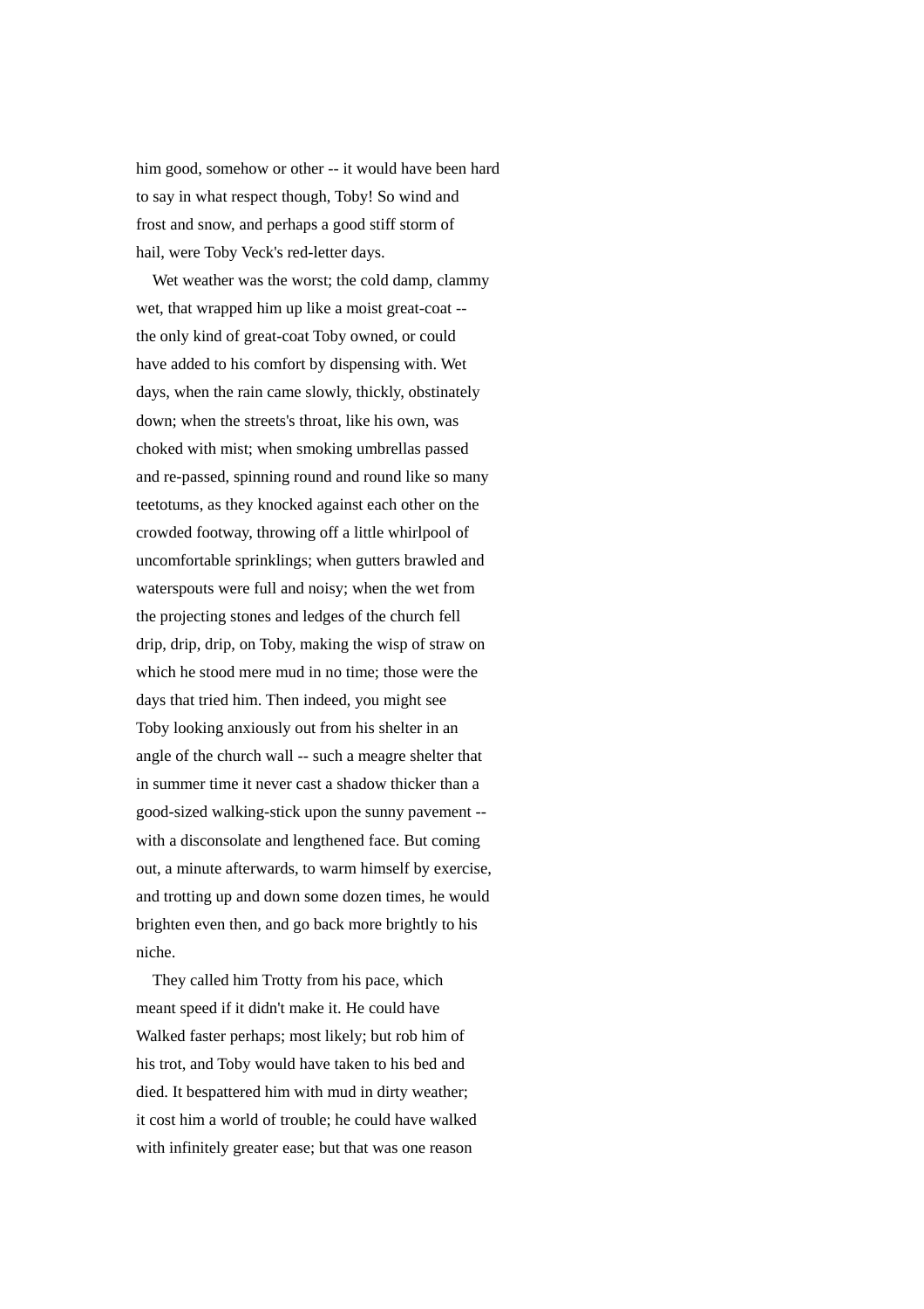him good, somehow or other -- it would have been hard to say in what respect though, Toby! So wind and frost and snow, and perhaps a good stiff storm of hail, were Toby Veck's red-letter days.

Wet weather was the worst; the cold damp, clammy wet, that wrapped him up like a moist great-coat -- the only kind of great-coat Toby owned, or could have added to his comfort by dispensing with. Wet days, when the rain came slowly, thickly, obstinately down; when the streets's throat, like his own, was choked with mist; when smoking umbrellas passed and re-passed, spinning round and round like so many teetotums, as they knocked against each other on the crowded footway, throwing off a little whirlpool of uncomfortable sprinklings; when gutters brawled and waterspouts were full and noisy; when the wet from the projecting stones and ledges of the church fell drip, drip, drip, on Toby, making the wisp of straw on which he stood mere mud in no time; those were the days that tried him. Then indeed, you might see Toby looking anxiously out from his shelter in an angle of the church wall -- such a meagre shelter that in summer time it never cast a shadow thicker than a good-sized walking-stick upon the sunny pavement -- with a disconsolate and lengthened face. But coming out, a minute afterwards, to warm himself by exercise, and trotting up and down some dozen times, he would brighten even then, and go back more brightly to his niche.

They called him Trotty from his pace, which meant speed if it didn't make it. He could have Walked faster perhaps; most likely; but rob him of his trot, and Toby would have taken to his bed and died. It bespattered him with mud in dirty weather; it cost him a world of trouble; he could have walked with infinitely greater ease; but that was one reason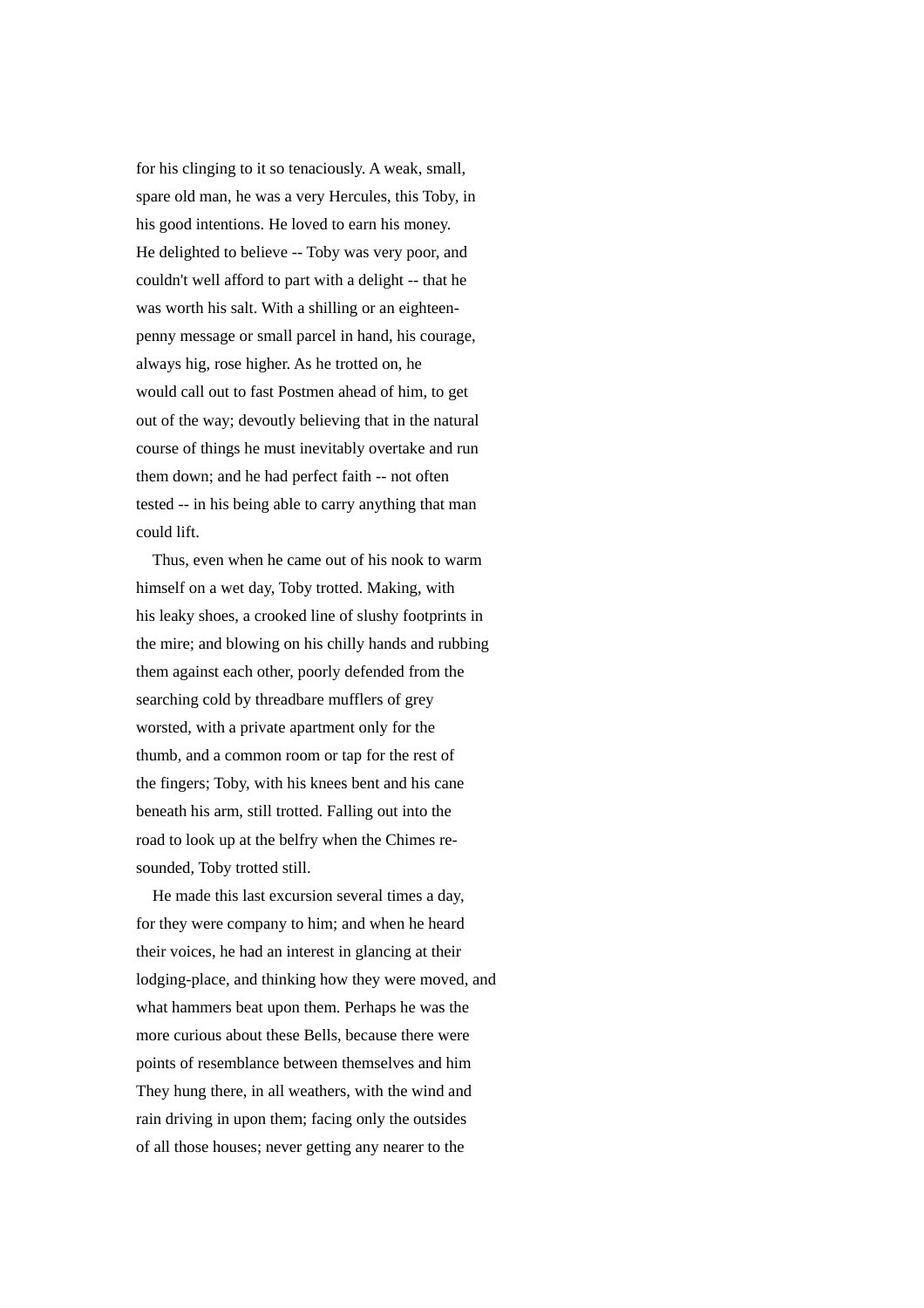for his clinging to it so tenaciously. A weak, small, spare old man, he was a very Hercules, this Toby, in his good intentions. He loved to earn his money. He delighted to believe -- Toby was very poor, and couldn't well afford to part with a delight -- that he was worth his salt. With a shilling or an eighteen-penny message or small parcel in hand, his courage, always hig, rose higher. As he trotted on, he would call out to fast Postmen ahead of him, to get out of the way; devoutly believing that in the natural course of things he must inevitably overtake and run them down; and he had perfect faith -- not often tested -- in his being able to carry anything that man could lift.

Thus, even when he came out of his nook to warm himself on a wet day, Toby trotted. Making, with his leaky shoes, a crooked line of slushy footprints in the mire; and blowing on his chilly hands and rubbing them against each other, poorly defended from the searching cold by threadbare mufflers of grey worsted, with a private apartment only for the thumb, and a common room or tap for the rest of the fingers; Toby, with his knees bent and his cane beneath his arm, still trotted. Falling out into the road to look up at the belfry when the Chimes re-sounded, Toby trotted still.

He made this last excursion several times a day, for they were company to him; and when he heard their voices, he had an interest in glancing at their lodging-place, and thinking how they were moved, and what hammers beat upon them. Perhaps he was the more curious about these Bells, because there were points of resemblance between themselves and him They hung there, in all weathers, with the wind and rain driving in upon them; facing only the outsides of all those houses; never getting any nearer to the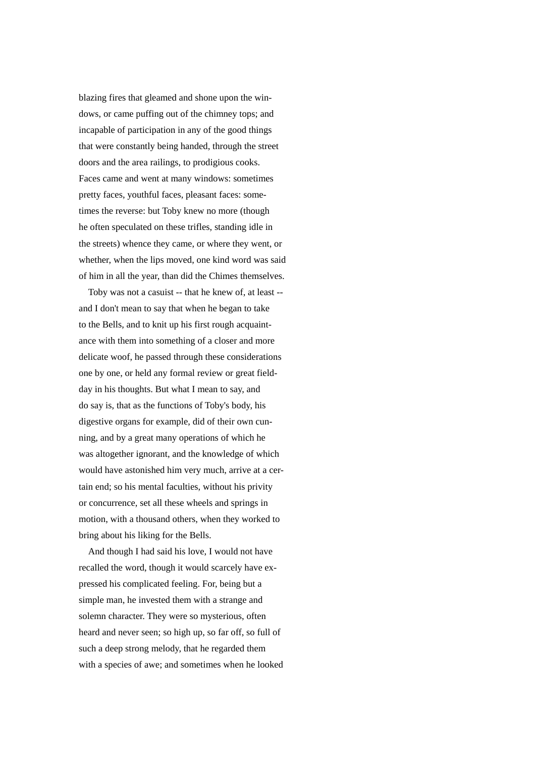blazing fires that gleamed and shone upon the windows, or came puffing out of the chimney tops; and incapable of participation in any of the good things that were constantly being handed, through the street doors and the area railings, to prodigious cooks. Faces came and went at many windows: sometimes pretty faces, youthful faces, pleasant faces: sometimes the reverse: but Toby knew no more (though he often speculated on these trifles, standing idle in the streets) whence they came, or where they went, or whether, when the lips moved, one kind word was said of him in all the year, than did the Chimes themselves.

Toby was not a casuist -- that he knew of, at least -- and I don't mean to say that when he began to take to the Bells, and to knit up his first rough acquaintance with them into something of a closer and more delicate woof, he passed through these considerations one by one, or held any formal review or great field-day in his thoughts. But what I mean to say, and do say is, that as the functions of Toby's body, his digestive organs for example, did of their own cunning, and by a great many operations of which he was altogether ignorant, and the knowledge of which would have astonished him very much, arrive at a certain end; so his mental faculties, without his privity or concurrence, set all these wheels and springs in motion, with a thousand others, when they worked to bring about his liking for the Bells.

And though I had said his love, I would not have recalled the word, though it would scarcely have expressed his complicated feeling. For, being but a simple man, he invested them with a strange and solemn character. They were so mysterious, often heard and never seen; so high up, so far off, so full of such a deep strong melody, that he regarded them with a species of awe; and sometimes when he looked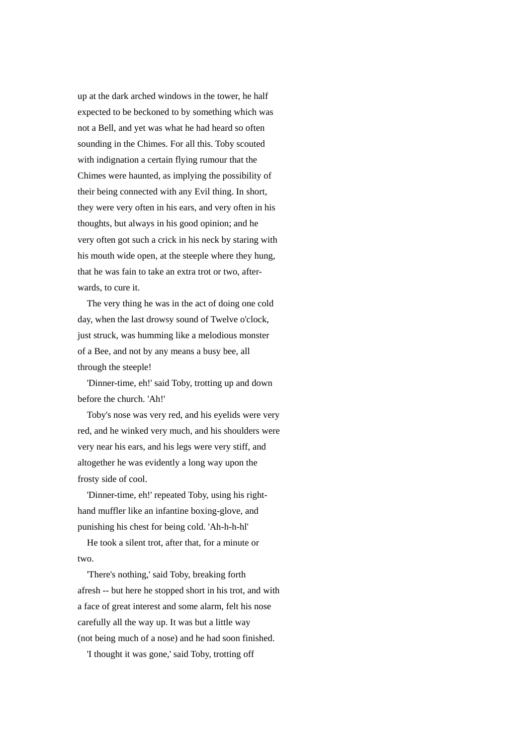up at the dark arched windows in the tower, he half expected to be beckoned to by something which was not a Bell, and yet was what he had heard so often sounding in the Chimes. For all this. Toby scouted with indignation a certain flying rumour that the Chimes were haunted, as implying the possibility of their being connected with any Evil thing. In short, they were very often in his ears, and very often in his thoughts, but always in his good opinion; and he very often got such a crick in his neck by staring with his mouth wide open, at the steeple where they hung, that he was fain to take an extra trot or two, afterwards, to cure it.

The very thing he was in the act of doing one cold day, when the last drowsy sound of Twelve o'clock, just struck, was humming like a melodious monster of a Bee, and not by any means a busy bee, all through the steeple!

'Dinner-time, eh!' said Toby, trotting up and down before the church. 'Ah!'

Toby's nose was very red, and his eyelids were very red, and he winked very much, and his shoulders were very near his ears, and his legs were very stiff, and altogether he was evidently a long way upon the frosty side of cool.

'Dinner-time, eh!' repeated Toby, using his right-hand muffler like an infantine boxing-glove, and punishing his chest for being cold. 'Ah-h-h-hl'

He took a silent trot, after that, for a minute or two.

'There's nothing,' said Toby, breaking forth afresh -- but here he stopped short in his trot, and with a face of great interest and some alarm, felt his nose carefully all the way up. It was but a little way (not being much of a nose) and he had soon finished.

'I thought it was gone,' said Toby, trotting off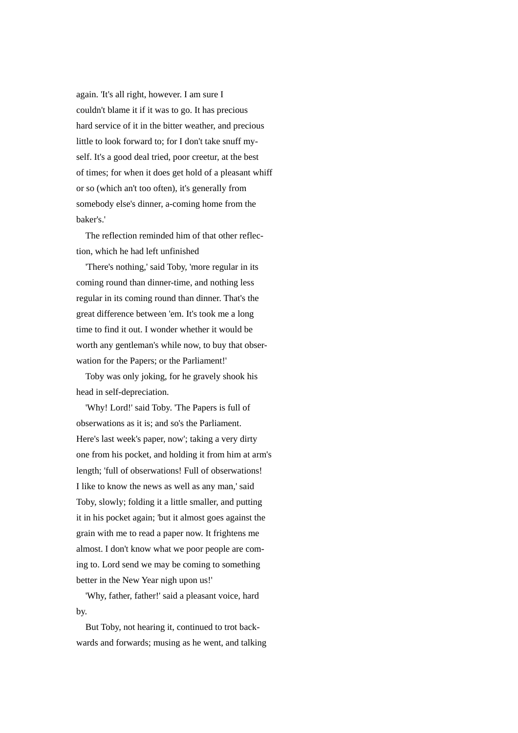again. 'It's all right, however. I am sure I couldn't blame it if it was to go. It has precious hard service of it in the bitter weather, and precious little to look forward to; for I don't take snuff myself. It's a good deal tried, poor creetur, at the best of times; for when it does get hold of a pleasant whiff or so (which an't too often), it's generally from somebody else's dinner, a-coming home from the baker's.'

The reflection reminded him of that other reflection, which he had left unfinished

'There's nothing,' said Toby, 'more regular in its coming round than dinner-time, and nothing less regular in its coming round than dinner. That's the great difference between 'em. It's took me a long time to find it out. I wonder whether it would be worth any gentleman's while now, to buy that obserwation for the Papers; or the Parliament!'

Toby was only joking, for he gravely shook his head in self-depreciation.

'Why! Lord!' said Toby. 'The Papers is full of observations as it is; and so's the Parliament. Here's last week's paper, now'; taking a very dirty one from his pocket, and holding it from him at arm's length; 'full of observations! Full of observations! I like to know the news as well as any man,' said Toby, slowly; folding it a little smaller, and putting it in his pocket again; 'but it almost goes against the grain with me to read a paper now. It frightens me almost. I don't know what we poor people are coming to. Lord send we may be coming to something better in the New Year nigh upon us!'

'Why, father, father!' said a pleasant voice, hard by.

But Toby, not hearing it, continued to trot backwards and forwards; musing as he went, and talking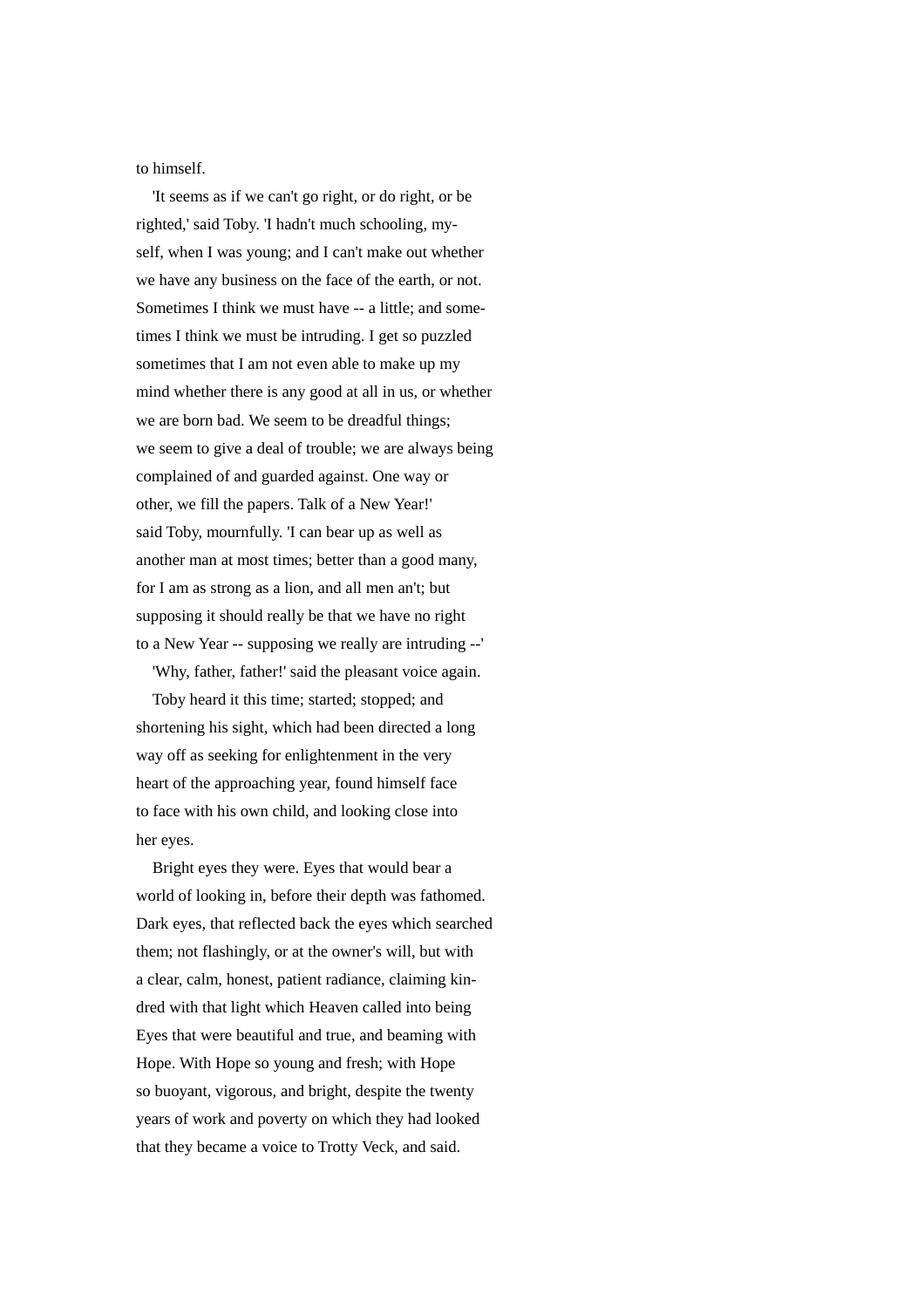to himself.

'It seems as if we can't go right, or do right, or be righted,' said Toby. 'I hadn't much schooling, myself, when I was young; and I can't make out whether we have any business on the face of the earth, or not. Sometimes I think we must have -- a little; and sometimes I think we must be intruding. I get so puzzled sometimes that I am not even able to make up my mind whether there is any good at all in us, or whether we are born bad. We seem to be dreadful things; we seem to give a deal of trouble; we are always being complained of and guarded against. One way or other, we fill the papers. Talk of a New Year!' said Toby, mournfully. 'I can bear up as well as another man at most times; better than a good many, for I am as strong as a lion, and all men an't; but supposing it should really be that we have no right to a New Year -- supposing we really are intruding --'

'Why, father, father!' said the pleasant voice again.

Toby heard it this time; started; stopped; and shortening his sight, which had been directed a long way off as seeking for enlightenment in the very heart of the approaching year, found himself face to face with his own child, and looking close into her eyes.

Bright eyes they were. Eyes that would bear a world of looking in, before their depth was fathomed. Dark eyes, that reflected back the eyes which searched them; not flashingly, or at the owner's will, but with a clear, calm, honest, patient radiance, claiming kindred with that light which Heaven called into being Eyes that were beautiful and true, and beaming with Hope. With Hope so young and fresh; with Hope so buoyant, vigorous, and bright, despite the twenty years of work and poverty on which they had looked that they became a voice to Trotty Veck, and said.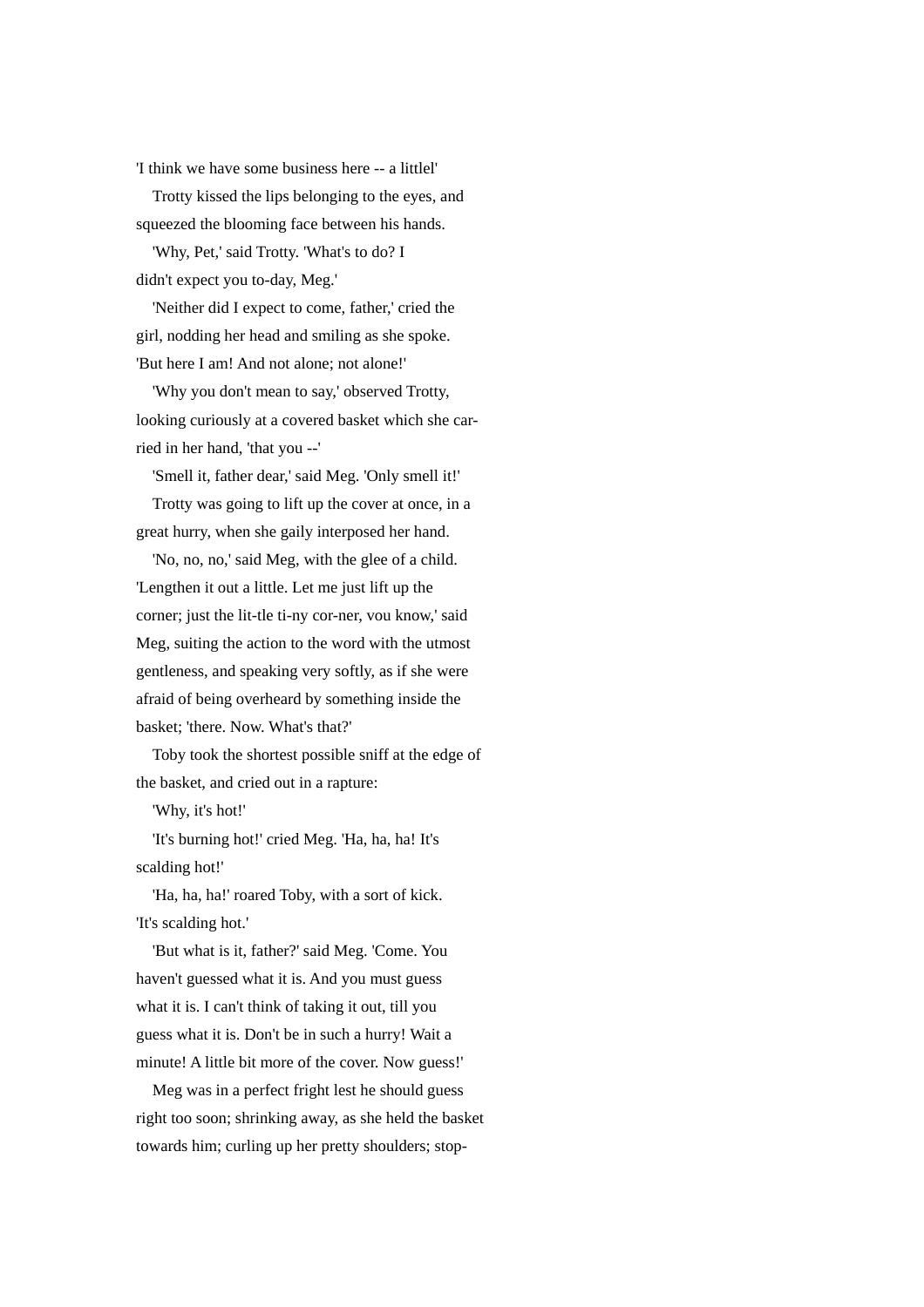'I think we have some business here -- a littlel'

Trotty kissed the lips belonging to the eyes, and squeezed the blooming face between his hands.

'Why, Pet,' said Trotty. 'What's to do? I didn't expect you to-day, Meg.'

'Neither did I expect to come, father,' cried the girl, nodding her head and smiling as she spoke. 'But here I am! And not alone; not alone!'

'Why you don't mean to say,' observed Trotty, looking curiously at a covered basket which she carried in her hand, 'that you --'

'Smell it, father dear,' said Meg. 'Only smell it!'

Trotty was going to lift up the cover at once, in a great hurry, when she gaily interposed her hand.

'No, no, no,' said Meg, with the glee of a child. 'Lengthen it out a little. Let me just lift up the corner; just the lit-tle ti-ny cor-ner, vou know,' said Meg, suiting the action to the word with the utmost gentleness, and speaking very softly, as if she were afraid of being overheard by something inside the basket; 'there. Now. What's that?'

Toby took the shortest possible sniff at the edge of the basket, and cried out in a rapture:

'Why, it's hot!'

'It's burning hot!' cried Meg. 'Ha, ha, ha! It's scalding hot!'

'Ha, ha, ha!' roared Toby, with a sort of kick. 'It's scalding hot.'

'But what is it, father?' said Meg. 'Come. You haven't guessed what it is. And you must guess what it is. I can't think of taking it out, till you guess what it is. Don't be in such a hurry! Wait a minute! A little bit more of the cover. Now guess!'

Meg was in a perfect fright lest he should guess right too soon; shrinking away, as she held the basket towards him; curling up her pretty shoulders; stop-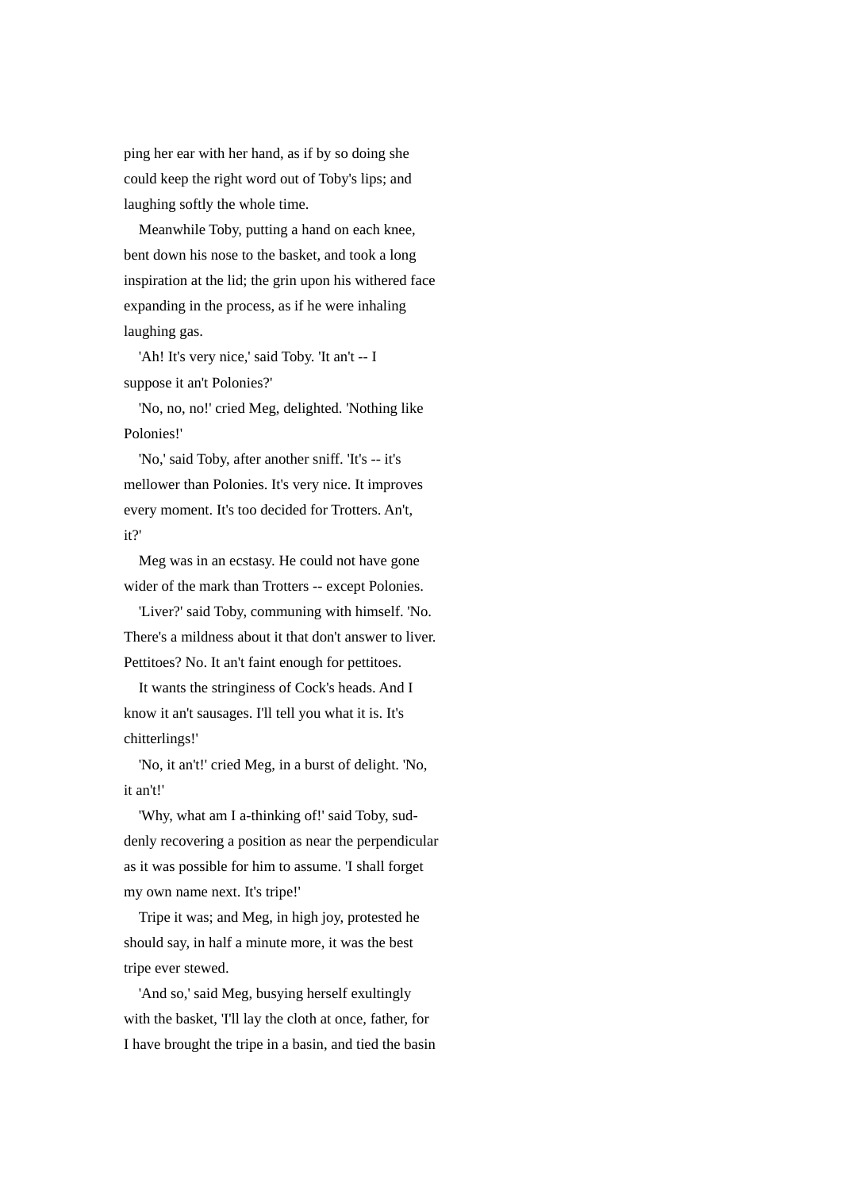ping her ear with her hand, as if by so doing she could keep the right word out of Toby's lips; and laughing softly the whole time.

Meanwhile Toby, putting a hand on each knee, bent down his nose to the basket, and took a long inspiration at the lid; the grin upon his withered face expanding in the process, as if he were inhaling laughing gas.

'Ah! It's very nice,' said Toby. 'It an't -- I suppose it an't Polonies?'

'No, no, no!' cried Meg, delighted. 'Nothing like Polonies!'

'No,' said Toby, after another sniff. 'It's -- it's mellower than Polonies. It's very nice. It improves every moment. It's too decided for Trotters. An't, it?'

Meg was in an ecstasy. He could not have gone wider of the mark than Trotters -- except Polonies.

'Liver?' said Toby, communing with himself. 'No. There's a mildness about it that don't answer to liver. Pettitoes? No. It an't faint enough for pettitoes.

It wants the stringiness of Cock's heads. And I know it an't sausages. I'll tell you what it is. It's chitterlings!'

'No, it an't!' cried Meg, in a burst of delight. 'No, it an't!'

'Why, what am I a-thinking of!' said Toby, suddenly recovering a position as near the perpendicular as it was possible for him to assume. 'I shall forget my own name next. It's tripe!'

Tripe it was; and Meg, in high joy, protested he should say, in half a minute more, it was the best tripe ever stewed.

'And so,' said Meg, busying herself exultingly with the basket, 'I'll lay the cloth at once, father, for I have brought the tripe in a basin, and tied the basin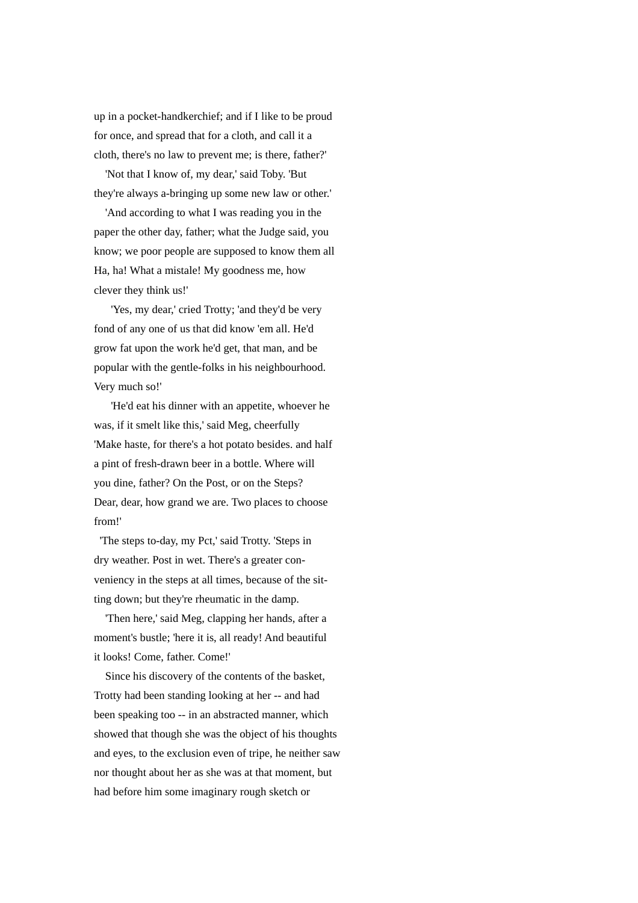up in a pocket-handkerchief; and if I like to be proud for once, and spread that for a cloth, and call it a cloth, there's no law to prevent me; is there, father?'

'Not that I know of, my dear,' said Toby. 'But they're always a-bringing up some new law or other.'

'And according to what I was reading you in the paper the other day, father; what the Judge said, you know; we poor people are supposed to know them all Ha, ha! What a mistale! My goodness me, how clever they think us!'

'Yes, my dear,' cried Trotty; 'and they'd be very fond of any one of us that did know 'em all. He'd grow fat upon the work he'd get, that man, and be popular with the gentle-folks in his neighbourhood. Very much so!'

'He'd eat his dinner with an appetite, whoever he was, if it smelt like this,' said Meg, cheerfully 'Make haste, for there's a hot potato besides. and half a pint of fresh-drawn beer in a bottle. Where will you dine, father? On the Post, or on the Steps? Dear, dear, how grand we are. Two places to choose from!'

'The steps to-day, my Pct,' said Trotty. 'Steps in dry weather. Post in wet. There's a greater con-veniency in the steps at all times, because of the sit-ting down; but they're rheumatic in the damp.

'Then here,' said Meg, clapping her hands, after a moment's bustle; 'here it is, all ready! And beautiful it looks! Come, father. Come!'

Since his discovery of the contents of the basket, Trotty had been standing looking at her -- and had been speaking too -- in an abstracted manner, which showed that though she was the object of his thoughts and eyes, to the exclusion even of tripe, he neither saw nor thought about her as she was at that moment, but had before him some imaginary rough sketch or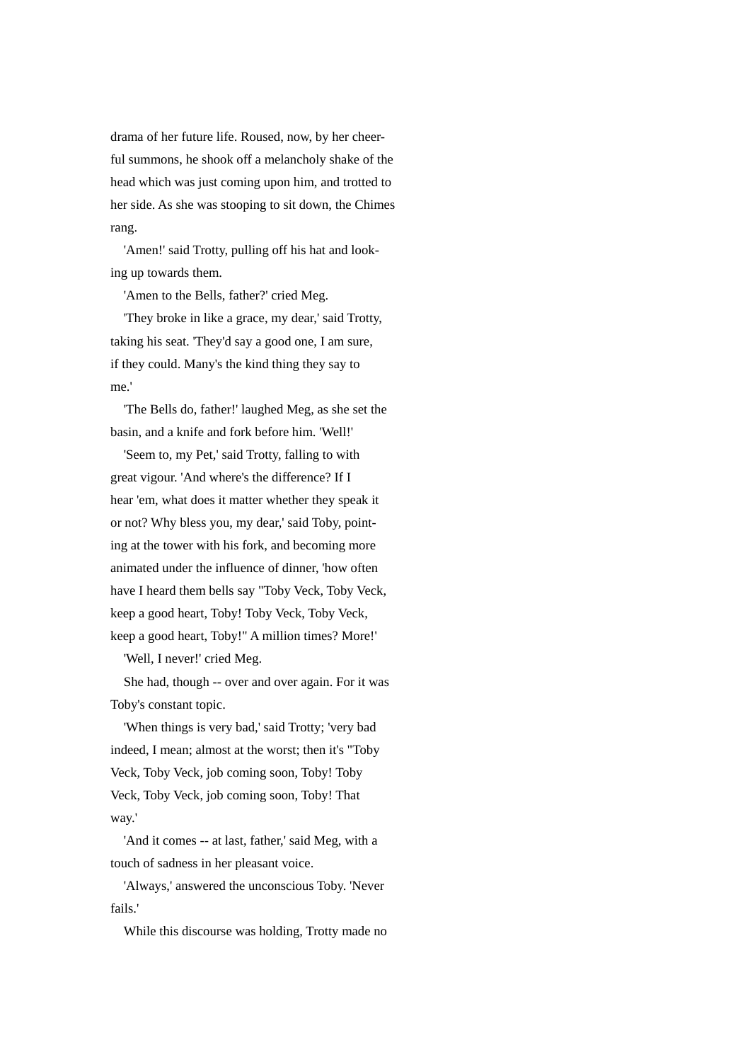drama of her future life. Roused, now, by her cheerful summons, he shook off a melancholy shake of the head which was just coming upon him, and trotted to her side. As she was stooping to sit down, the Chimes rang.

'Amen!' said Trotty, pulling off his hat and looking up towards them.

'Amen to the Bells, father?' cried Meg.

'They broke in like a grace, my dear,' said Trotty, taking his seat. 'They'd say a good one, I am sure, if they could. Many's the kind thing they say to me.'

'The Bells do, father!' laughed Meg, as she set the basin, and a knife and fork before him. 'Well!'

'Seem to, my Pet,' said Trotty, falling to with great vigour. 'And where's the difference? If I hear 'em, what does it matter whether they speak it or not? Why bless you, my dear,' said Toby, pointing at the tower with his fork, and becoming more animated under the influence of dinner, 'how often have I heard them bells say "Toby Veck, Toby Veck, keep a good heart, Toby! Toby Veck, Toby Veck, keep a good heart, Toby!" A million times? More!'

'Well, I never!' cried Meg.

She had, though -- over and over again. For it was Toby's constant topic.

'When things is very bad,' said Trotty; 'very bad indeed, I mean; almost at the worst; then it's "Toby Veck, Toby Veck, job coming soon, Toby! Toby Veck, Toby Veck, job coming soon, Toby! That way.'

'And it comes -- at last, father,' said Meg, with a touch of sadness in her pleasant voice.

'Always,' answered the unconscious Toby. 'Never fails.'

While this discourse was holding, Trotty made no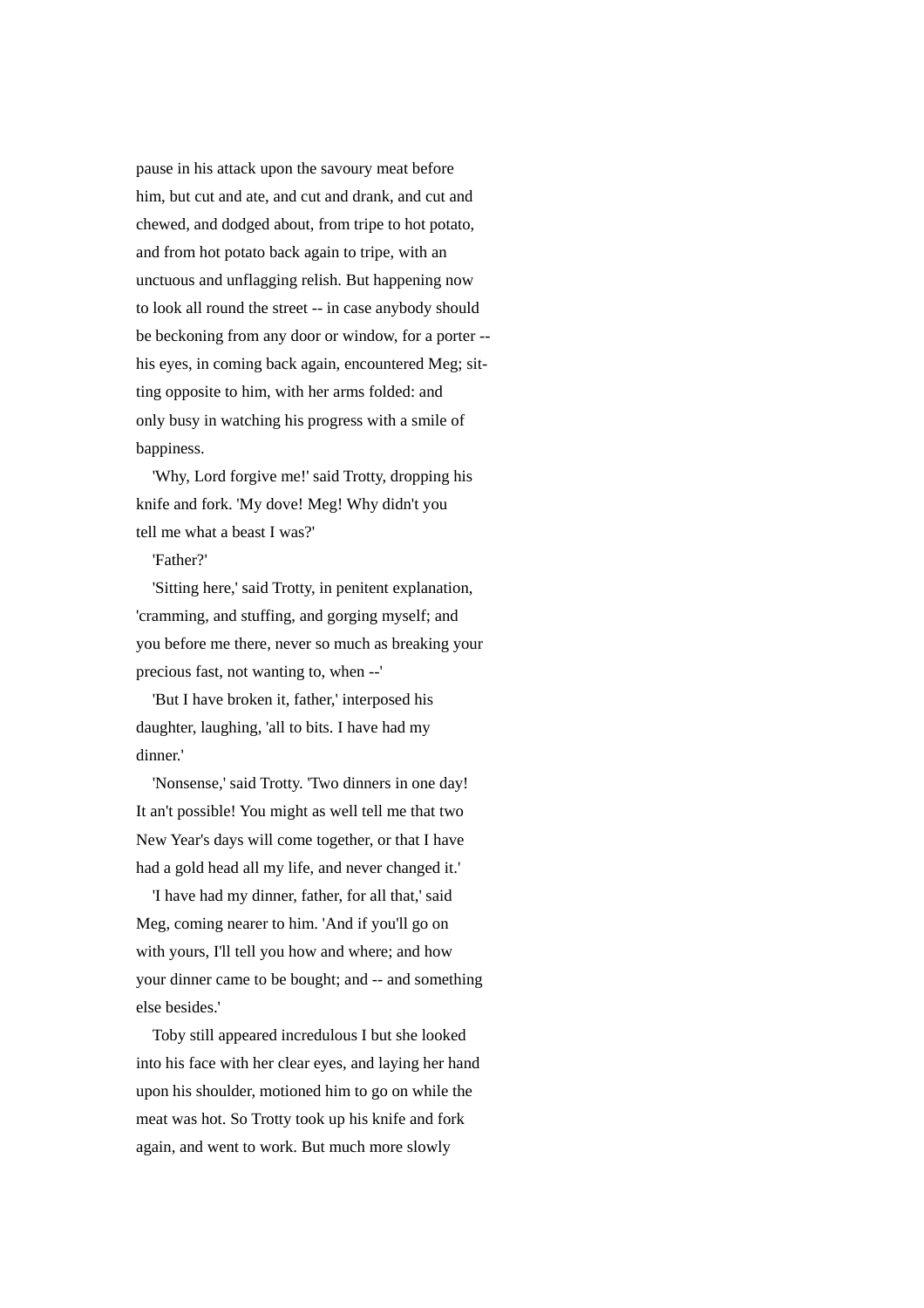pause in his attack upon the savoury meat before him, but cut and ate, and cut and drank, and cut and chewed, and dodged about, from tripe to hot potato, and from hot potato back again to tripe, with an unctuous and unflagging relish. But happening now to look all round the street -- in case anybody should be beckoning from any door or window, for a porter -- his eyes, in coming back again, encountered Meg; sitting opposite to him, with her arms folded: and only busy in watching his progress with a smile of bappiness.

'Why, Lord forgive me!' said Trotty, dropping his knife and fork. 'My dove! Meg! Why didn't you tell me what a beast I was?'

'Father?'

'Sitting here,' said Trotty, in penitent explanation, 'cramming, and stuffing, and gorging myself; and you before me there, never so much as breaking your precious fast, not wanting to, when --'

'But I have broken it, father,' interposed his daughter, laughing, 'all to bits. I have had my dinner.'

'Nonsense,' said Trotty. 'Two dinners in one day! It an't possible! You might as well tell me that two New Year's days will come together, or that I have had a gold head all my life, and never changed it.'

'I have had my dinner, father, for all that,' said Meg, coming nearer to him. 'And if you'll go on with yours, I'll tell you how and where; and how your dinner came to be bought; and -- and something else besides.'

Toby still appeared incredulous I but she looked into his face with her clear eyes, and laying her hand upon his shoulder, motioned him to go on while the meat was hot. So Trotty took up his knife and fork again, and went to work. But much more slowly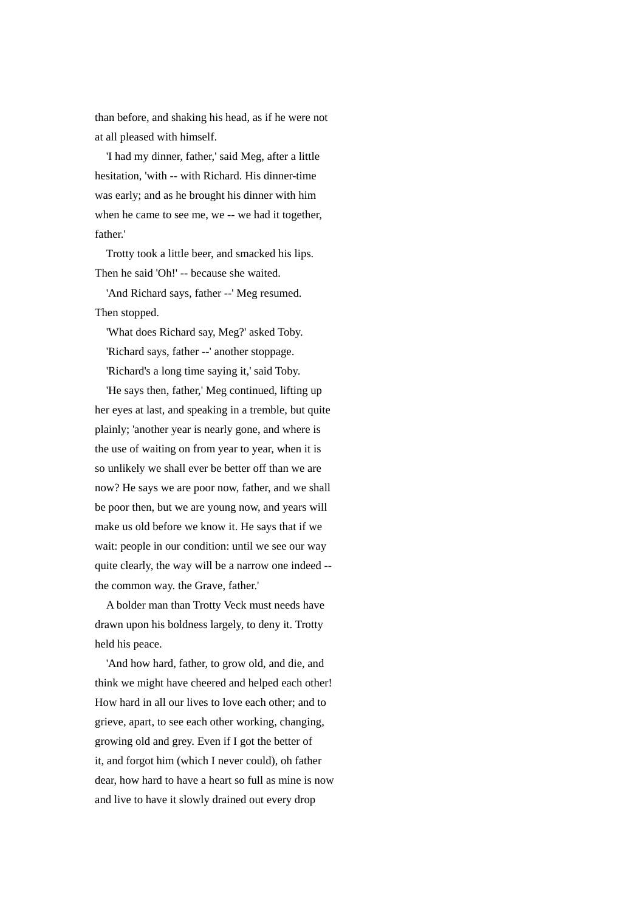than before, and shaking his head, as if he were not at all pleased with himself.

'I had my dinner, father,' said Meg, after a little hesitation, 'with -- with Richard. His dinner-time was early; and as he brought his dinner with him when he came to see me, we -- we had it together, father.'

Trotty took a little beer, and smacked his lips. Then he said 'Oh!' -- because she waited.

'And Richard says, father --' Meg resumed. Then stopped.

'What does Richard say, Meg?' asked Toby.

'Richard says, father --' another stoppage.

'Richard's a long time saying it,' said Toby.

'He says then, father,' Meg continued, lifting up her eyes at last, and speaking in a tremble, but quite plainly; 'another year is nearly gone, and where is the use of waiting on from year to year, when it is so unlikely we shall ever be better off than we are now? He says we are poor now, father, and we shall be poor then, but we are young now, and years will make us old before we know it. He says that if we wait: people in our condition: until we see our way quite clearly, the way will be a narrow one indeed -- the common way. the Grave, father.'

A bolder man than Trotty Veck must needs have drawn upon his boldness largely, to deny it. Trotty held his peace.

'And how hard, father, to grow old, and die, and think we might have cheered and helped each other! How hard in all our lives to love each other; and to grieve, apart, to see each other working, changing, growing old and grey. Even if I got the better of it, and forgot him (which I never could), oh father dear, how hard to have a heart so full as mine is now and live to have it slowly drained out every drop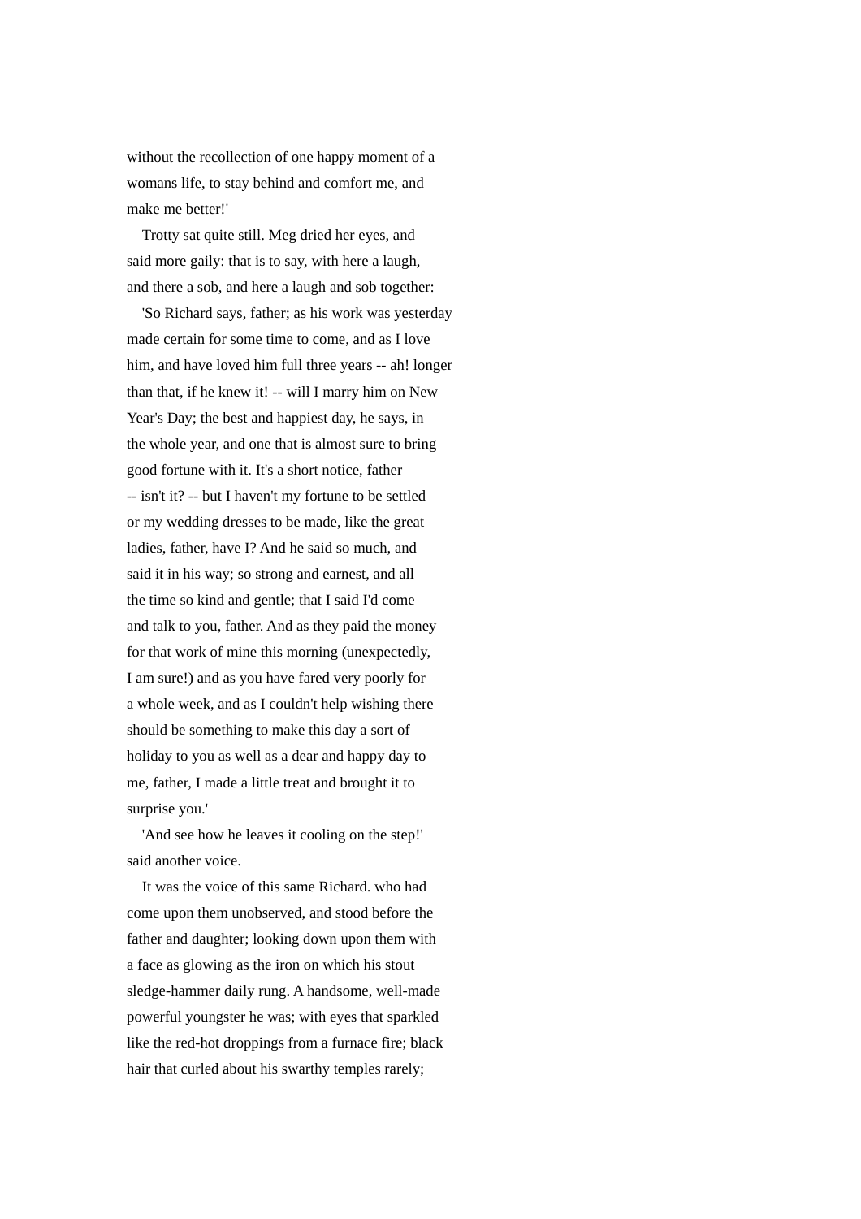without the recollection of one happy moment of a womans life, to stay behind and comfort me, and make me better!'

Trotty sat quite still. Meg dried her eyes, and said more gaily: that is to say, with here a laugh, and there a sob, and here a laugh and sob together:

'So Richard says, father; as his work was yesterday made certain for some time to come, and as I love him, and have loved him full three years -- ah! longer than that, if he knew it! -- will I marry him on New Year's Day; the best and happiest day, he says, in the whole year, and one that is almost sure to bring good fortune with it. It's a short notice, father -- isn't it? -- but I haven't my fortune to be settled or my wedding dresses to be made, like the great ladies, father, have I? And he said so much, and said it in his way; so strong and earnest, and all the time so kind and gentle; that I said I'd come and talk to you, father. And as they paid the money for that work of mine this morning (unexpectedly, I am sure!) and as you have fared very poorly for a whole week, and as I couldn't help wishing there should be something to make this day a sort of holiday to you as well as a dear and happy day to me, father, I made a little treat and brought it to surprise you.'

'And see how he leaves it cooling on the step!' said another voice.

It was the voice of this same Richard. who had come upon them unobserved, and stood before the father and daughter; looking down upon them with a face as glowing as the iron on which his stout sledge-hammer daily rung. A handsome, well-made powerful youngster he was; with eyes that sparkled like the red-hot droppings from a furnace fire; black hair that curled about his swarthy temples rarely;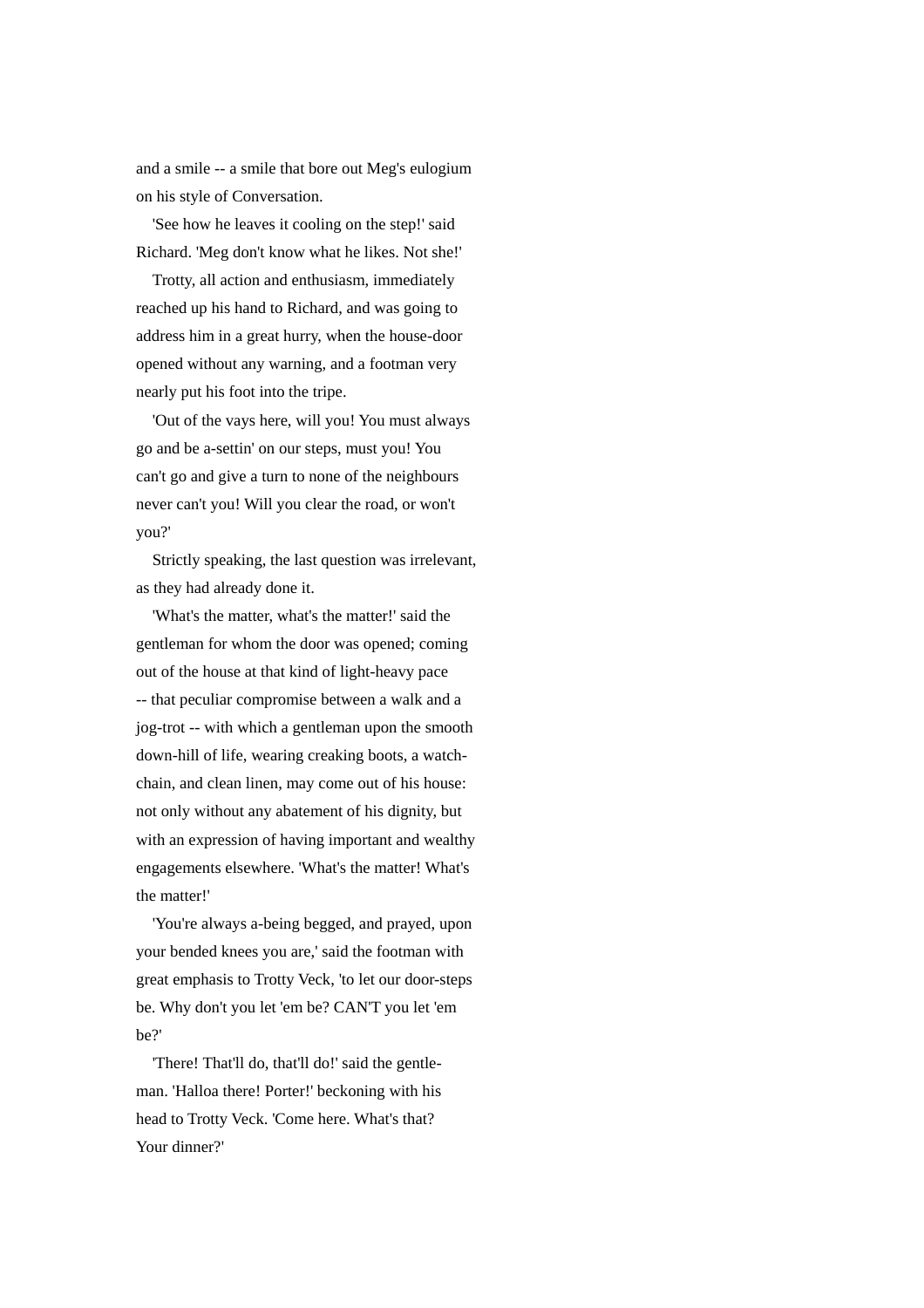and a smile -- a smile that bore out Meg's eulogium on his style of Conversation.

'See how he leaves it cooling on the step!' said Richard. 'Meg don't know what he likes. Not she!'

Trotty, all action and enthusiasm, immediately reached up his hand to Richard, and was going to address him in a great hurry, when the house-door opened without any warning, and a footman very nearly put his foot into the tripe.

'Out of the vays here, will you! You must always go and be a-settin' on our steps, must you! You can't go and give a turn to none of the neighbours never can't you! Will you clear the road, or won't you?'

Strictly speaking, the last question was irrelevant, as they had already done it.

'What's the matter, what's the matter!' said the gentleman for whom the door was opened; coming out of the house at that kind of light-heavy pace -- that peculiar compromise between a walk and a jog-trot -- with which a gentleman upon the smooth down-hill of life, wearing creaking boots, a watch-chain, and clean linen, may come out of his house: not only without any abatement of his dignity, but with an expression of having important and wealthy engagements elsewhere. 'What's the matter! What's the matter!'

'You're always a-being begged, and prayed, upon your bended knees you are,' said the footman with great emphasis to Trotty Veck, 'to let our door-steps be. Why don't you let 'em be? CAN'T you let 'em be?'

'There! That'll do, that'll do!' said the gentleman. 'Halloa there! Porter!' beckoning with his head to Trotty Veck. 'Come here. What's that? Your dinner?'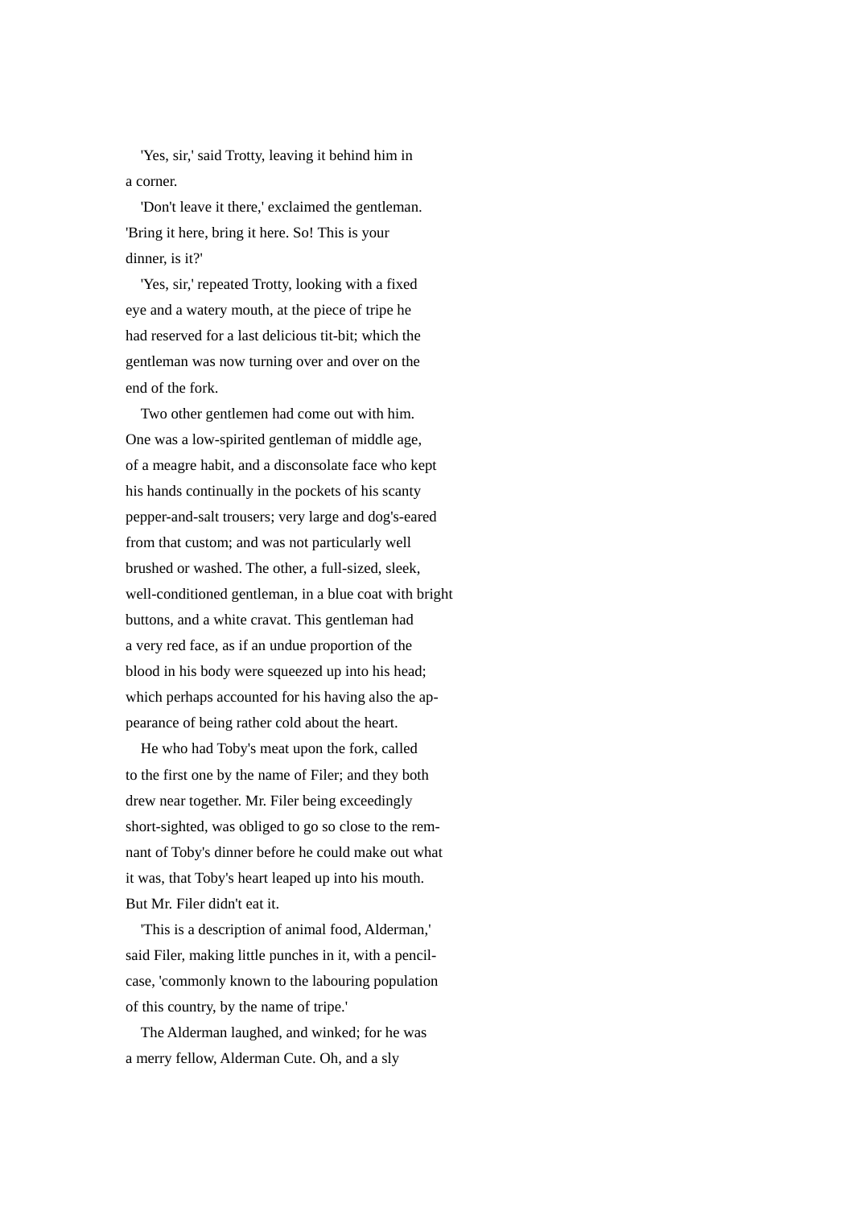'Yes, sir,' said Trotty, leaving it behind him in a corner.

'Don't leave it there,' exclaimed the gentleman. 'Bring it here, bring it here. So! This is your dinner, is it?'

'Yes, sir,' repeated Trotty, looking with a fixed eye and a watery mouth, at the piece of tripe he had reserved for a last delicious tit-bit; which the gentleman was now turning over and over on the end of the fork.

Two other gentlemen had come out with him. One was a low-spirited gentleman of middle age, of a meagre habit, and a disconsolate face who kept his hands continually in the pockets of his scanty pepper-and-salt trousers; very large and dog's-eared from that custom; and was not particularly well brushed or washed. The other, a full-sized, sleek, well-conditioned gentleman, in a blue coat with bright buttons, and a white cravat. This gentleman had a very red face, as if an undue proportion of the blood in his body were squeezed up into his head; which perhaps accounted for his having also the appearance of being rather cold about the heart.

He who had Toby's meat upon the fork, called to the first one by the name of Filer; and they both drew near together. Mr. Filer being exceedingly short-sighted, was obliged to go so close to the remnant of Toby's dinner before he could make out what it was, that Toby's heart leaped up into his mouth. But Mr. Filer didn't eat it.

'This is a description of animal food, Alderman,' said Filer, making little punches in it, with a pencil-case, 'commonly known to the labouring population of this country, by the name of tripe.'

The Alderman laughed, and winked; for he was a merry fellow, Alderman Cute. Oh, and a sly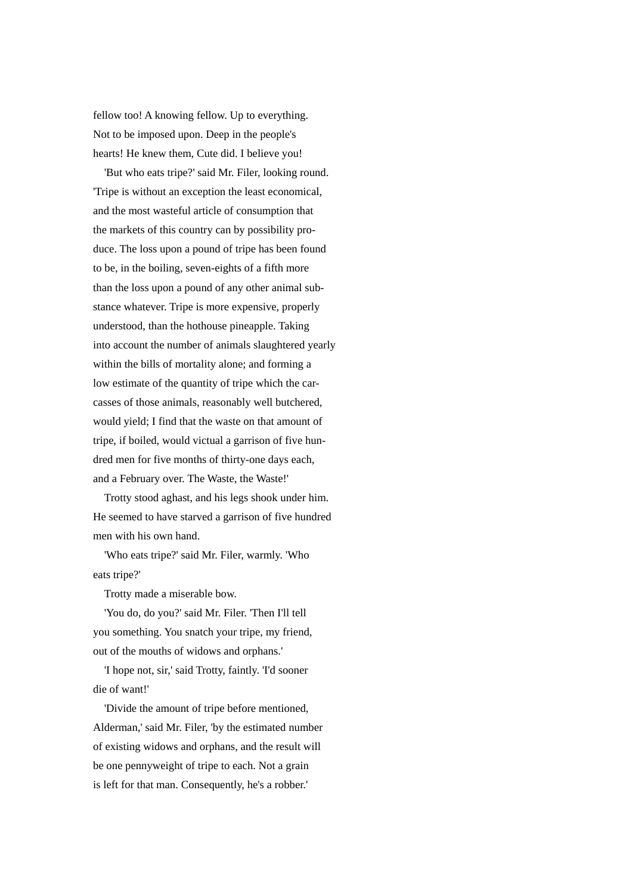fellow too! A knowing fellow. Up to everything. Not to be imposed upon. Deep in the people's hearts! He knew them, Cute did. I believe you!

'But who eats tripe?' said Mr. Filer, looking round. 'Tripe is without an exception the least economical, and the most wasteful article of consumption that the markets of this country can by possibility produce. The loss upon a pound of tripe has been found to be, in the boiling, seven-eighths of a fifth more than the loss upon a pound of any other animal substance whatever. Tripe is more expensive, properly understood, than the hothouse pineapple. Taking into account the number of animals slaughtered yearly within the bills of mortality alone; and forming a low estimate of the quantity of tripe which the carcasses of those animals, reasonably well butchered, would yield; I find that the waste on that amount of tripe, if boiled, would victual a garrison of five hundred men for five months of thirty-one days each, and a February over. The Waste, the Waste!'

Trotty stood aghast, and his legs shook under him. He seemed to have starved a garrison of five hundred men with his own hand.

'Who eats tripe?' said Mr. Filer, warmly. 'Who eats tripe?'

Trotty made a miserable bow.

'You do, do you?' said Mr. Filer. 'Then I'll tell you something. You snatch your tripe, my friend, out of the mouths of widows and orphans.'

'I hope not, sir,' said Trotty, faintly. 'I'd sooner die of want!'

'Divide the amount of tripe before mentioned, Alderman,' said Mr. Filer, 'by the estimated number of existing widows and orphans, and the result will be one pennyweight of tripe to each. Not a grain is left for that man. Consequently, he's a robber.'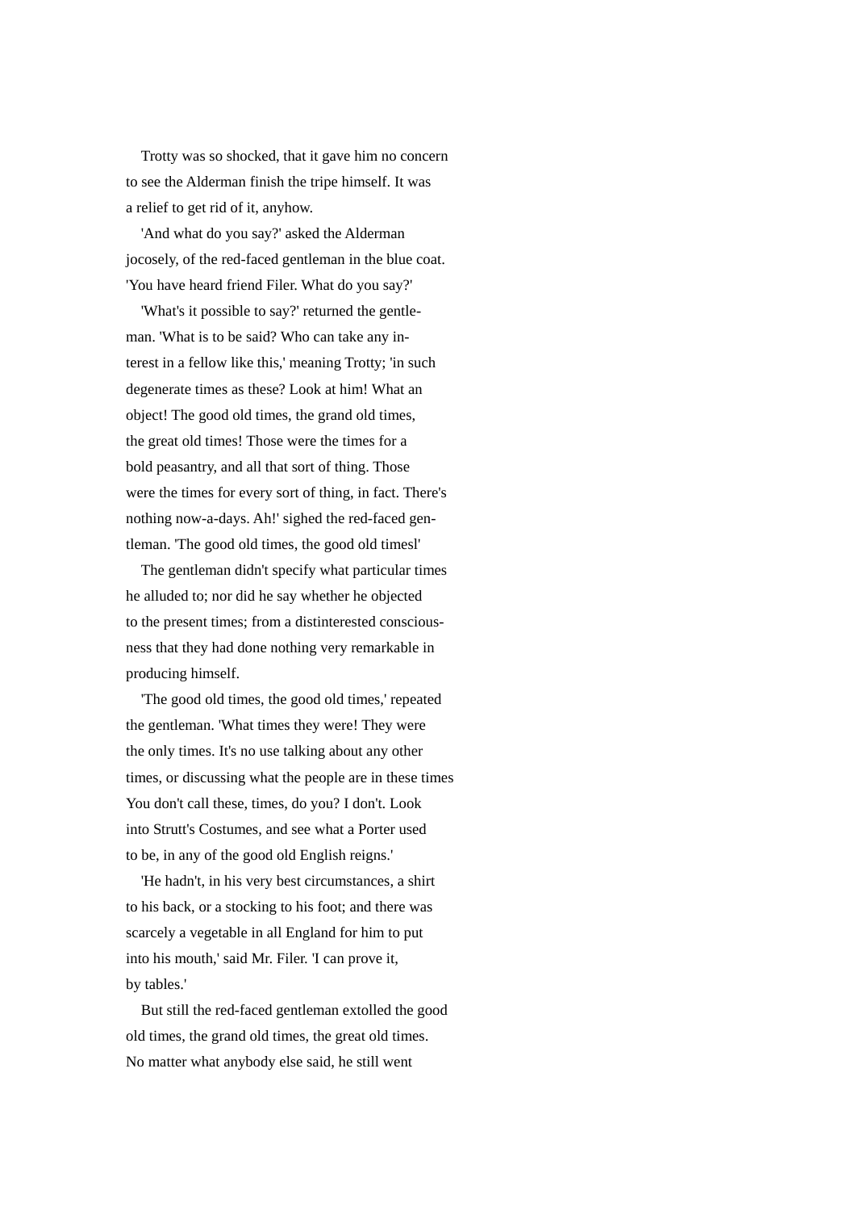Trotty was so shocked, that it gave him no concern to see the Alderman finish the tripe himself. It was a relief to get rid of it, anyhow.

'And what do you say?' asked the Alderman jocosely, of the red-faced gentleman in the blue coat. 'You have heard friend Filer. What do you say?'

'What's it possible to say?' returned the gentleman. 'What is to be said? Who can take any interest in a fellow like this,' meaning Trotty; 'in such degenerate times as these? Look at him! What an object! The good old times, the grand old times, the great old times! Those were the times for a bold peasantry, and all that sort of thing. Those were the times for every sort of thing, in fact. There's nothing now-a-days. Ah!' sighed the red-faced gentleman. 'The good old times, the good old timesl'

The gentleman didn't specify what particular times he alluded to; nor did he say whether he objected to the present times; from a distinterested consciousness that they had done nothing very remarkable in producing himself.

'The good old times, the good old times,' repeated the gentleman. 'What times they were! They were the only times. It's no use talking about any other times, or discussing what the people are in these times You don't call these, times, do you? I don't. Look into Strutt's Costumes, and see what a Porter used to be, in any of the good old English reigns.'

'He hadn't, in his very best circumstances, a shirt to his back, or a stocking to his foot; and there was scarcely a vegetable in all England for him to put into his mouth,' said Mr. Filer. 'I can prove it, by tables.'

But still the red-faced gentleman extolled the good old times, the grand old times, the great old times. No matter what anybody else said, he still went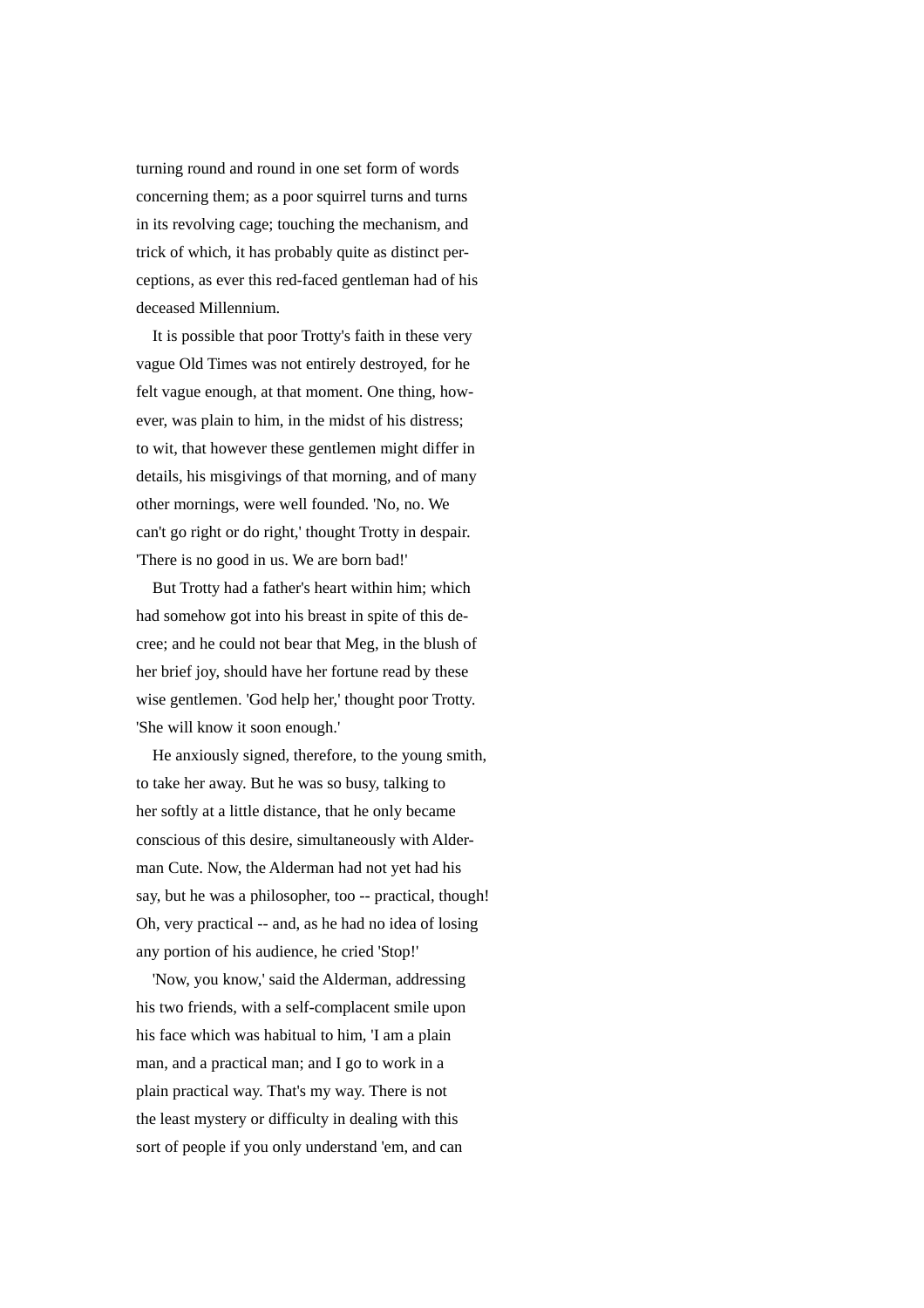turning round and round in one set form of words concerning them; as a poor squirrel turns and turns in its revolving cage; touching the mechanism, and trick of which, it has probably quite as distinct perceptions, as ever this red-faced gentleman had of his deceased Millennium.

It is possible that poor Trotty's faith in these very vague Old Times was not entirely destroyed, for he felt vague enough, at that moment. One thing, however, was plain to him, in the midst of his distress; to wit, that however these gentlemen might differ in details, his misgivings of that morning, and of many other mornings, were well founded. 'No, no. We can't go right or do right,' thought Trotty in despair. 'There is no good in us. We are born bad!'

But Trotty had a father's heart within him; which had somehow got into his breast in spite of this decree; and he could not bear that Meg, in the blush of her brief joy, should have her fortune read by these wise gentlemen. 'God help her,' thought poor Trotty. 'She will know it soon enough.'

He anxiously signed, therefore, to the young smith, to take her away. But he was so busy, talking to her softly at a little distance, that he only became conscious of this desire, simultaneously with Alderman Cute. Now, the Alderman had not yet had his say, but he was a philosopher, too -- practical, though! Oh, very practical -- and, as he had no idea of losing any portion of his audience, he cried 'Stop!'

'Now, you know,' said the Alderman, addressing his two friends, with a self-complacent smile upon his face which was habitual to him, 'I am a plain man, and a practical man; and I go to work in a plain practical way. That's my way. There is not the least mystery or difficulty in dealing with this sort of people if you only understand 'em, and can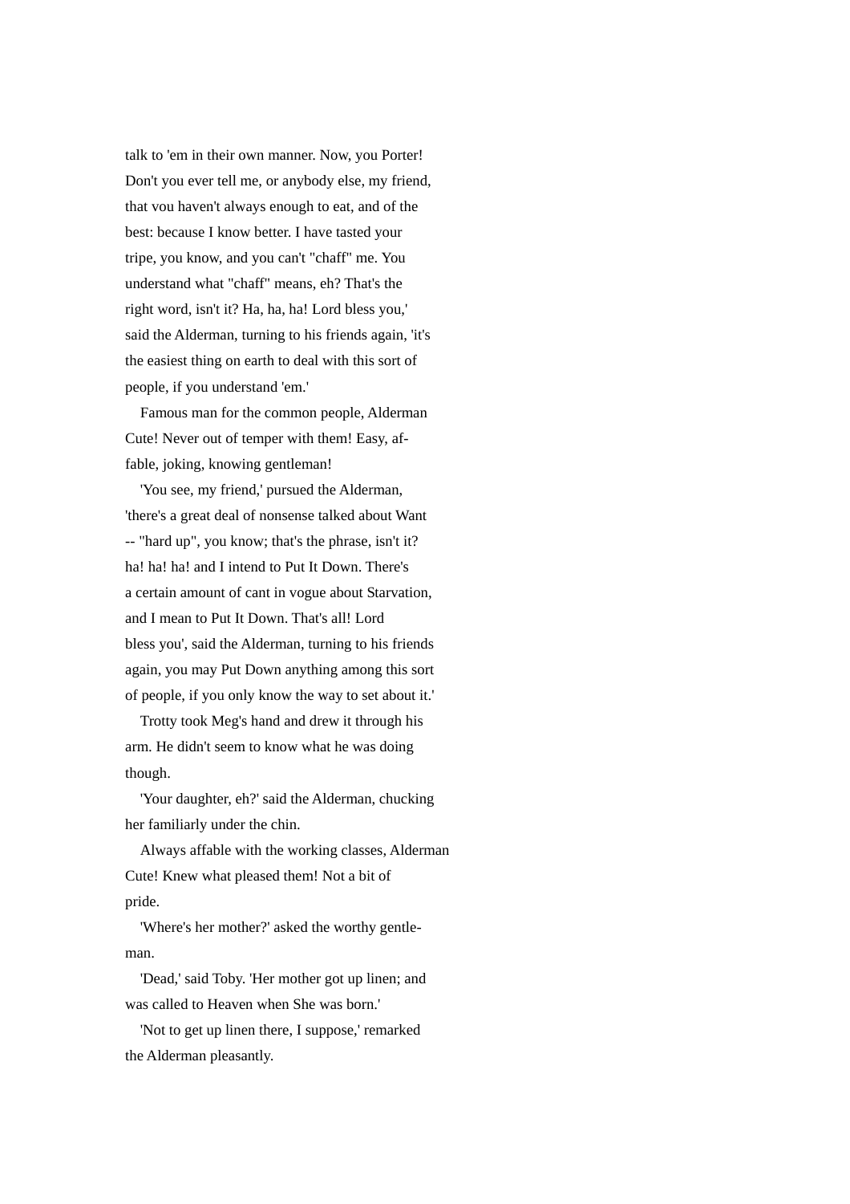talk to 'em in their own manner. Now, you Porter! Don't you ever tell me, or anybody else, my friend, that vou haven't always enough to eat, and of the best: because I know better. I have tasted your tripe, you know, and you can't "chaff" me. You understand what "chaff" means, eh? That's the right word, isn't it? Ha, ha, ha! Lord bless you,' said the Alderman, turning to his friends again, 'it's the easiest thing on earth to deal with this sort of people, if you understand 'em.'

Famous man for the common people, Alderman Cute! Never out of temper with them! Easy, affable, joking, knowing gentleman!

'You see, my friend,' pursued the Alderman, 'there's a great deal of nonsense talked about Want -- "hard up", you know; that's the phrase, isn't it? ha! ha! ha! and I intend to Put It Down. There's a certain amount of cant in vogue about Starvation, and I mean to Put It Down. That's all! Lord bless you', said the Alderman, turning to his friends again, you may Put Down anything among this sort of people, if you only know the way to set about it.'

Trotty took Meg's hand and drew it through his arm. He didn't seem to know what he was doing though.

'Your daughter, eh?' said the Alderman, chucking her familiarly under the chin.

Always affable with the working classes, Alderman Cute! Knew what pleased them! Not a bit of pride.

'Where's her mother?' asked the worthy gentleman.

'Dead,' said Toby. 'Her mother got up linen; and was called to Heaven when She was born.'

'Not to get up linen there, I suppose,' remarked the Alderman pleasantly.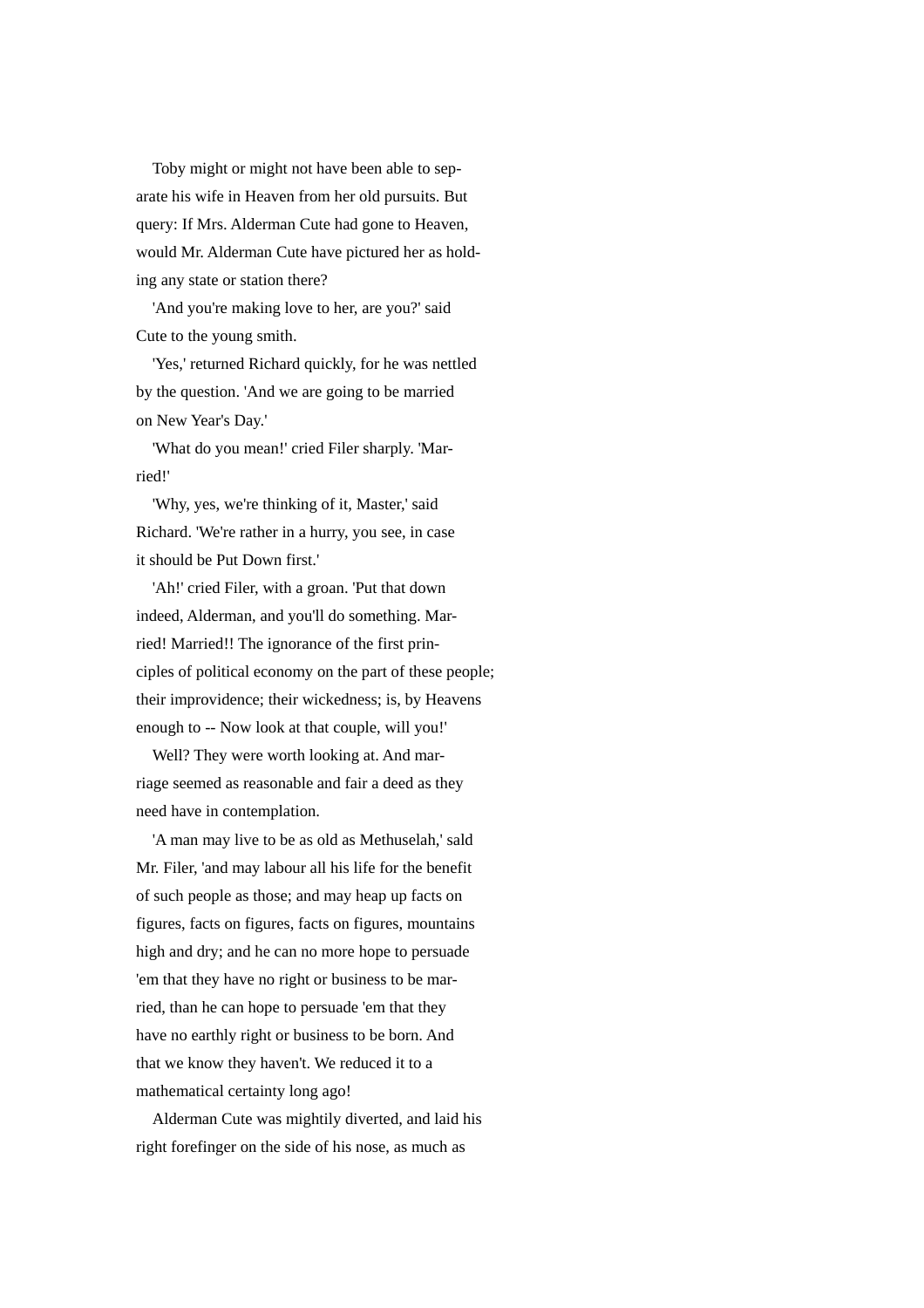Toby might or might not have been able to separate his wife in Heaven from her old pursuits. But query: If Mrs. Alderman Cute had gone to Heaven, would Mr. Alderman Cute have pictured her as holding any state or station there?

'And you're making love to her, are you?' said Cute to the young smith.

'Yes,' returned Richard quickly, for he was nettled by the question. 'And we are going to be married on New Year's Day.'

'What do you mean!' cried Filer sharply. 'Married!'

'Why, yes, we're thinking of it, Master,' said Richard. 'We're rather in a hurry, you see, in case it should be Put Down first.'

'Ah!' cried Filer, with a groan. 'Put that down indeed, Alderman, and you'll do something. Married! Married!! The ignorance of the first principles of political economy on the part of these people; their improvidence; their wickedness; is, by Heavens enough to -- Now look at that couple, will you!'

Well? They were worth looking at. And marriage seemed as reasonable and fair a deed as they need have in contemplation.

'A man may live to be as old as Methuselah,' sald Mr. Filer, 'and may labour all his life for the benefit of such people as those; and may heap up facts on figures, facts on figures, facts on figures, mountains high and dry; and he can no more hope to persuade 'em that they have no right or business to be married, than he can hope to persuade 'em that they have no earthly right or business to be born. And that we know they haven't. We reduced it to a mathematical certainty long ago!

Alderman Cute was mightily diverted, and laid his right forefinger on the side of his nose, as much as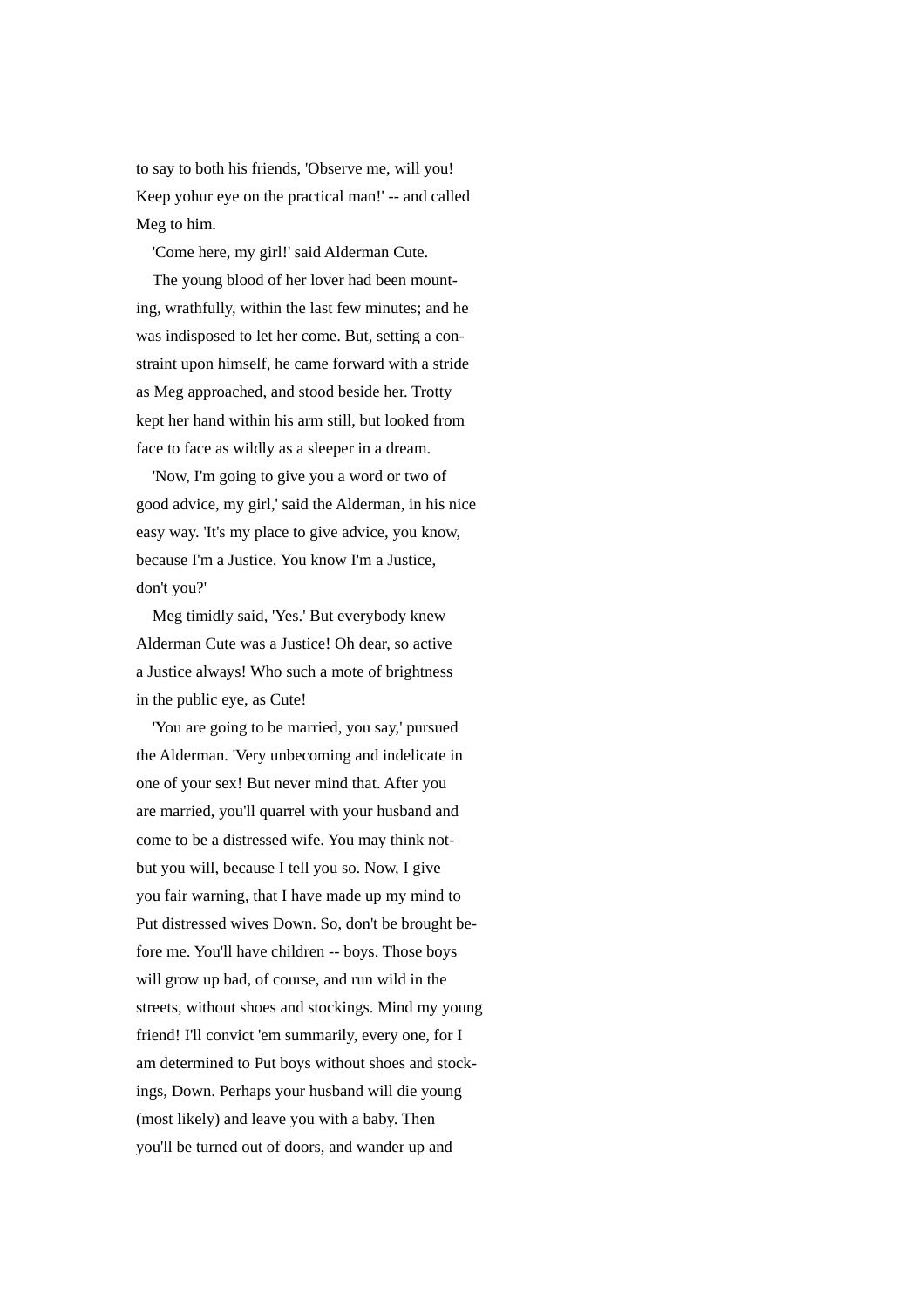to say to both his friends, 'Observe me, will you! Keep yohur eye on the practical man!' -- and called Meg to him.

'Come here, my girl!' said Alderman Cute.

The young blood of her lover had been mounting, wrathfully, within the last few minutes; and he was indisposed to let her come. But, setting a constraint upon himself, he came forward with a stride as Meg approached, and stood beside her. Trotty kept her hand within his arm still, but looked from face to face as wildly as a sleeper in a dream.

'Now, I'm going to give you a word or two of good advice, my girl,' said the Alderman, in his nice easy way. 'It's my place to give advice, you know, because I'm a Justice. You know I'm a Justice, don't you?'

Meg timidly said, 'Yes.' But everybody knew Alderman Cute was a Justice! Oh dear, so active a Justice always! Who such a mote of brightness in the public eye, as Cute!

'You are going to be married, you say,' pursued the Alderman. 'Very unbecoming and indelicate in one of your sex! But never mind that. After you are married, you'll quarrel with your husband and come to be a distressed wife. You may think not-but you will, because I tell you so. Now, I give you fair warning, that I have made up my mind to Put distressed wives Down. So, don't be brought before me. You'll have children -- boys. Those boys will grow up bad, of course, and run wild in the streets, without shoes and stockings. Mind my young friend! I'll convict 'em summarily, every one, for I am determined to Put boys without shoes and stockings, Down. Perhaps your husband will die young (most likely) and leave you with a baby. Then you'll be turned out of doors, and wander up and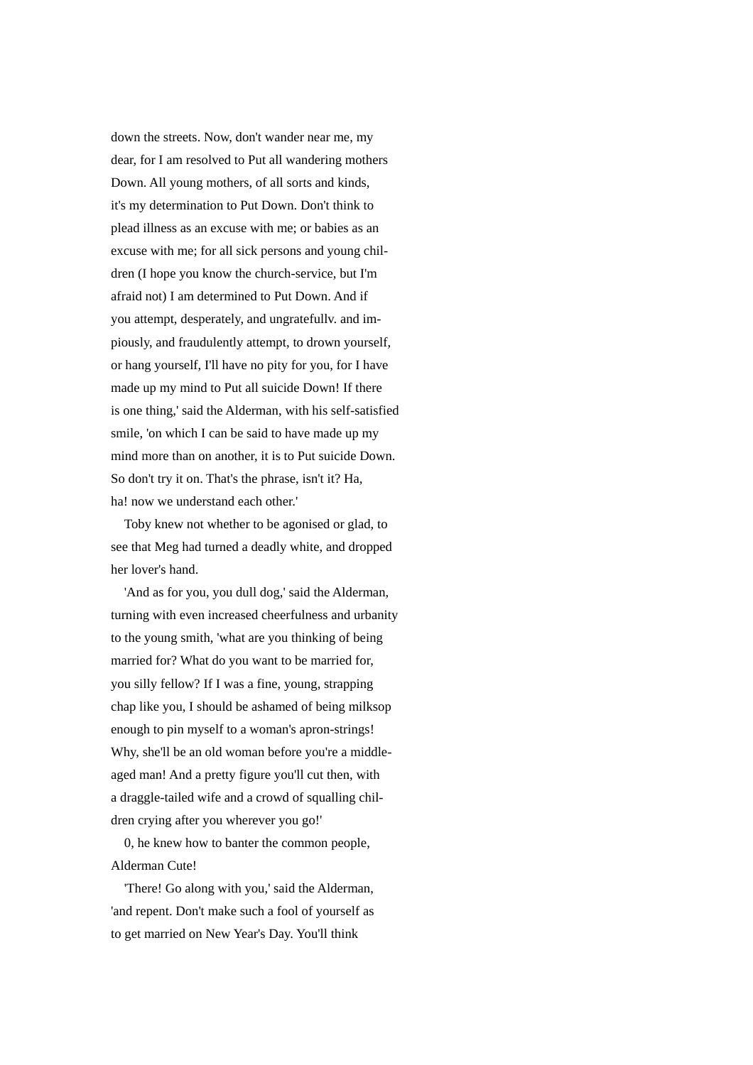down the streets. Now, don't wander near me, my dear, for I am resolved to Put all wandering mothers Down. All young mothers, of all sorts and kinds, it's my determination to Put Down. Don't think to plead illness as an excuse with me; or babies as an excuse with me; for all sick persons and young children (I hope you know the church-service, but I'm afraid not) I am determined to Put Down. And if you attempt, desperately, and ungratefullv. and impiously, and fraudulently attempt, to drown yourself, or hang yourself, I'll have no pity for you, for I have made up my mind to Put all suicide Down! If there is one thing,' said the Alderman, with his self-satisfied smile, 'on which I can be said to have made up my mind more than on another, it is to Put suicide Down. So don't try it on. That's the phrase, isn't it? Ha, ha! now we understand each other.'

Toby knew not whether to be agonised or glad, to see that Meg had turned a deadly white, and dropped her lover's hand.

'And as for you, you dull dog,' said the Alderman, turning with even increased cheerfulness and urbanity to the young smith, 'what are you thinking of being married for? What do you want to be married for, you silly fellow? If I was a fine, young, strapping chap like you, I should be ashamed of being milksop enough to pin myself to a woman's apron-strings! Why, she'll be an old woman before you're a middle-aged man! And a pretty figure you'll cut then, with a draggle-tailed wife and a crowd of squalling children crying after you wherever you go!'

0, he knew how to banter the common people, Alderman Cute!

'There! Go along with you,' said the Alderman, 'and repent. Don't make such a fool of yourself as to get married on New Year's Day. You'll think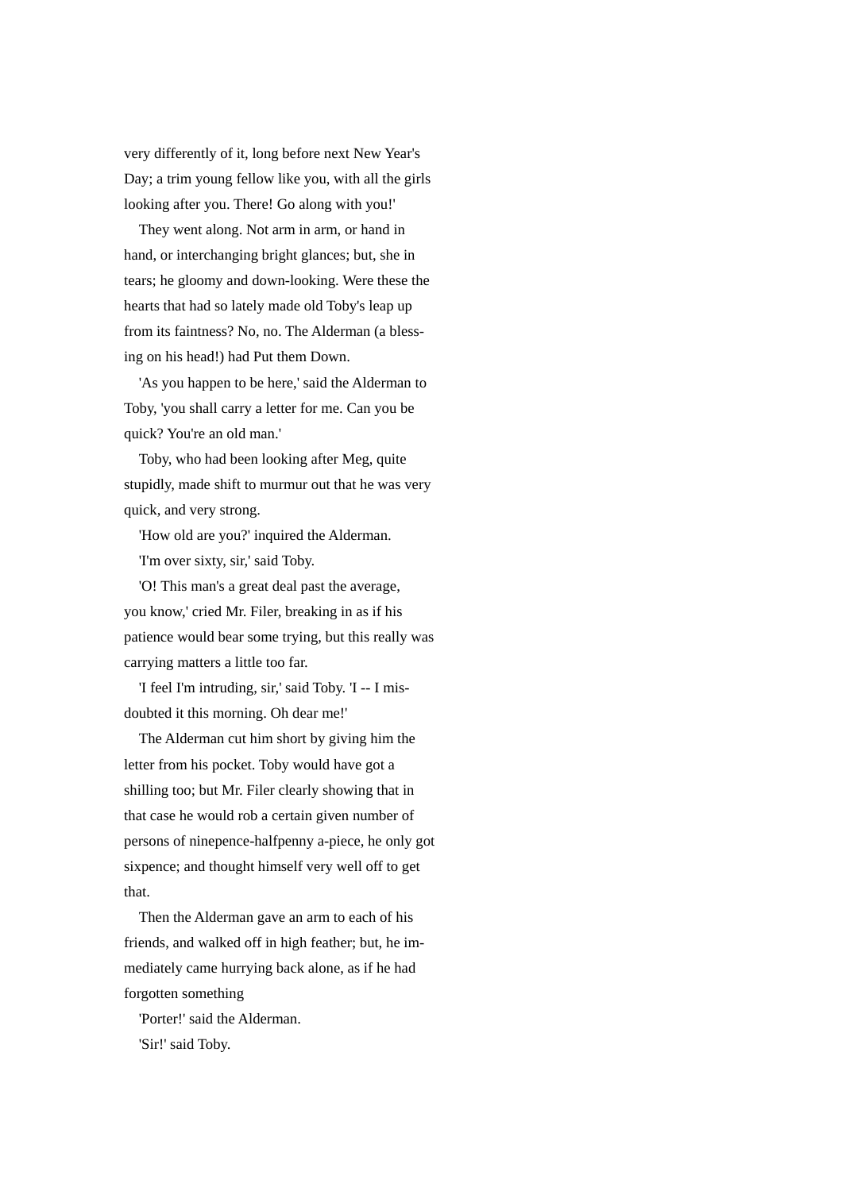very differently of it, long before next New Year's Day; a trim young fellow like you, with all the girls looking after you. There! Go along with you!'

They went along. Not arm in arm, or hand in hand, or interchanging bright glances; but, she in tears; he gloomy and down-looking. Were these the hearts that had so lately made old Toby's leap up from its faintness? No, no. The Alderman (a blessing on his head!) had Put them Down.

'As you happen to be here,' said the Alderman to Toby, 'you shall carry a letter for me. Can you be quick? You're an old man.'

Toby, who had been looking after Meg, quite stupidly, made shift to murmur out that he was very quick, and very strong.

'How old are you?' inquired the Alderman.

'I'm over sixty, sir,' said Toby.

'O! This man's a great deal past the average, you know,' cried Mr. Filer, breaking in as if his patience would bear some trying, but this really was carrying matters a little too far.

'I feel I'm intruding, sir,' said Toby. 'I -- I misdoubted it this morning. Oh dear me!'

The Alderman cut him short by giving him the letter from his pocket. Toby would have got a shilling too; but Mr. Filer clearly showing that in that case he would rob a certain given number of persons of ninepence-halfpenny a-piece, he only got sixpence; and thought himself very well off to get that.

Then the Alderman gave an arm to each of his friends, and walked off in high feather; but, he immediately came hurrying back alone, as if he had forgotten something

'Porter!' said the Alderman.

'Sir!' said Toby.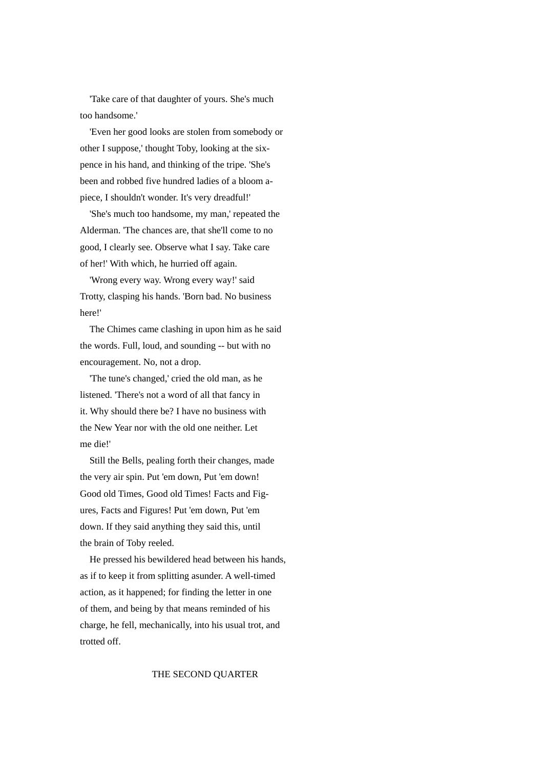'Take care of that daughter of yours. She's much too handsome.'

'Even her good looks are stolen from somebody or other I suppose,' thought Toby, looking at the six-pence in his hand, and thinking of the tripe. 'She's been and robbed five hundred ladies of a bloom a-piece, I shouldn't wonder. It's very dreadful!'

'She's much too handsome, my man,' repeated the Alderman. 'The chances are, that she'll come to no good, I clearly see. Observe what I say. Take care of her!' With which, he hurried off again.

'Wrong every way. Wrong every way!' said Trotty, clasping his hands. 'Born bad. No business here!'

The Chimes came clashing in upon him as he said the words. Full, loud, and sounding -- but with no encouragement. No, not a drop.

'The tune's changed,' cried the old man, as he listened. 'There's not a word of all that fancy in it. Why should there be? I have no business with the New Year nor with the old one neither. Let me die!'

Still the Bells, pealing forth their changes, made the very air spin. Put 'em down, Put 'em down! Good old Times, Good old Times! Facts and Figures, Facts and Figures! Put 'em down, Put 'em down. If they said anything they said this, until the brain of Toby reeled.

He pressed his bewildered head between his hands, as if to keep it from splitting asunder. A well-timed action, as it happened; for finding the letter in one of them, and being by that means reminded of his charge, he fell, mechanically, into his usual trot, and trotted off.

## THE SECOND QUARTER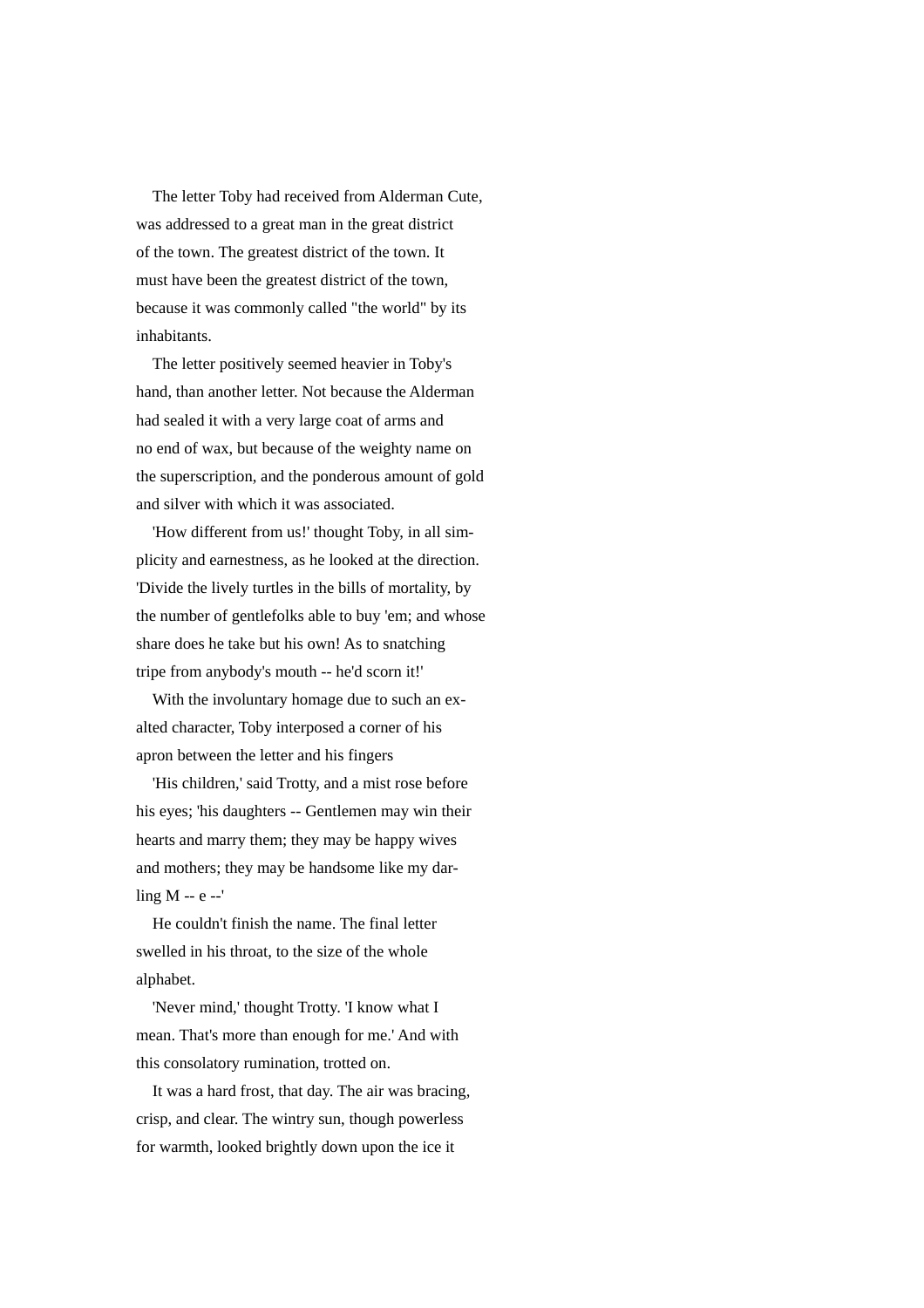The letter Toby had received from Alderman Cute, was addressed to a great man in the great district of the town. The greatest district of the town. It must have been the greatest district of the town, because it was commonly called "the world" by its inhabitants.

The letter positively seemed heavier in Toby's hand, than another letter. Not because the Alderman had sealed it with a very large coat of arms and no end of wax, but because of the weighty name on the superscription, and the ponderous amount of gold and silver with which it was associated.

'How different from us!' thought Toby, in all simplicity and earnestness, as he looked at the direction. 'Divide the lively turtles in the bills of mortality, by the number of gentlefolks able to buy 'em; and whose share does he take but his own! As to snatching tripe from anybody's mouth -- he'd scorn it!'

With the involuntary homage due to such an exalted character, Toby interposed a corner of his apron between the letter and his fingers

'His children,' said Trotty, and a mist rose before his eyes; 'his daughters -- Gentlemen may win their hearts and marry them; they may be happy wives and mothers; they may be handsome like my darling M -- e --'

He couldn't finish the name. The final letter swelled in his throat, to the size of the whole alphabet.

'Never mind,' thought Trotty. 'I know what I mean. That's more than enough for me.' And with this consolatory rumination, trotted on.

It was a hard frost, that day. The air was bracing, crisp, and clear. The wintry sun, though powerless for warmth, looked brightly down upon the ice it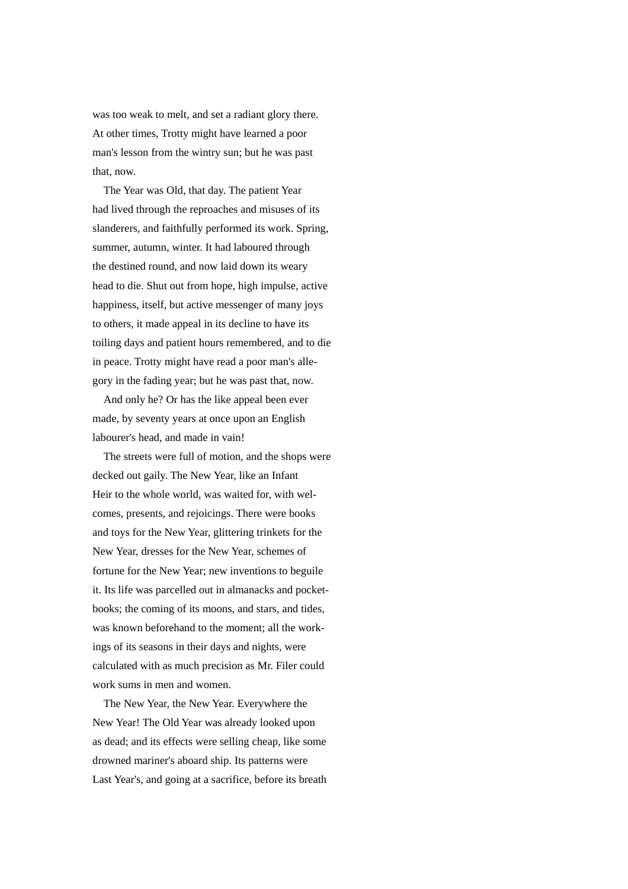was too weak to melt, and set a radiant glory there. At other times, Trotty might have learned a poor man's lesson from the wintry sun; but he was past that, now.

The Year was Old, that day. The patient Year had lived through the reproaches and misuses of its slanderers, and faithfully performed its work. Spring, summer, autumn, winter. It had laboured through the destined round, and now laid down its weary head to die. Shut out from hope, high impulse, active happiness, itself, but active messenger of many joys to others, it made appeal in its decline to have its toiling days and patient hours remembered, and to die in peace. Trotty might have read a poor man's allegory in the fading year; but he was past that, now.

And only he? Or has the like appeal been ever made, by seventy years at once upon an English labourer's head, and made in vain!

The streets were full of motion, and the shops were decked out gaily. The New Year, like an Infant Heir to the whole world, was waited for, with welcomes, presents, and rejoicings. There were books and toys for the New Year, glittering trinkets for the New Year, dresses for the New Year, schemes of fortune for the New Year; new inventions to beguile it. Its life was parcelled out in almanacks and pocket-books; the coming of its moons, and stars, and tides, was known beforehand to the moment; all the workings of its seasons in their days and nights, were calculated with as much precision as Mr. Filer could work sums in men and women.

The New Year, the New Year. Everywhere the New Year! The Old Year was already looked upon as dead; and its effects were selling cheap, like some drowned mariner's aboard ship. Its patterns were Last Year's, and going at a sacrifice, before its breath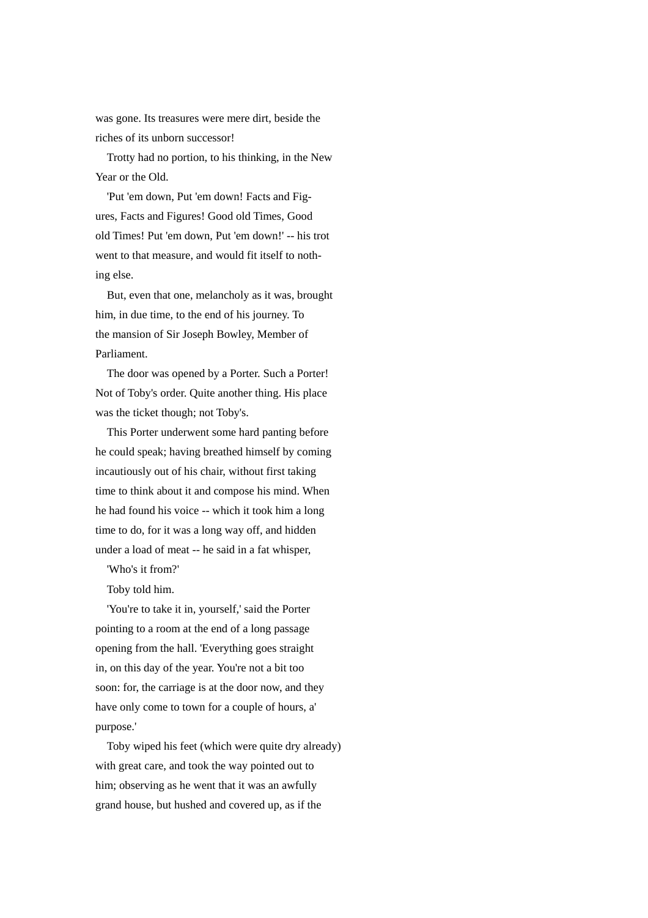was gone. Its treasures were mere dirt, beside the riches of its unborn successor!

Trotty had no portion, to his thinking, in the New Year or the Old.

'Put 'em down, Put 'em down! Facts and Figures, Facts and Figures! Good old Times, Good old Times! Put 'em down, Put 'em down!' -- his trot went to that measure, and would fit itself to nothing else.

But, even that one, melancholy as it was, brought him, in due time, to the end of his journey. To the mansion of Sir Joseph Bowley, Member of Parliament.

The door was opened by a Porter. Such a Porter! Not of Toby's order. Quite another thing. His place was the ticket though; not Toby's.

This Porter underwent some hard panting before he could speak; having breathed himself by coming incautiously out of his chair, without first taking time to think about it and compose his mind. When he had found his voice -- which it took him a long time to do, for it was a long way off, and hidden under a load of meat -- he said in a fat whisper,

'Who's it from?'

Toby told him.

'You're to take it in, yourself,' said the Porter pointing to a room at the end of a long passage opening from the hall. 'Everything goes straight in, on this day of the year. You're not a bit too soon: for, the carriage is at the door now, and they have only come to town for a couple of hours, a' purpose.'

Toby wiped his feet (which were quite dry already) with great care, and took the way pointed out to him; observing as he went that it was an awfully grand house, but hushed and covered up, as if the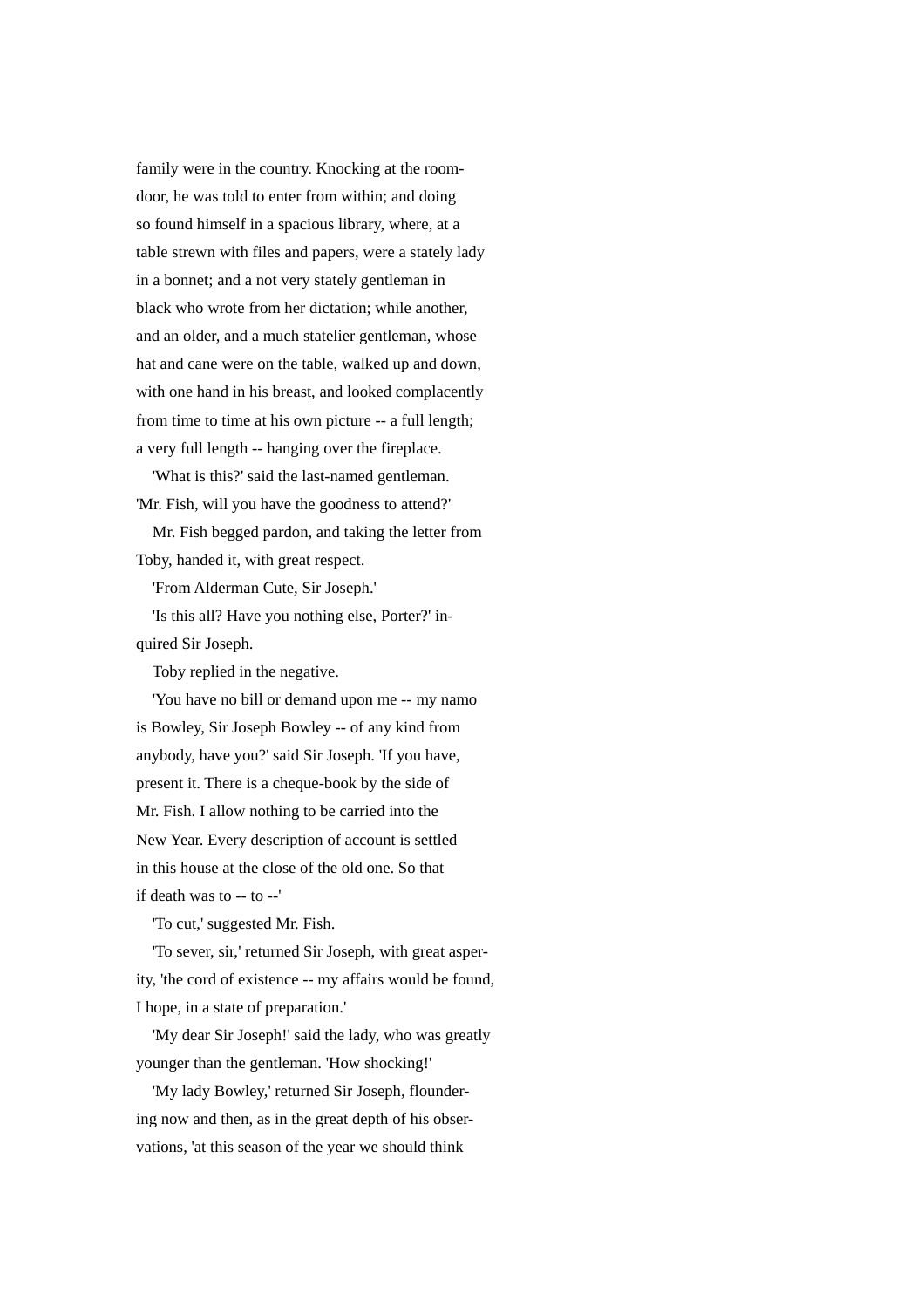family were in the country. Knocking at the room-door, he was told to enter from within; and doing so found himself in a spacious library, where, at a table strewn with files and papers, were a stately lady in a bonnet; and a not very stately gentleman in black who wrote from her dictation; while another, and an older, and a much statelier gentleman, whose hat and cane were on the table, walked up and down, with one hand in his breast, and looked complacently from time to time at his own picture -- a full length; a very full length -- hanging over the fireplace.

'What is this?' said the last-named gentleman. 'Mr. Fish, will you have the goodness to attend?'

Mr. Fish begged pardon, and taking the letter from Toby, handed it, with great respect.

'From Alderman Cute, Sir Joseph.'

'Is this all? Have you nothing else, Porter?' inquired Sir Joseph.

Toby replied in the negative.

'You have no bill or demand upon me -- my namo is Bowley, Sir Joseph Bowley -- of any kind from anybody, have you?' said Sir Joseph. 'If you have, present it. There is a cheque-book by the side of Mr. Fish. I allow nothing to be carried into the New Year. Every description of account is settled in this house at the close of the old one. So that if death was to -- to --'

'To cut,' suggested Mr. Fish.

'To sever, sir,' returned Sir Joseph, with great asperity, 'the cord of existence -- my affairs would be found, I hope, in a state of preparation.'

'My dear Sir Joseph!' said the lady, who was greatly younger than the gentleman. 'How shocking!'

'My lady Bowley,' returned Sir Joseph, floundering now and then, as in the great depth of his observations, 'at this season of the year we should think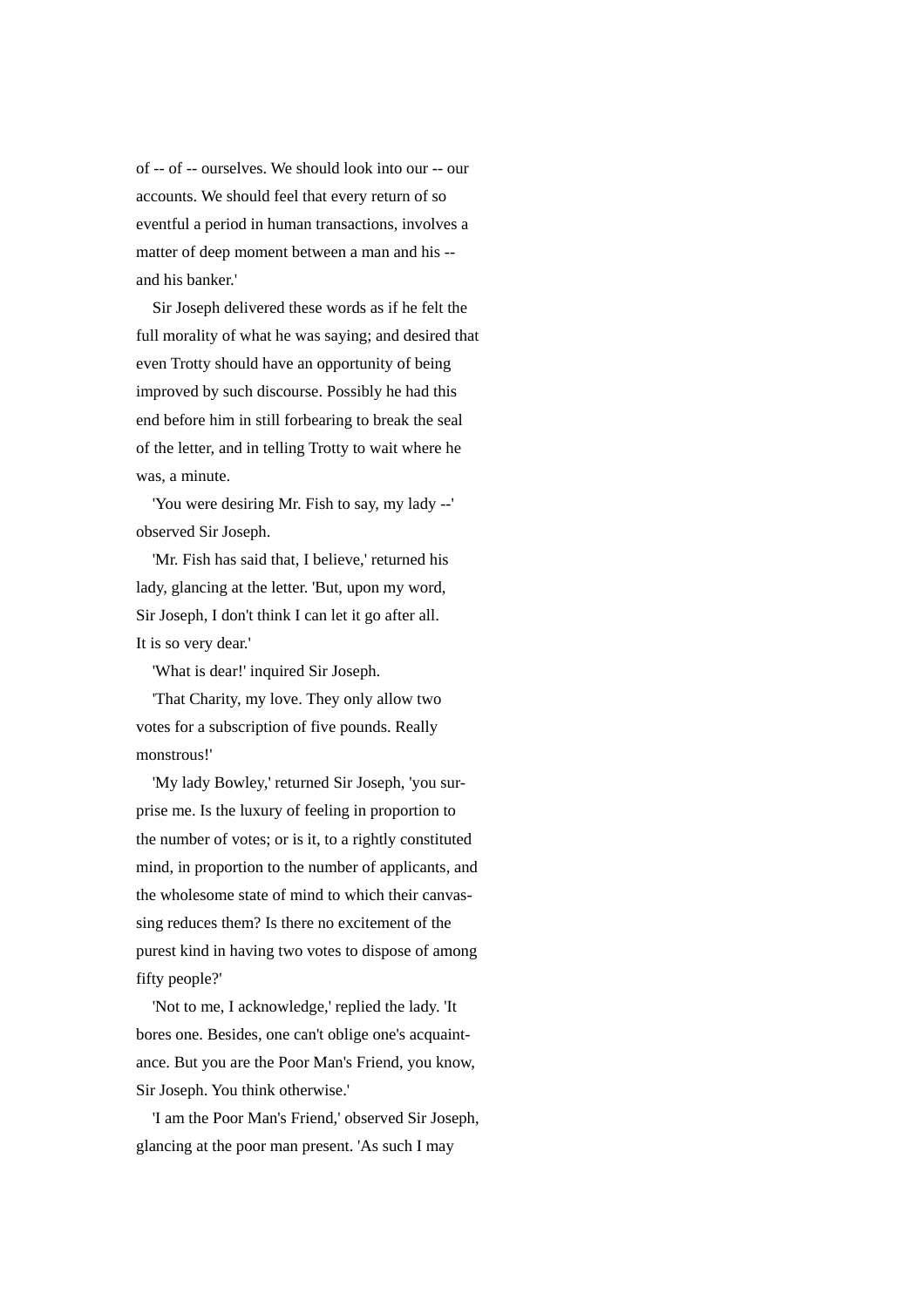of -- of -- ourselves. We should look into our -- our accounts. We should feel that every return of so eventful a period in human transactions, involves a matter of deep moment between a man and his -- and his banker.'

Sir Joseph delivered these words as if he felt the full morality of what he was saying; and desired that even Trotty should have an opportunity of being improved by such discourse. Possibly he had this end before him in still forbearing to break the seal of the letter, and in telling Trotty to wait where he was, a minute.

'You were desiring Mr. Fish to say, my lady --' observed Sir Joseph.

'Mr. Fish has said that, I believe,' returned his lady, glancing at the letter. 'But, upon my word, Sir Joseph, I don't think I can let it go after all. It is so very dear.'

'What is dear!' inquired Sir Joseph.

'That Charity, my love. They only allow two votes for a subscription of five pounds. Really monstrous!'

'My lady Bowley,' returned Sir Joseph, 'you surprise me. Is the luxury of feeling in proportion to the number of votes; or is it, to a rightly constituted mind, in proportion to the number of applicants, and the wholesome state of mind to which their canvassing reduces them? Is there no excitement of the purest kind in having two votes to dispose of among fifty people?'

'Not to me, I acknowledge,' replied the lady. 'It bores one. Besides, one can't oblige one's acquaintance. But you are the Poor Man's Friend, you know, Sir Joseph. You think otherwise.'

'I am the Poor Man's Friend,' observed Sir Joseph, glancing at the poor man present. 'As such I may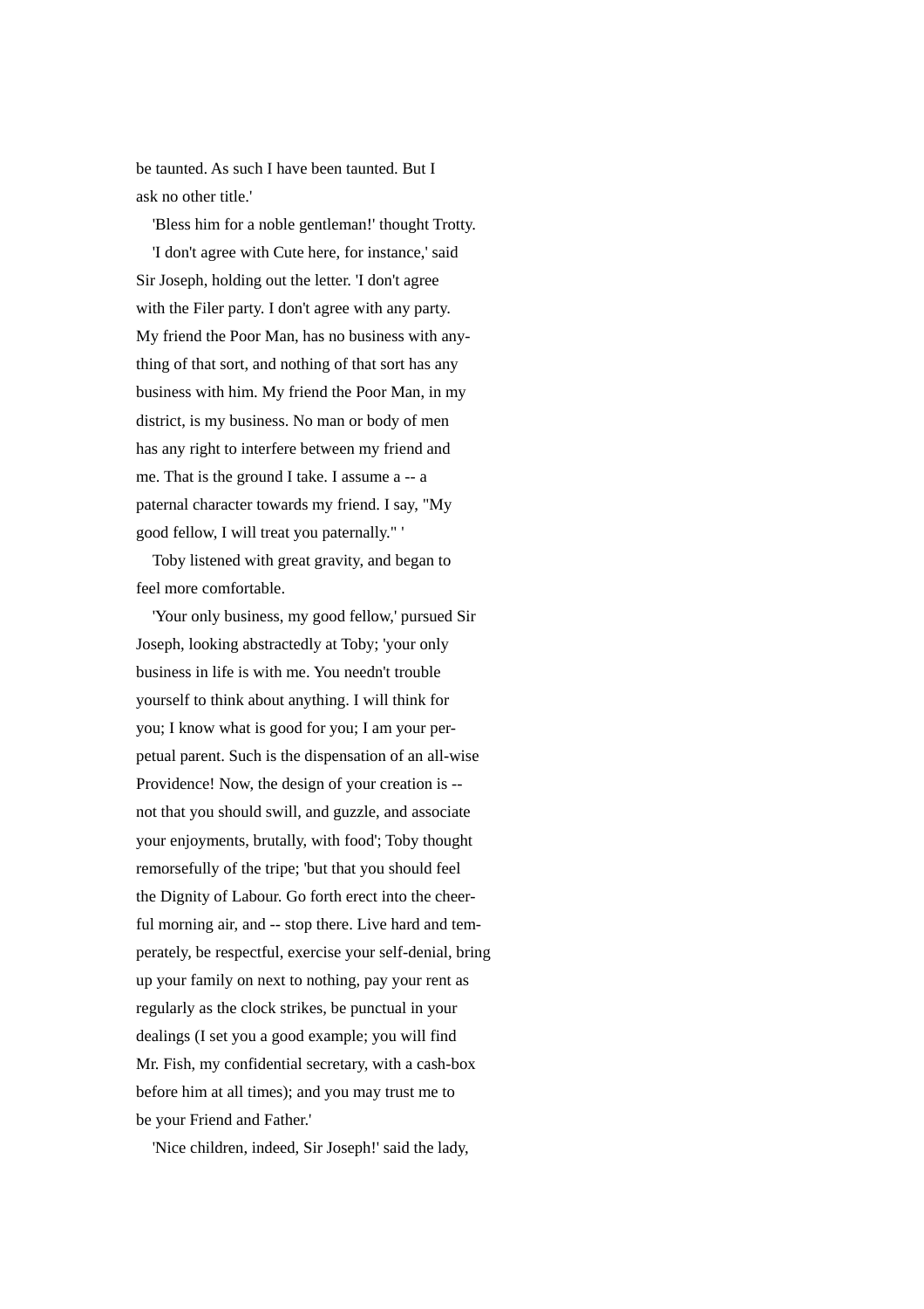be taunted. As such I have been taunted. But I ask no other title.'

'Bless him for a noble gentleman!' thought Trotty.

'I don't agree with Cute here, for instance,' said Sir Joseph, holding out the letter. 'I don't agree with the Filer party. I don't agree with any party. My friend the Poor Man, has no business with anything of that sort, and nothing of that sort has any business with him. My friend the Poor Man, in my district, is my business. No man or body of men has any right to interfere between my friend and me. That is the ground I take. I assume a -- a paternal character towards my friend. I say, "My good fellow, I will treat you paternally." '

Toby listened with great gravity, and began to feel more comfortable.

'Your only business, my good fellow,' pursued Sir Joseph, looking abstractedly at Toby; 'your only business in life is with me. You needn't trouble yourself to think about anything. I will think for you; I know what is good for you; I am your perpetual parent. Such is the dispensation of an all-wise Providence! Now, the design of your creation is -- not that you should swill, and guzzle, and associate your enjoyments, brutally, with food'; Toby thought remorsefully of the tripe; 'but that you should feel the Dignity of Labour. Go forth erect into the cheerful morning air, and -- stop there. Live hard and temperately, be respectful, exercise your self-denial, bring up your family on next to nothing, pay your rent as regularly as the clock strikes, be punctual in your dealings (I set you a good example; you will find Mr. Fish, my confidential secretary, with a cash-box before him at all times); and you may trust me to be your Friend and Father.'

'Nice children, indeed, Sir Joseph!' said the lady,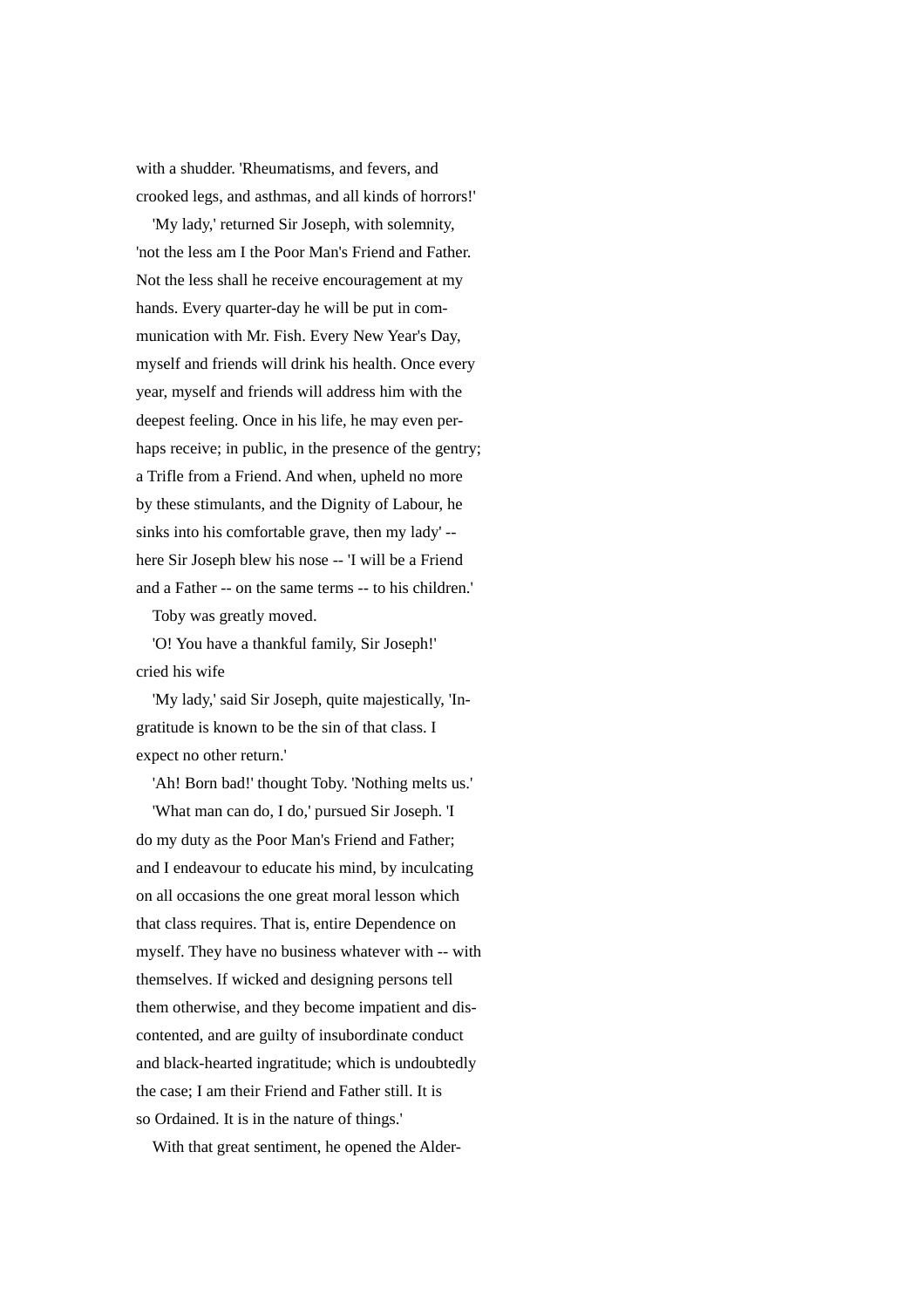with a shudder. 'Rheumatisms, and fevers, and crooked legs, and asthmas, and all kinds of horrors!'

'My lady,' returned Sir Joseph, with solemnity, 'not the less am I the Poor Man's Friend and Father. Not the less shall he receive encouragement at my hands. Every quarter-day he will be put in communication with Mr. Fish. Every New Year's Day, myself and friends will drink his health. Once every year, myself and friends will address him with the deepest feeling. Once in his life, he may even perhaps receive; in public, in the presence of the gentry; a Trifle from a Friend. And when, upheld no more by these stimulants, and the Dignity of Labour, he sinks into his comfortable grave, then my lady' -- here Sir Joseph blew his nose -- 'I will be a Friend and a Father -- on the same terms -- to his children.'

Toby was greatly moved.

'O! You have a thankful family, Sir Joseph!' cried his wife

'My lady,' said Sir Joseph, quite majestically, 'Ingratitude is known to be the sin of that class. I expect no other return.'

'Ah! Born bad!' thought Toby. 'Nothing melts us.'

'What man can do, I do,' pursued Sir Joseph. 'I do my duty as the Poor Man's Friend and Father; and I endeavour to educate his mind, by inculcating on all occasions the one great moral lesson which that class requires. That is, entire Dependence on myself. They have no business whatever with -- with themselves. If wicked and designing persons tell them otherwise, and they become impatient and discontented, and are guilty of insubordinate conduct and black-hearted ingratitude; which is undoubtedly the case; I am their Friend and Father still. It is so Ordained. It is in the nature of things.'

With that great sentiment, he opened the Alder-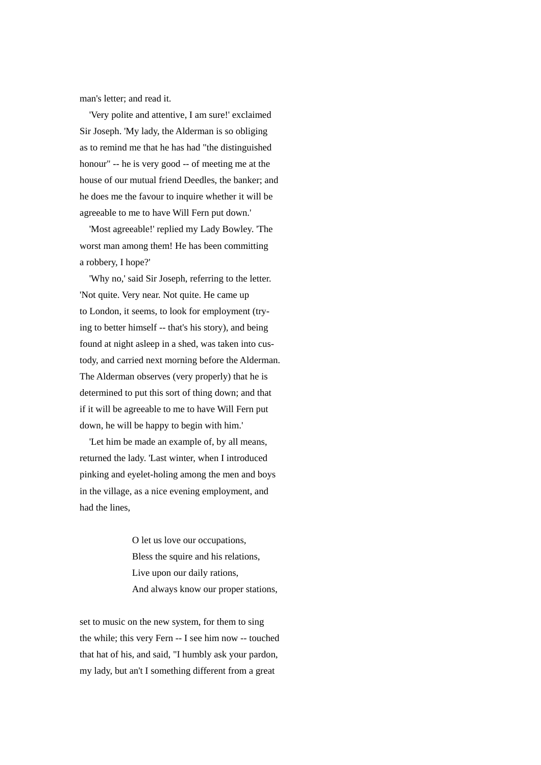man's letter; and read it.

'Very polite and attentive, I am sure!' exclaimed Sir Joseph. 'My lady, the Alderman is so obliging as to remind me that he has had "the distinguished honour" -- he is very good -- of meeting me at the house of our mutual friend Deedles, the banker; and he does me the favour to inquire whether it will be agreeable to me to have Will Fern put down.'

'Most agreeable!' replied my Lady Bowley. 'The worst man among them! He has been committing a robbery, I hope?'

'Why no,' said Sir Joseph, referring to the letter. 'Not quite. Very near. Not quite. He came up to London, it seems, to look for employment (trying to better himself -- that's his story), and being found at night asleep in a shed, was taken into custody, and carried next morning before the Alderman. The Alderman observes (very properly) that he is determined to put this sort of thing down; and that if it will be agreeable to me to have Will Fern put down, he will be happy to begin with him.'

'Let him be made an example of, by all means, returned the lady. 'Last winter, when I introduced pinking and eyelet-holing among the men and boys in the village, as a nice evening employment, and had the lines,

> O let us love our occupations,
> Bless the squire and his relations,
> Live upon our daily rations,
> And always know our proper stations,

set to music on the new system, for them to sing the while; this very Fern -- I see him now -- touched that hat of his, and said, "I humbly ask your pardon, my lady, but an't I something different from a great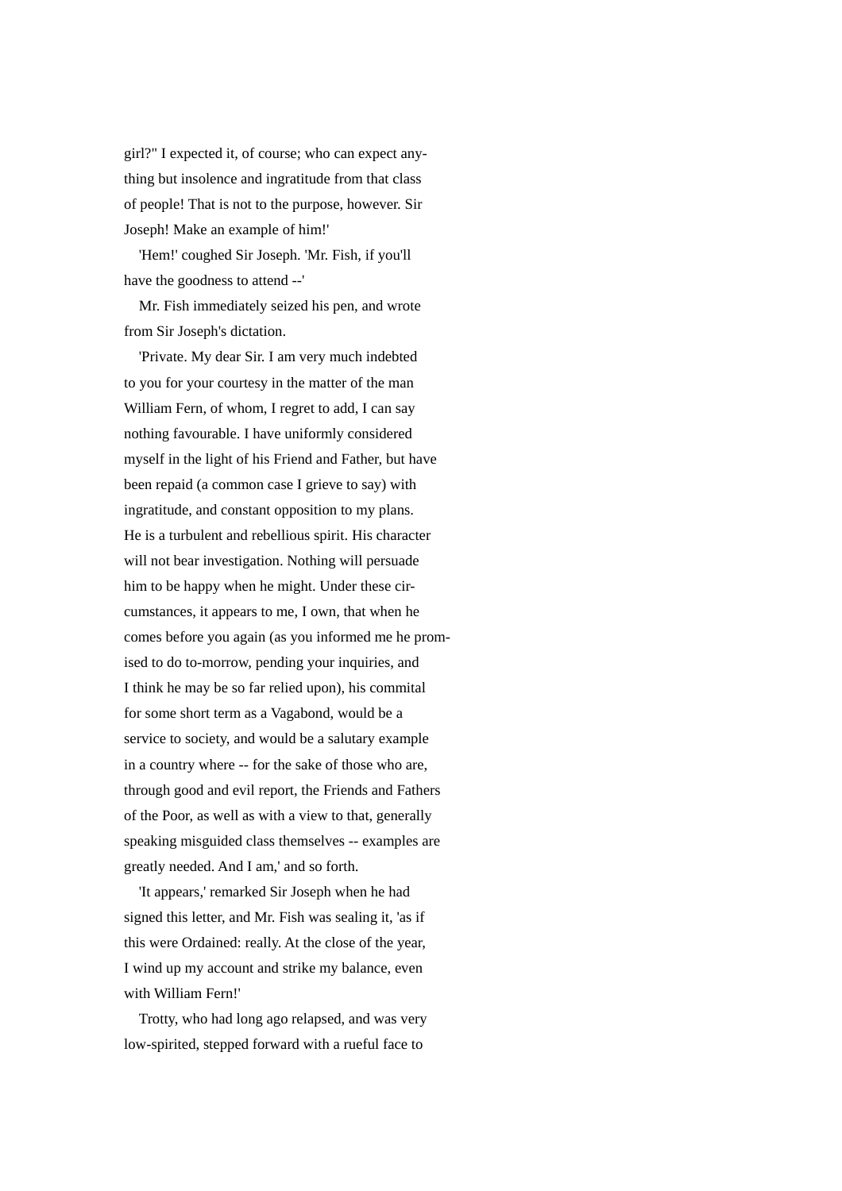girl?" I expected it, of course; who can expect anything but insolence and ingratitude from that class of people! That is not to the purpose, however. Sir Joseph! Make an example of him!'

'Hem!' coughed Sir Joseph. 'Mr. Fish, if you'll have the goodness to attend --'

Mr. Fish immediately seized his pen, and wrote from Sir Joseph's dictation.

'Private. My dear Sir. I am very much indebted to you for your courtesy in the matter of the man William Fern, of whom, I regret to add, I can say nothing favourable. I have uniformly considered myself in the light of his Friend and Father, but have been repaid (a common case I grieve to say) with ingratitude, and constant opposition to my plans. He is a turbulent and rebellious spirit. His character will not bear investigation. Nothing will persuade him to be happy when he might. Under these circumstances, it appears to me, I own, that when he comes before you again (as you informed me he promised to do to-morrow, pending your inquiries, and I think he may be so far relied upon), his commital for some short term as a Vagabond, would be a service to society, and would be a salutary example in a country where -- for the sake of those who are, through good and evil report, the Friends and Fathers of the Poor, as well as with a view to that, generally speaking misguided class themselves -- examples are greatly needed. And I am,' and so forth.

'It appears,' remarked Sir Joseph when he had signed this letter, and Mr. Fish was sealing it, 'as if this were Ordained: really. At the close of the year, I wind up my account and strike my balance, even with William Fern!'

Trotty, who had long ago relapsed, and was very low-spirited, stepped forward with a rueful face to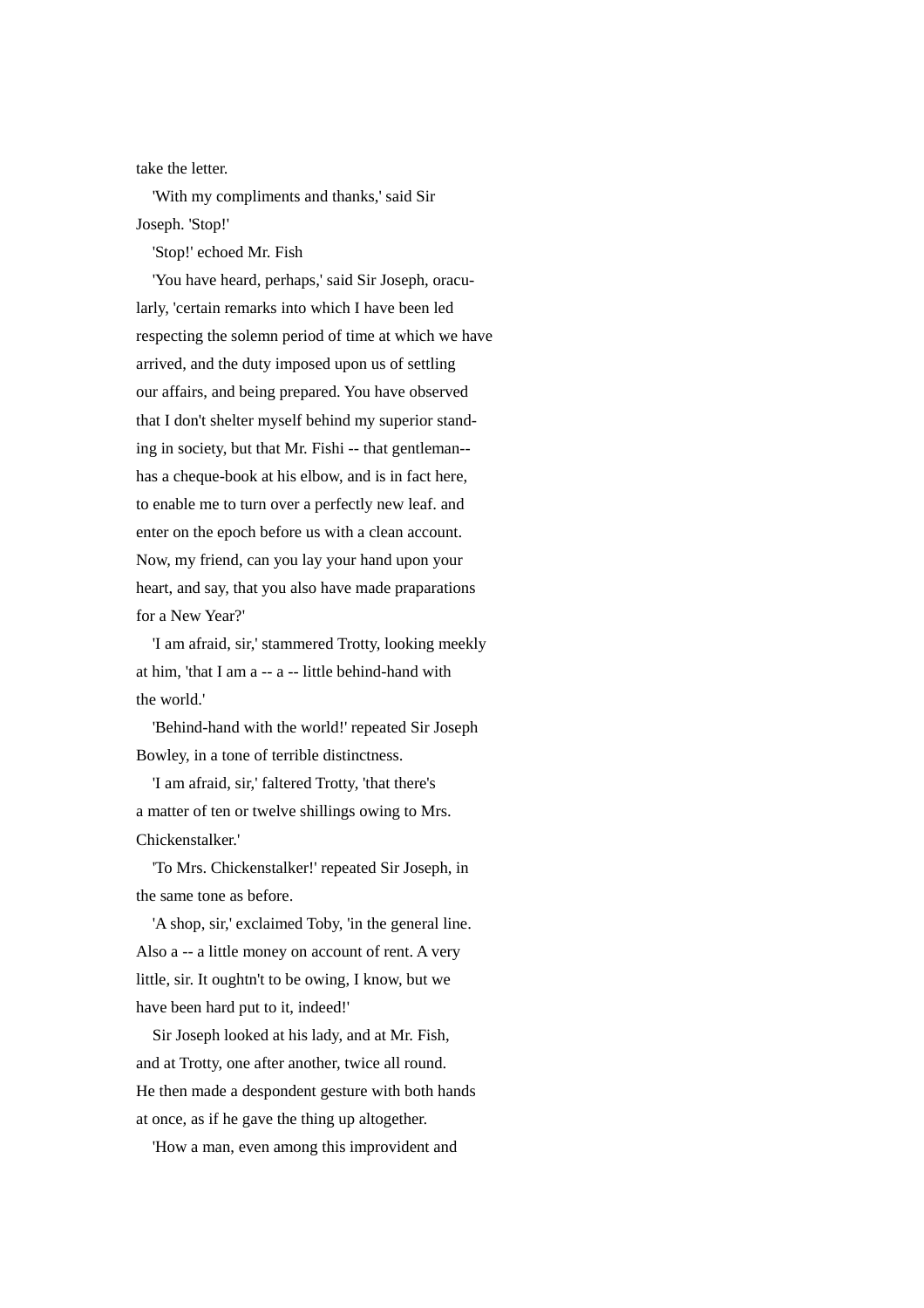take the letter.

'With my compliments and thanks,' said Sir Joseph. 'Stop!'

'Stop!' echoed Mr. Fish

'You have heard, perhaps,' said Sir Joseph, oracularly, 'certain remarks into which I have been led respecting the solemn period of time at which we have arrived, and the duty imposed upon us of settling our affairs, and being prepared. You have observed that I don't shelter myself behind my superior standing in society, but that Mr. Fishi -- that gentleman-- has a cheque-book at his elbow, and is in fact here, to enable me to turn over a perfectly new leaf. and enter on the epoch before us with a clean account. Now, my friend, can you lay your hand upon your heart, and say, that you also have made praparations for a New Year?'

'I am afraid, sir,' stammered Trotty, looking meekly at him, 'that I am a -- a -- little behind-hand with the world.'

'Behind-hand with the world!' repeated Sir Joseph Bowley, in a tone of terrible distinctness.

'I am afraid, sir,' faltered Trotty, 'that there's a matter of ten or twelve shillings owing to Mrs. Chickenstalker.'

'To Mrs. Chickenstalker!' repeated Sir Joseph, in the same tone as before.

'A shop, sir,' exclaimed Toby, 'in the general line. Also a -- a little money on account of rent. A very little, sir. It oughtn't to be owing, I know, but we have been hard put to it, indeed!'

Sir Joseph looked at his lady, and at Mr. Fish, and at Trotty, one after another, twice all round. He then made a despondent gesture with both hands at once, as if he gave the thing up altogether.

'How a man, even among this improvident and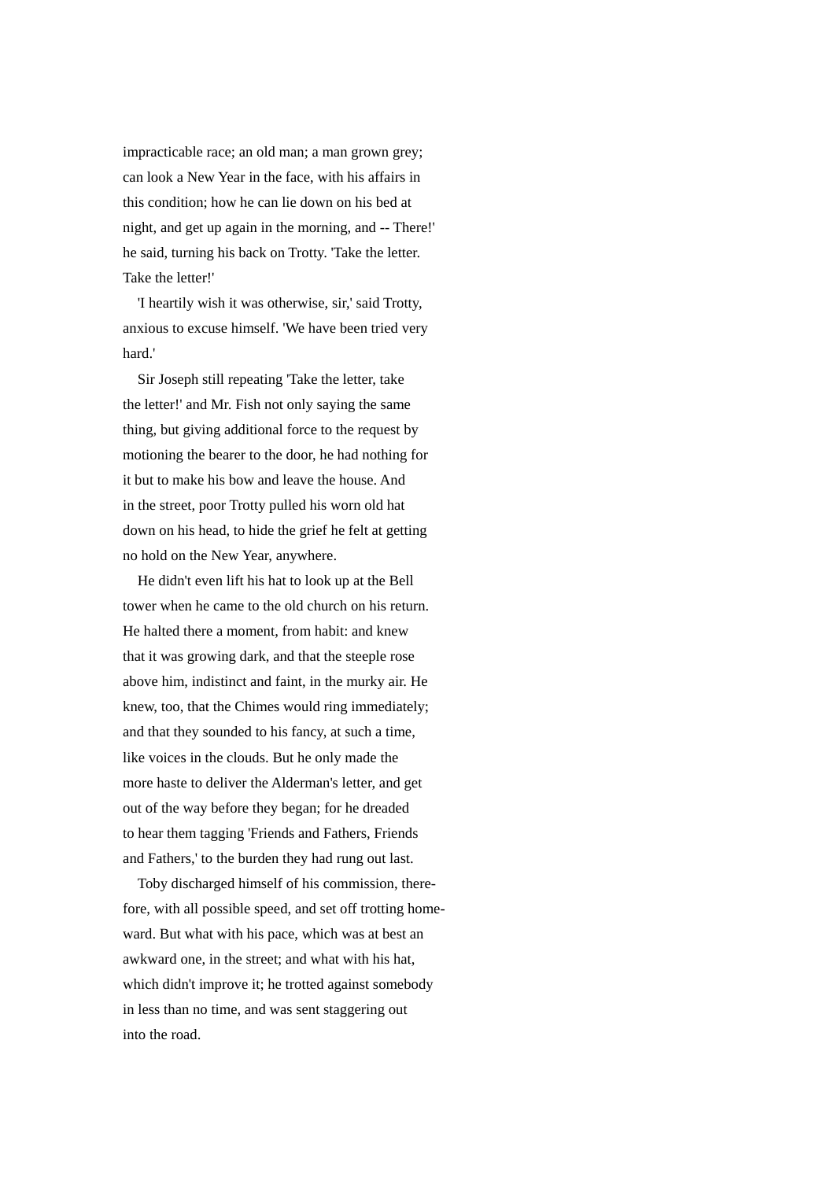impracticable race; an old man; a man grown grey; can look a New Year in the face, with his affairs in this condition; how he can lie down on his bed at night, and get up again in the morning, and -- There!' he said, turning his back on Trotty. 'Take the letter. Take the letter!'

'I heartily wish it was otherwise, sir,' said Trotty, anxious to excuse himself. 'We have been tried very hard.'

Sir Joseph still repeating 'Take the letter, take the letter!' and Mr. Fish not only saying the same thing, but giving additional force to the request by motioning the bearer to the door, he had nothing for it but to make his bow and leave the house. And in the street, poor Trotty pulled his worn old hat down on his head, to hide the grief he felt at getting no hold on the New Year, anywhere.

He didn't even lift his hat to look up at the Bell tower when he came to the old church on his return. He halted there a moment, from habit: and knew that it was growing dark, and that the steeple rose above him, indistinct and faint, in the murky air. He knew, too, that the Chimes would ring immediately; and that they sounded to his fancy, at such a time, like voices in the clouds. But he only made the more haste to deliver the Alderman's letter, and get out of the way before they began; for he dreaded to hear them tagging 'Friends and Fathers, Friends and Fathers,' to the burden they had rung out last.

Toby discharged himself of his commission, therefore, with all possible speed, and set off trotting homeward. But what with his pace, which was at best an awkward one, in the street; and what with his hat, which didn't improve it; he trotted against somebody in less than no time, and was sent staggering out into the road.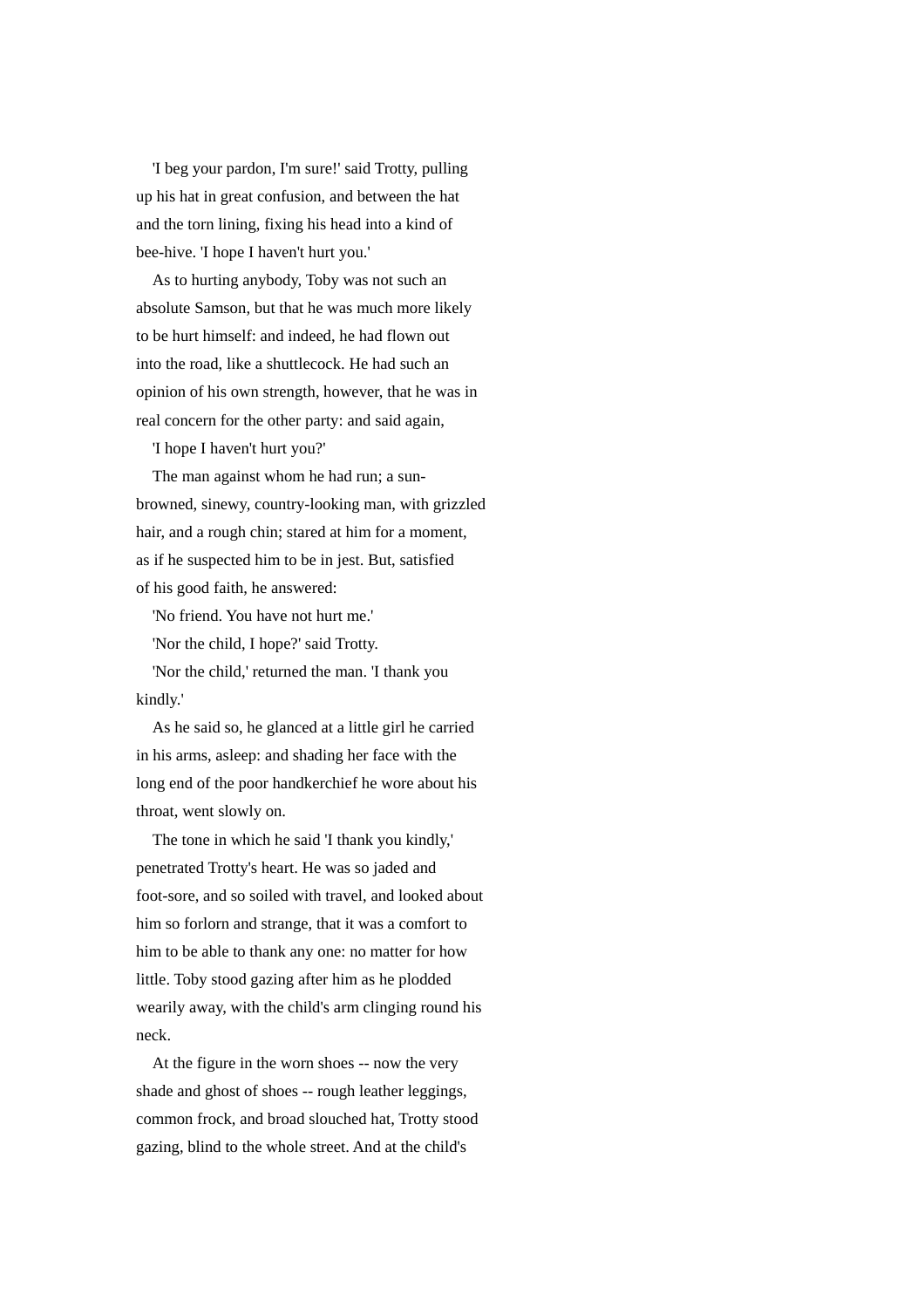'I beg your pardon, I'm sure!' said Trotty, pulling up his hat in great confusion, and between the hat and the torn lining, fixing his head into a kind of bee-hive. 'I hope I haven't hurt you.'

As to hurting anybody, Toby was not such an absolute Samson, but that he was much more likely to be hurt himself: and indeed, he had flown out into the road, like a shuttlecock. He had such an opinion of his own strength, however, that he was in real concern for the other party: and said again,

'I hope I haven't hurt you?'

The man against whom he had run; a sun-browned, sinewy, country-looking man, with grizzled hair, and a rough chin; stared at him for a moment, as if he suspected him to be in jest. But, satisfied of his good faith, he answered:

'No friend. You have not hurt me.'

'Nor the child, I hope?' said Trotty.

'Nor the child,' returned the man. 'I thank you kindly.'

As he said so, he glanced at a little girl he carried in his arms, asleep: and shading her face with the long end of the poor handkerchief he wore about his throat, went slowly on.

The tone in which he said 'I thank you kindly,' penetrated Trotty's heart. He was so jaded and foot-sore, and so soiled with travel, and looked about him so forlorn and strange, that it was a comfort to him to be able to thank any one: no matter for how little. Toby stood gazing after him as he plodded wearily away, with the child's arm clinging round his neck.

At the figure in the worn shoes -- now the very shade and ghost of shoes -- rough leather leggings, common frock, and broad slouched hat, Trotty stood gazing, blind to the whole street. And at the child's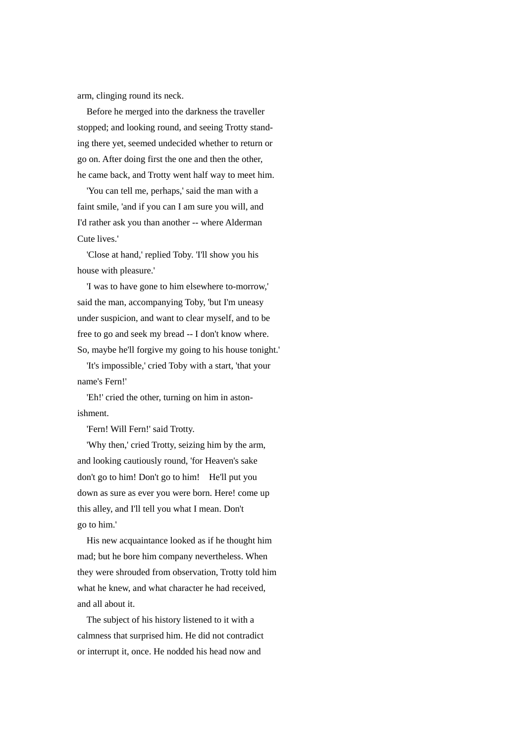arm, clinging round its neck.

Before he merged into the darkness the traveller stopped; and looking round, and seeing Trotty standing there yet, seemed undecided whether to return or go on. After doing first the one and then the other, he came back, and Trotty went half way to meet him.

'You can tell me, perhaps,' said the man with a faint smile, 'and if you can I am sure you will, and I'd rather ask you than another -- where Alderman Cute lives.'

'Close at hand,' replied Toby. 'I'll show you his house with pleasure.'

'I was to have gone to him elsewhere to-morrow,' said the man, accompanying Toby, 'but I'm uneasy under suspicion, and want to clear myself, and to be free to go and seek my bread -- I don't know where. So, maybe he'll forgive my going to his house tonight.'

'It's impossible,' cried Toby with a start, 'that your name's Fern!'

'Eh!' cried the other, turning on him in astonishment.

'Fern! Will Fern!' said Trotty.

'Why then,' cried Trotty, seizing him by the arm, and looking cautiously round, 'for Heaven's sake don't go to him! Don't go to him! He'll put you down as sure as ever you were born. Here! come up this alley, and I'll tell you what I mean. Don't go to him.'

His new acquaintance looked as if he thought him mad; but he bore him company nevertheless. When they were shrouded from observation, Trotty told him what he knew, and what character he had received, and all about it.

The subject of his history listened to it with a calmness that surprised him. He did not contradict or interrupt it, once. He nodded his head now and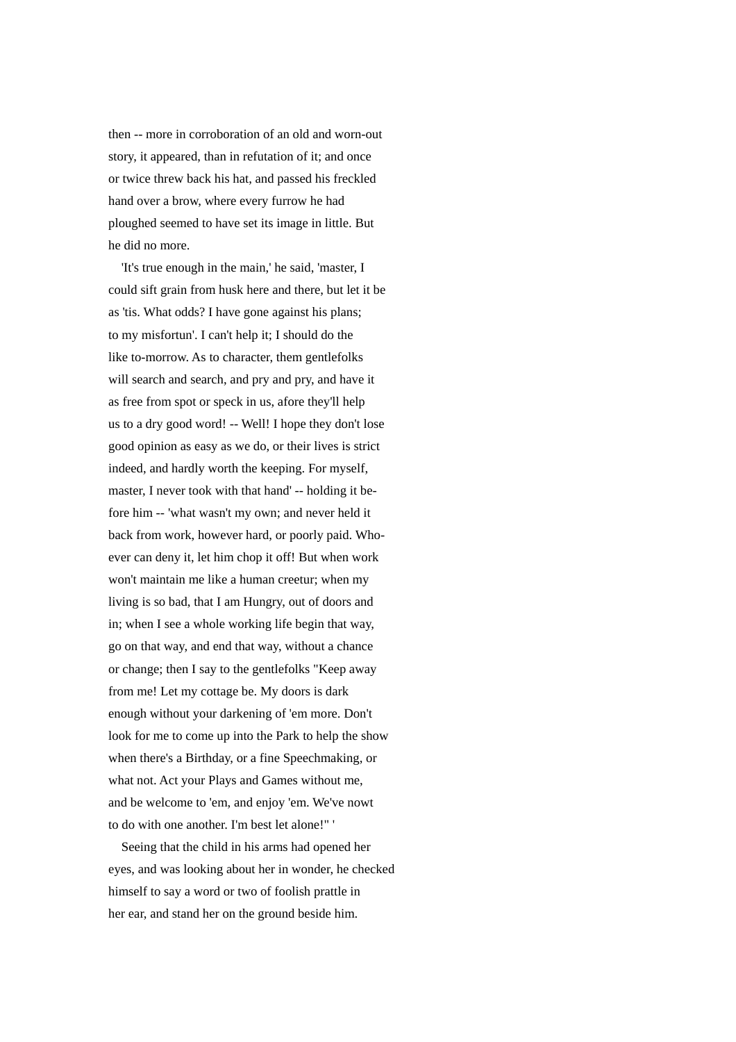then -- more in corroboration of an old and worn-out story, it appeared, than in refutation of it; and once or twice threw back his hat, and passed his freckled hand over a brow, where every furrow he had ploughed seemed to have set its image in little. But he did no more.

'It's true enough in the main,' he said, 'master, I could sift grain from husk here and there, but let it be as 'tis. What odds? I have gone against his plans; to my misfortun'. I can't help it; I should do the like to-morrow. As to character, them gentlefolks will search and search, and pry and pry, and have it as free from spot or speck in us, afore they'll help us to a dry good word! -- Well! I hope they don't lose good opinion as easy as we do, or their lives is strict indeed, and hardly worth the keeping. For myself, master, I never took with that hand' -- holding it before him -- 'what wasn't my own; and never held it back from work, however hard, or poorly paid. Whoever can deny it, let him chop it off! But when work won't maintain me like a human creetur; when my living is so bad, that I am Hungry, out of doors and in; when I see a whole working life begin that way, go on that way, and end that way, without a chance or change; then I say to the gentlefolks "Keep away from me! Let my cottage be. My doors is dark enough without your darkening of 'em more. Don't look for me to come up into the Park to help the show when there's a Birthday, or a fine Speechmaking, or what not. Act your Plays and Games without me, and be welcome to 'em, and enjoy 'em. We've nowt to do with one another. I'm best let alone!" '

Seeing that the child in his arms had opened her eyes, and was looking about her in wonder, he checked himself to say a word or two of foolish prattle in her ear, and stand her on the ground beside him.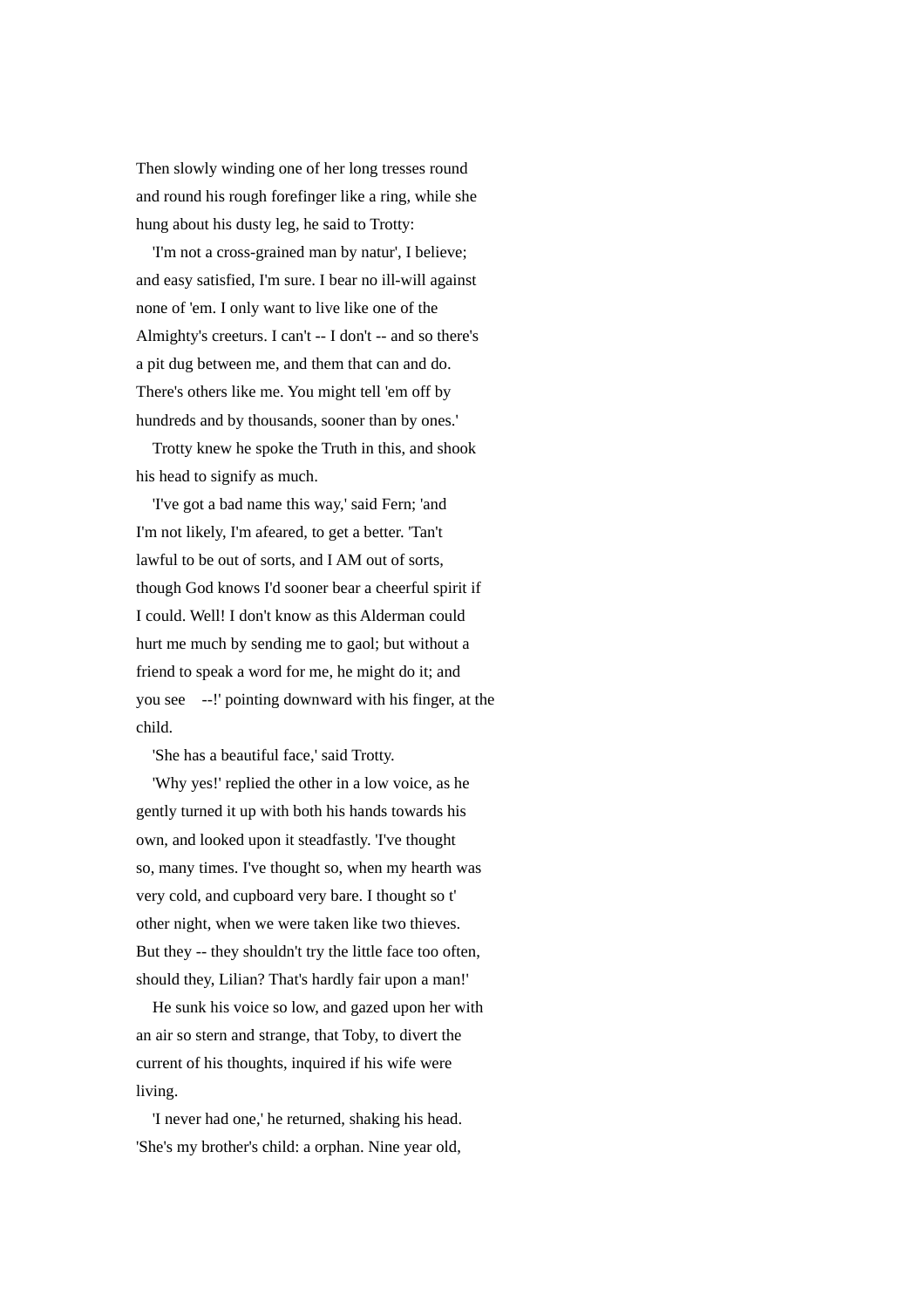Then slowly winding one of her long tresses round and round his rough forefinger like a ring, while she hung about his dusty leg, he said to Trotty:

'I'm not a cross-grained man by natur', I believe; and easy satisfied, I'm sure. I bear no ill-will against none of 'em. I only want to live like one of the Almighty's creeturs. I can't -- I don't -- and so there's a pit dug between me, and them that can and do. There's others like me. You might tell 'em off by hundreds and by thousands, sooner than by ones.'

Trotty knew he spoke the Truth in this, and shook his head to signify as much.

'I've got a bad name this way,' said Fern; 'and I'm not likely, I'm afeared, to get a better. 'Tan't lawful to be out of sorts, and I AM out of sorts, though God knows I'd sooner bear a cheerful spirit if I could. Well! I don't know as this Alderman could hurt me much by sending me to gaol; but without a friend to speak a word for me, he might do it; and you see --!' pointing downward with his finger, at the child.

'She has a beautiful face,' said Trotty.

'Why yes!' replied the other in a low voice, as he gently turned it up with both his hands towards his own, and looked upon it steadfastly. 'I've thought so, many times. I've thought so, when my hearth was very cold, and cupboard very bare. I thought so t' other night, when we were taken like two thieves. But they -- they shouldn't try the little face too often, should they, Lilian? That's hardly fair upon a man!'

He sunk his voice so low, and gazed upon her with an air so stern and strange, that Toby, to divert the current of his thoughts, inquired if his wife were living.

'I never had one,' he returned, shaking his head. 'She's my brother's child: a orphan. Nine year old,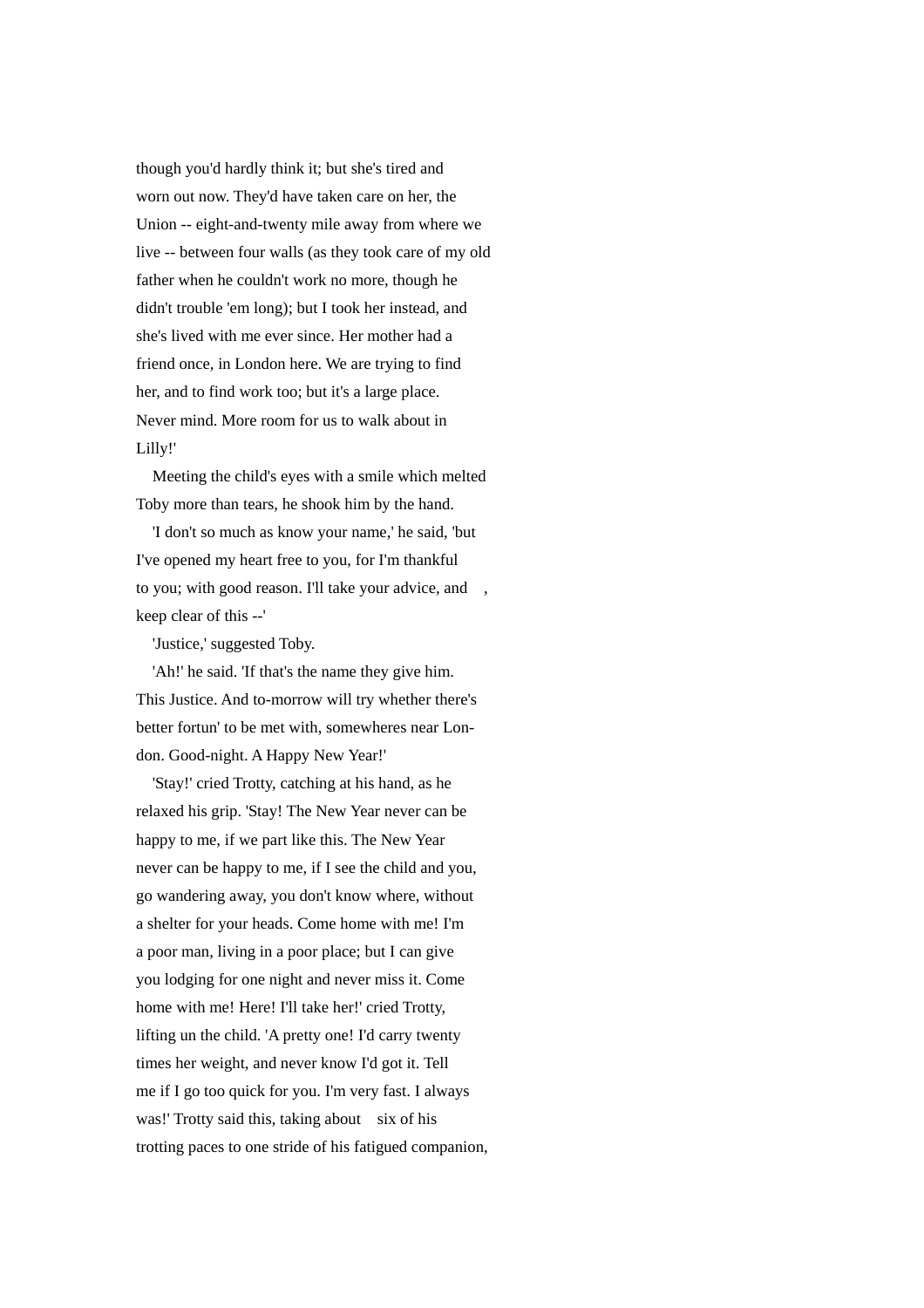though you'd hardly think it; but she's tired and worn out now. They'd have taken care on her, the Union -- eight-and-twenty mile away from where we live -- between four walls (as they took care of my old father when he couldn't work no more, though he didn't trouble 'em long); but I took her instead, and she's lived with me ever since. Her mother had a friend once, in London here. We are trying to find her, and to find work too; but it's a large place. Never mind. More room for us to walk about in Lilly!'

Meeting the child's eyes with a smile which melted Toby more than tears, he shook him by the hand.

'I don't so much as know your name,' he said, 'but I've opened my heart free to you, for I'm thankful to you; with good reason. I'll take your advice, and , keep clear of this --'

'Justice,' suggested Toby.

'Ah!' he said. 'If that's the name they give him. This Justice. And to-morrow will try whether there's better fortun' to be met with, somewheres near London. Good-night. A Happy New Year!'

'Stay!' cried Trotty, catching at his hand, as he relaxed his grip. 'Stay! The New Year never can be happy to me, if we part like this. The New Year never can be happy to me, if I see the child and you, go wandering away, you don't know where, without a shelter for your heads. Come home with me! I'm a poor man, living in a poor place; but I can give you lodging for one night and never miss it. Come home with me! Here! I'll take her!' cried Trotty, lifting un the child. 'A pretty one! I'd carry twenty times her weight, and never know I'd got it. Tell me if I go too quick for you. I'm very fast. I always was!' Trotty said this, taking about six of his trotting paces to one stride of his fatigued companion,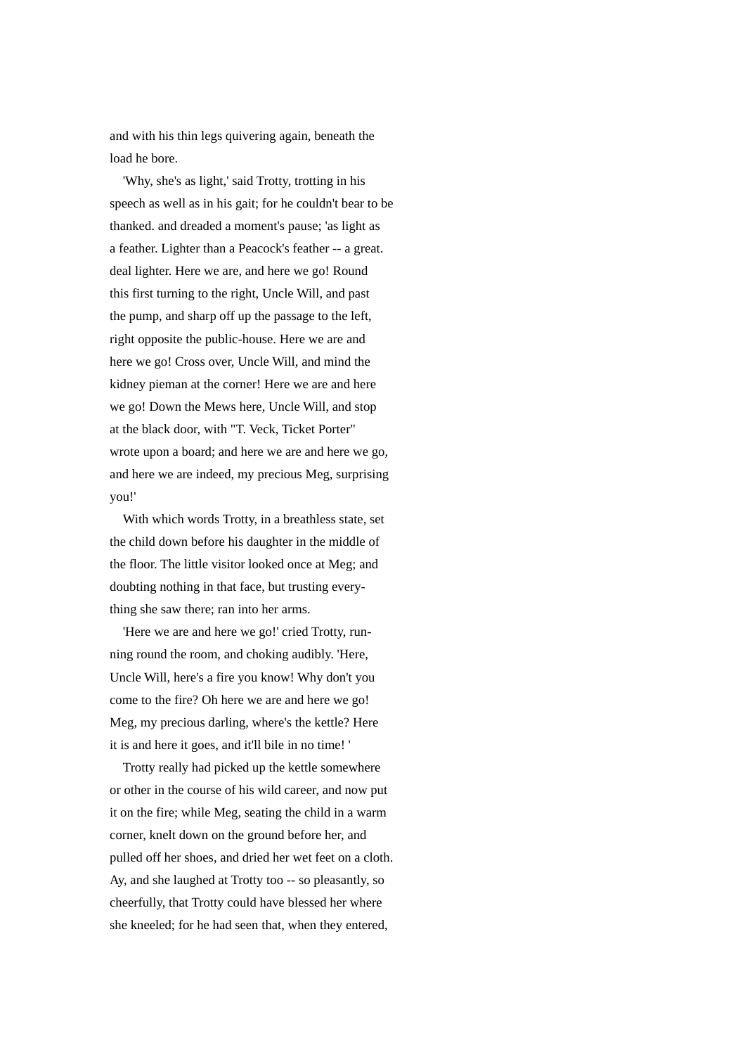and with his thin legs quivering again, beneath the load he bore.

'Why, she's as light,' said Trotty, trotting in his speech as well as in his gait; for he couldn't bear to be thanked. and dreaded a moment's pause; 'as light as a feather. Lighter than a Peacock's feather -- a great. deal lighter. Here we are, and here we go! Round this first turning to the right, Uncle Will, and past the pump, and sharp off up the passage to the left, right opposite the public-house. Here we are and here we go! Cross over, Uncle Will, and mind the kidney pieman at the corner! Here we are and here we go! Down the Mews here, Uncle Will, and stop at the black door, with "T. Veck, Ticket Porter" wrote upon a board; and here we are and here we go, and here we are indeed, my precious Meg, surprising you!'

With which words Trotty, in a breathless state, set the child down before his daughter in the middle of the floor. The little visitor looked once at Meg; and doubting nothing in that face, but trusting everything she saw there; ran into her arms.

'Here we are and here we go!' cried Trotty, running round the room, and choking audibly. 'Here, Uncle Will, here's a fire you know! Why don't you come to the fire? Oh here we are and here we go! Meg, my precious darling, where's the kettle? Here it is and here it goes, and it'll bile in no time! '

Trotty really had picked up the kettle somewhere or other in the course of his wild career, and now put it on the fire; while Meg, seating the child in a warm corner, knelt down on the ground before her, and pulled off her shoes, and dried her wet feet on a cloth. Ay, and she laughed at Trotty too -- so pleasantly, so cheerfully, that Trotty could have blessed her where she kneeled; for he had seen that, when they entered,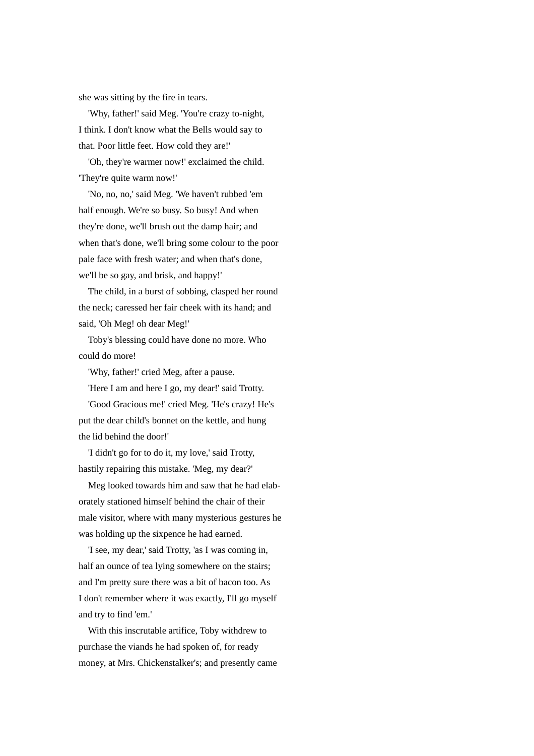she was sitting by the fire in tears.

'Why, father!' said Meg. 'You're crazy to-night, I think. I don't know what the Bells would say to that. Poor little feet. How cold they are!'

'Oh, they're warmer now!' exclaimed the child. 'They're quite warm now!'

'No, no, no,' said Meg. 'We haven't rubbed 'em half enough. We're so busy. So busy! And when they're done, we'll brush out the damp hair; and when that's done, we'll bring some colour to the poor pale face with fresh water; and when that's done, we'll be so gay, and brisk, and happy!'

The child, in a burst of sobbing, clasped her round the neck; caressed her fair cheek with its hand; and said, 'Oh Meg! oh dear Meg!'

Toby's blessing could have done no more. Who could do more!

'Why, father!' cried Meg, after a pause.

'Here I am and here I go, my dear!' said Trotty.

'Good Gracious me!' cried Meg. 'He's crazy! He's put the dear child's bonnet on the kettle, and hung the lid behind the door!'

'I didn't go for to do it, my love,' said Trotty, hastily repairing this mistake. 'Meg, my dear?'

Meg looked towards him and saw that he had elaborately stationed himself behind the chair of their male visitor, where with many mysterious gestures he was holding up the sixpence he had earned.

'I see, my dear,' said Trotty, 'as I was coming in, half an ounce of tea lying somewhere on the stairs; and I'm pretty sure there was a bit of bacon too. As I don't remember where it was exactly, I'll go myself and try to find 'em.'

With this inscrutable artifice, Toby withdrew to purchase the viands he had spoken of, for ready money, at Mrs. Chickenstalker's; and presently came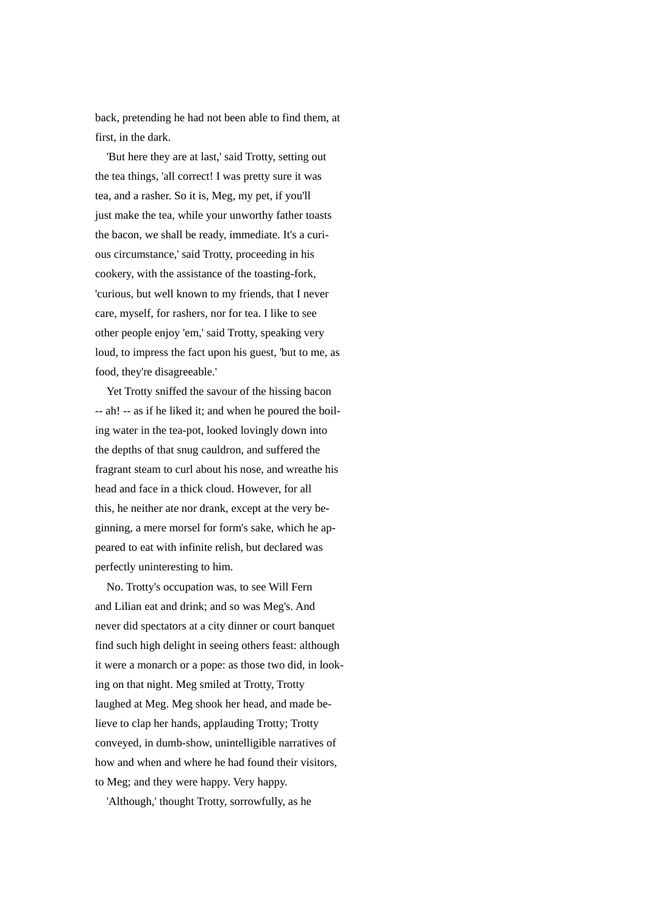back, pretending he had not been able to find them, at first, in the dark.

'But here they are at last,' said Trotty, setting out the tea things, 'all correct! I was pretty sure it was tea, and a rasher. So it is, Meg, my pet, if you'll just make the tea, while your unworthy father toasts the bacon, we shall be ready, immediate. It's a curious circumstance,' said Trotty, proceeding in his cookery, with the assistance of the toasting-fork, 'curious, but well known to my friends, that I never care, myself, for rashers, nor for tea. I like to see other people enjoy 'em,' said Trotty, speaking very loud, to impress the fact upon his guest, 'but to me, as food, they're disagreeable.'

Yet Trotty sniffed the savour of the hissing bacon -- ah! -- as if he liked it; and when he poured the boiling water in the tea-pot, looked lovingly down into the depths of that snug cauldron, and suffered the fragrant steam to curl about his nose, and wreathe his head and face in a thick cloud. However, for all this, he neither ate nor drank, except at the very beginning, a mere morsel for form's sake, which he appeared to eat with infinite relish, but declared was perfectly uninteresting to him.

No. Trotty's occupation was, to see Will Fern and Lilian eat and drink; and so was Meg's. And never did spectators at a city dinner or court banquet find such high delight in seeing others feast: although it were a monarch or a pope: as those two did, in looking on that night. Meg smiled at Trotty, Trotty laughed at Meg. Meg shook her head, and made believe to clap her hands, applauding Trotty; Trotty conveyed, in dumb-show, unintelligible narratives of how and when and where he had found their visitors, to Meg; and they were happy. Very happy.

'Although,' thought Trotty, sorrowfully, as he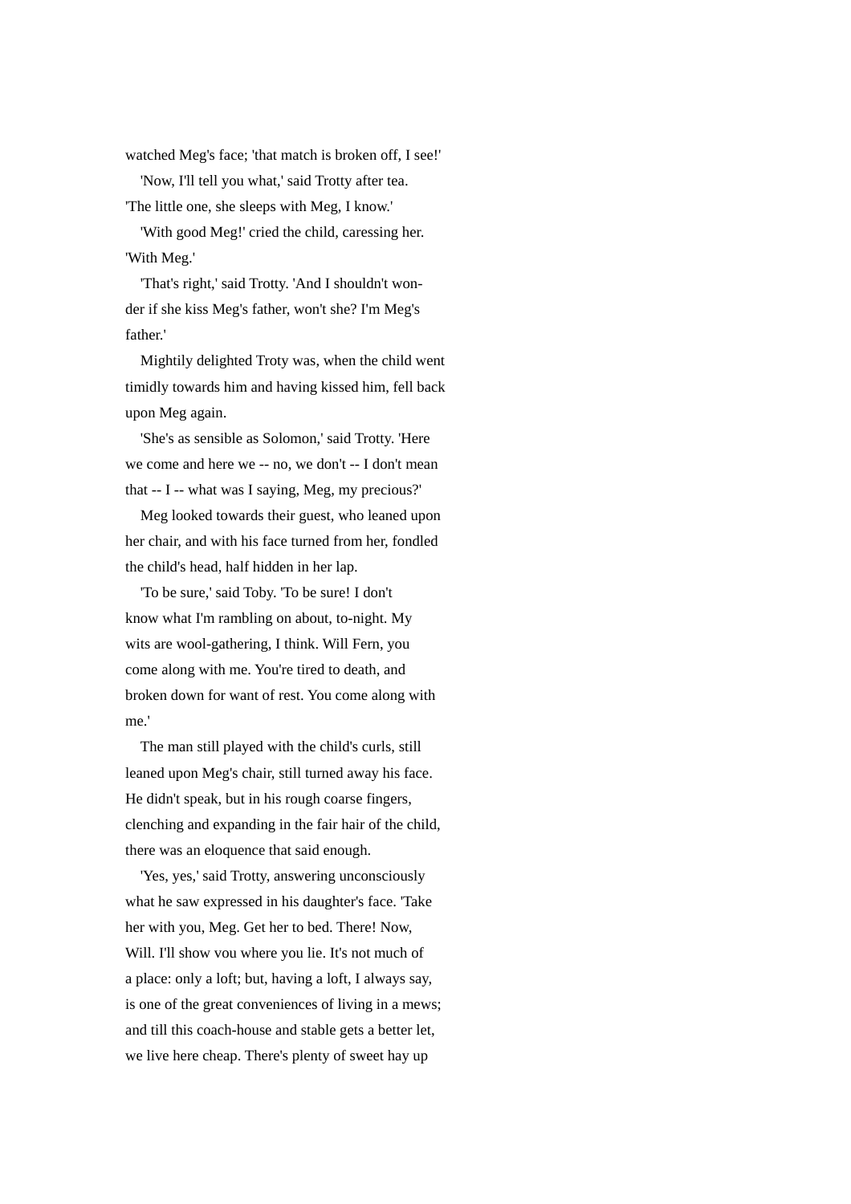watched Meg's face; 'that match is broken off, I see!'

'Now, I'll tell you what,' said Trotty after tea. 'The little one, she sleeps with Meg, I know.'

'With good Meg!' cried the child, caressing her. 'With Meg.'

'That's right,' said Trotty. 'And I shouldn't wonder if she kiss Meg's father, won't she? I'm Meg's father.'

Mightily delighted Troty was, when the child went timidly towards him and having kissed him, fell back upon Meg again.

'She's as sensible as Solomon,' said Trotty. 'Here we come and here we -- no, we don't -- I don't mean that -- I -- what was I saying, Meg, my precious?'

Meg looked towards their guest, who leaned upon her chair, and with his face turned from her, fondled the child's head, half hidden in her lap.

'To be sure,' said Toby. 'To be sure! I don't know what I'm rambling on about, to-night. My wits are wool-gathering, I think. Will Fern, you come along with me. You're tired to death, and broken down for want of rest. You come along with me.'

The man still played with the child's curls, still leaned upon Meg's chair, still turned away his face. He didn't speak, but in his rough coarse fingers, clenching and expanding in the fair hair of the child, there was an eloquence that said enough.

'Yes, yes,' said Trotty, answering unconsciously what he saw expressed in his daughter's face. 'Take her with you, Meg. Get her to bed. There! Now, Will. I'll show vou where you lie. It's not much of a place: only a loft; but, having a loft, I always say, is one of the great conveniences of living in a mews; and till this coach-house and stable gets a better let, we live here cheap. There's plenty of sweet hay up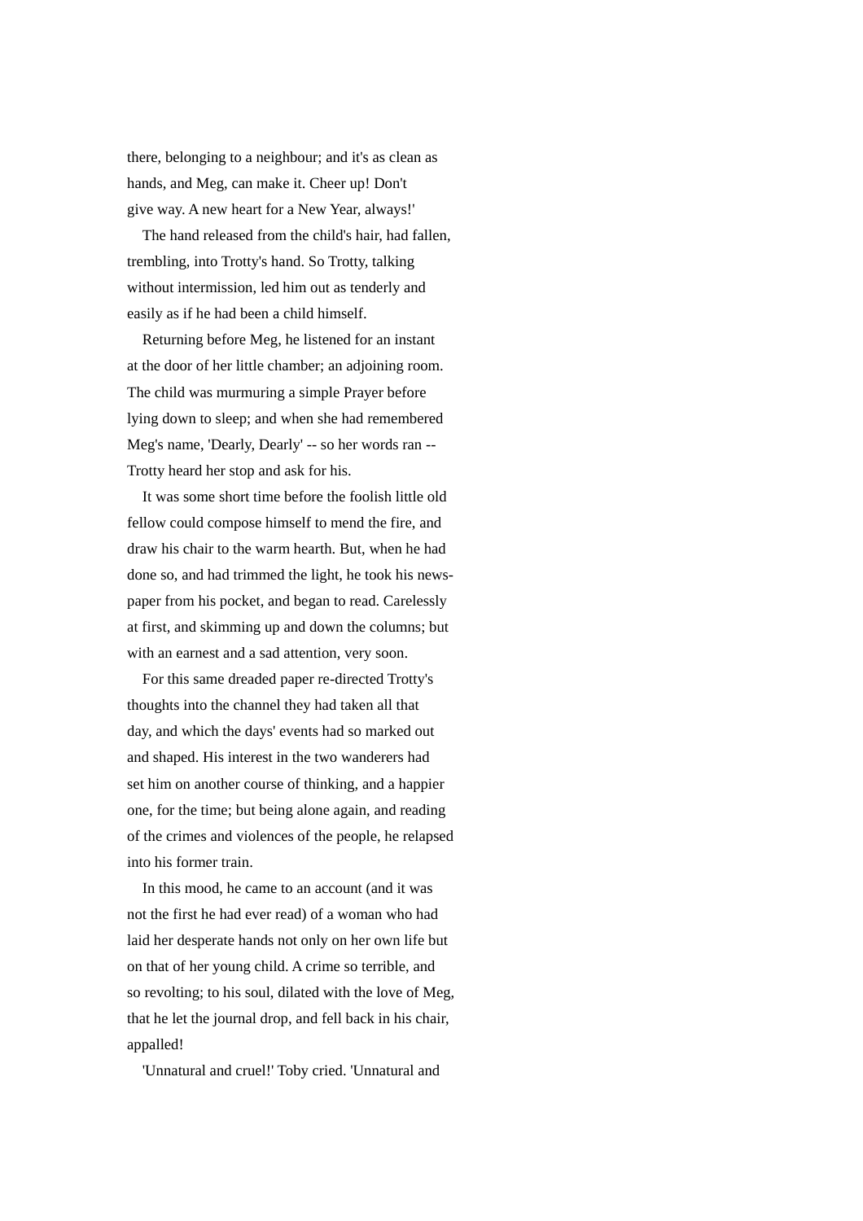there, belonging to a neighbour; and it's as clean as hands, and Meg, can make it. Cheer up! Don't give way. A new heart for a New Year, always!'

The hand released from the child's hair, had fallen, trembling, into Trotty's hand. So Trotty, talking without intermission, led him out as tenderly and easily as if he had been a child himself.

Returning before Meg, he listened for an instant at the door of her little chamber; an adjoining room. The child was murmuring a simple Prayer before lying down to sleep; and when she had remembered Meg's name, 'Dearly, Dearly' -- so her words ran -- Trotty heard her stop and ask for his.

It was some short time before the foolish little old fellow could compose himself to mend the fire, and draw his chair to the warm hearth. But, when he had done so, and had trimmed the light, he took his newspaper from his pocket, and began to read. Carelessly at first, and skimming up and down the columns; but with an earnest and a sad attention, very soon.

For this same dreaded paper re-directed Trotty's thoughts into the channel they had taken all that day, and which the days' events had so marked out and shaped. His interest in the two wanderers had set him on another course of thinking, and a happier one, for the time; but being alone again, and reading of the crimes and violences of the people, he relapsed into his former train.

In this mood, he came to an account (and it was not the first he had ever read) of a woman who had laid her desperate hands not only on her own life but on that of her young child. A crime so terrible, and so revolting; to his soul, dilated with the love of Meg, that he let the journal drop, and fell back in his chair, appalled!

'Unnatural and cruel!' Toby cried. 'Unnatural and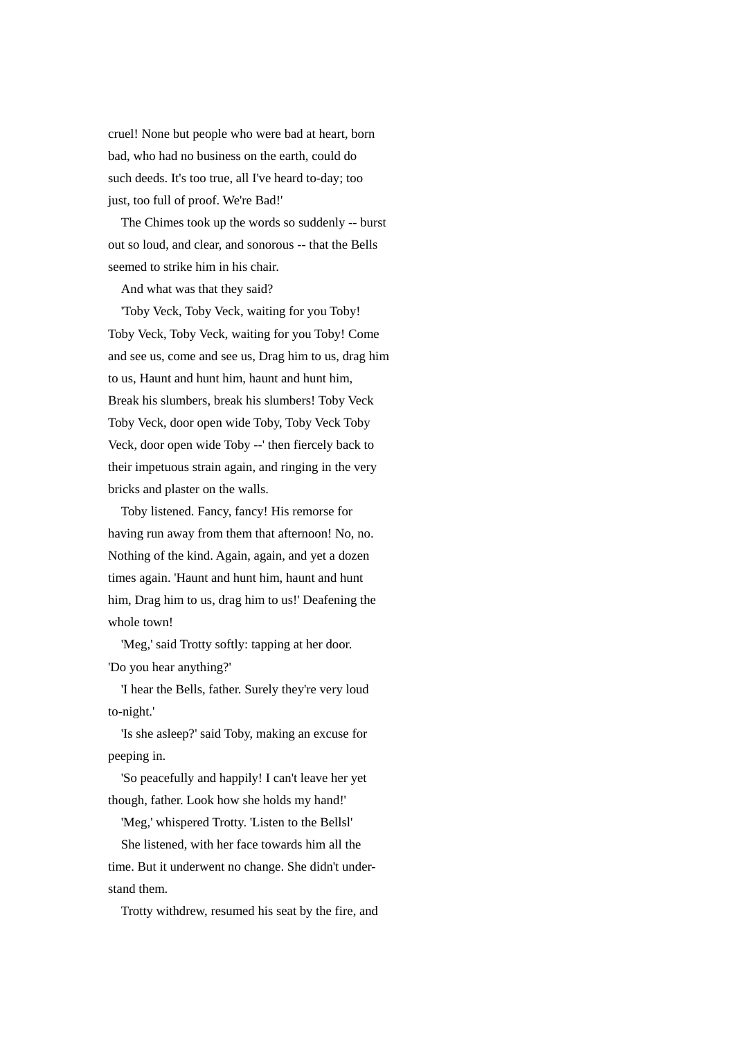cruel! None but people who were bad at heart, born bad, who had no business on the earth, could do such deeds. It's too true, all I've heard to-day; too just, too full of proof. We're Bad!'

The Chimes took up the words so suddenly -- burst out so loud, and clear, and sonorous -- that the Bells seemed to strike him in his chair.

And what was that they said?

'Toby Veck, Toby Veck, waiting for you Toby! Toby Veck, Toby Veck, waiting for you Toby! Come and see us, come and see us, Drag him to us, drag him to us, Haunt and hunt him, haunt and hunt him, Break his slumbers, break his slumbers! Toby Veck Toby Veck, door open wide Toby, Toby Veck Toby Veck, door open wide Toby --' then fiercely back to their impetuous strain again, and ringing in the very bricks and plaster on the walls.

Toby listened. Fancy, fancy! His remorse for having run away from them that afternoon! No, no. Nothing of the kind. Again, again, and yet a dozen times again. 'Haunt and hunt him, haunt and hunt him, Drag him to us, drag him to us!' Deafening the whole town!

'Meg,' said Trotty softly: tapping at her door. 'Do you hear anything?'

'I hear the Bells, father. Surely they're very loud to-night.'

'Is she asleep?' said Toby, making an excuse for peeping in.

'So peacefully and happily! I can't leave her yet though, father. Look how she holds my hand!'

'Meg,' whispered Trotty. 'Listen to the Bellsl'

She listened, with her face towards him all the time. But it underwent no change. She didn't understand them.

Trotty withdrew, resumed his seat by the fire, and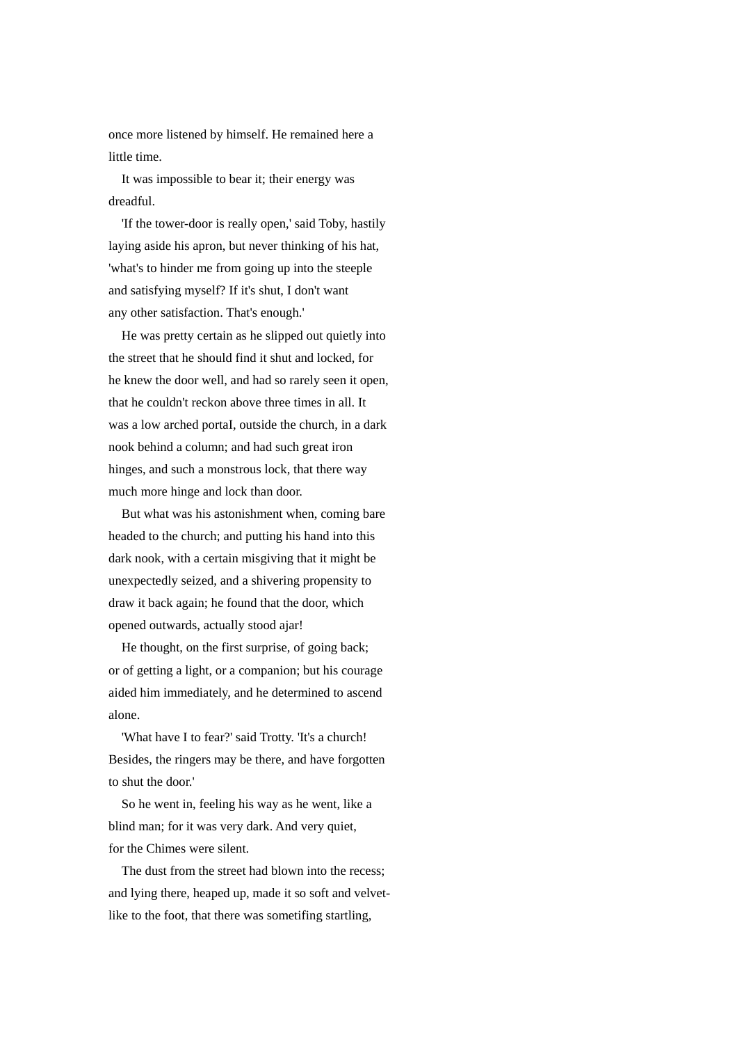once more listened by himself. He remained here a little time.

It was impossible to bear it; their energy was dreadful.

'If the tower-door is really open,' said Toby, hastily laying aside his apron, but never thinking of his hat, 'what's to hinder me from going up into the steeple and satisfying myself? If it's shut, I don't want any other satisfaction. That's enough.'

He was pretty certain as he slipped out quietly into the street that he should find it shut and locked, for he knew the door well, and had so rarely seen it open, that he couldn't reckon above three times in all. It was a low arched portaI, outside the church, in a dark nook behind a column; and had such great iron hinges, and such a monstrous lock, that there way much more hinge and lock than door.

But what was his astonishment when, coming bare headed to the church; and putting his hand into this dark nook, with a certain misgiving that it might be unexpectedly seized, and a shivering propensity to draw it back again; he found that the door, which opened outwards, actually stood ajar!

He thought, on the first surprise, of going back; or of getting a light, or a companion; but his courage aided him immediately, and he determined to ascend alone.

'What have I to fear?' said Trotty. 'It's a church! Besides, the ringers may be there, and have forgotten to shut the door.'

So he went in, feeling his way as he went, like a blind man; for it was very dark. And very quiet, for the Chimes were silent.

The dust from the street had blown into the recess; and lying there, heaped up, made it so soft and velvet-like to the foot, that there was sometifing startling,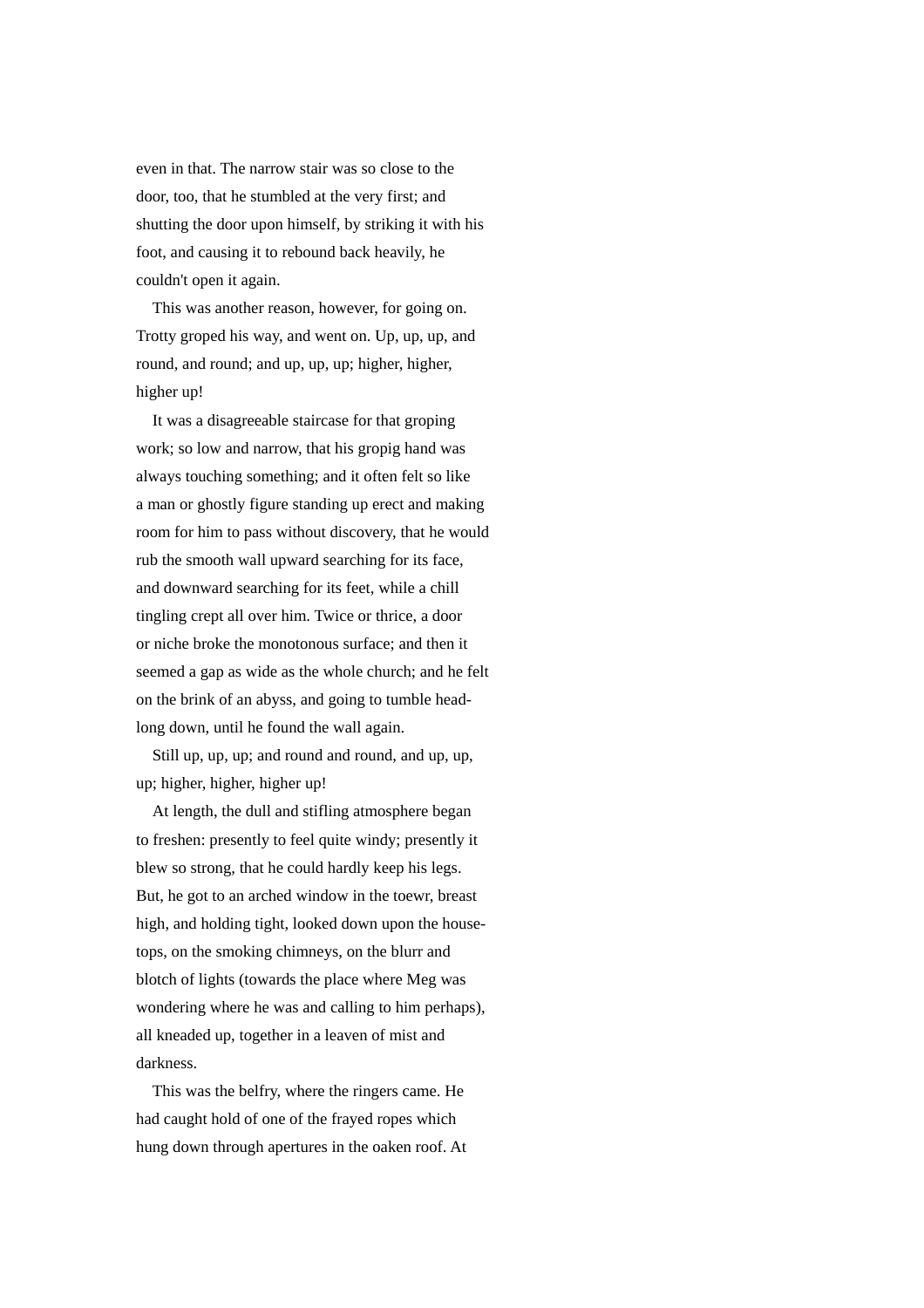even in that. The narrow stair was so close to the door, too, that he stumbled at the very first; and shutting the door upon himself, by striking it with his foot, and causing it to rebound back heavily, he couldn't open it again.

This was another reason, however, for going on. Trotty groped his way, and went on. Up, up, up, and round, and round; and up, up, up; higher, higher, higher up!

It was a disagreeable staircase for that groping work; so low and narrow, that his gropig hand was always touching something; and it often felt so like a man or ghostly figure standing up erect and making room for him to pass without discovery, that he would rub the smooth wall upward searching for its face, and downward searching for its feet, while a chill tingling crept all over him. Twice or thrice, a door or niche broke the monotonous surface; and then it seemed a gap as wide as the whole church; and he felt on the brink of an abyss, and going to tumble headlong down, until he found the wall again.

Still up, up, up; and round and round, and up, up, up; higher, higher, higher up!

At length, the dull and stifling atmosphere began to freshen: presently to feel quite windy; presently it blew so strong, that he could hardly keep his legs. But, he got to an arched window in the toewr, breast high, and holding tight, looked down upon the housetops, on the smoking chimneys, on the blurr and blotch of lights (towards the place where Meg was wondering where he was and calling to him perhaps), all kneaded up, together in a leaven of mist and darkness.

This was the belfry, where the ringers came. He had caught hold of one of the frayed ropes which hung down through apertures in the oaken roof. At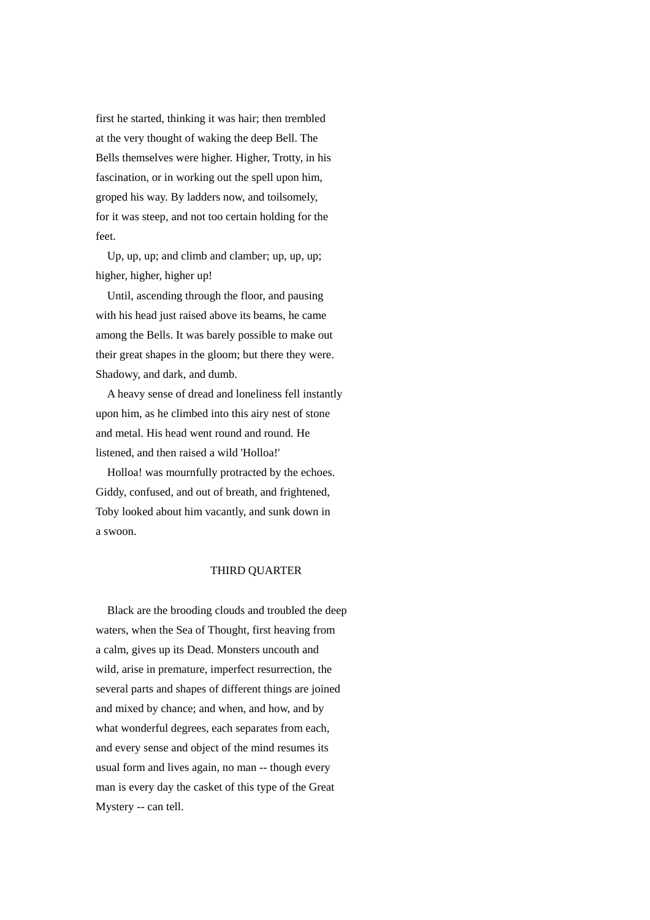first he started, thinking it was hair; then trembled at the very thought of waking the deep Bell. The Bells themselves were higher. Higher, Trotty, in his fascination, or in working out the spell upon him, groped his way. By ladders now, and toilsomely, for it was steep, and not too certain holding for the feet.

Up, up, up; and climb and clamber; up, up, up; higher, higher, higher up!

Until, ascending through the floor, and pausing with his head just raised above its beams, he came among the Bells. It was barely possible to make out their great shapes in the gloom; but there they were. Shadowy, and dark, and dumb.

A heavy sense of dread and loneliness fell instantly upon him, as he climbed into this airy nest of stone and metal. His head went round and round. He listened, and then raised a wild 'Holloa!'

Holloa! was mournfully protracted by the echoes. Giddy, confused, and out of breath, and frightened, Toby looked about him vacantly, and sunk down in a swoon.

## THIRD QUARTER

Black are the brooding clouds and troubled the deep waters, when the Sea of Thought, first heaving from a calm, gives up its Dead. Monsters uncouth and wild, arise in premature, imperfect resurrection, the several parts and shapes of different things are joined and mixed by chance; and when, and how, and by what wonderful degrees, each separates from each, and every sense and object of the mind resumes its usual form and lives again, no man -- though every man is every day the casket of this type of the Great Mystery -- can tell.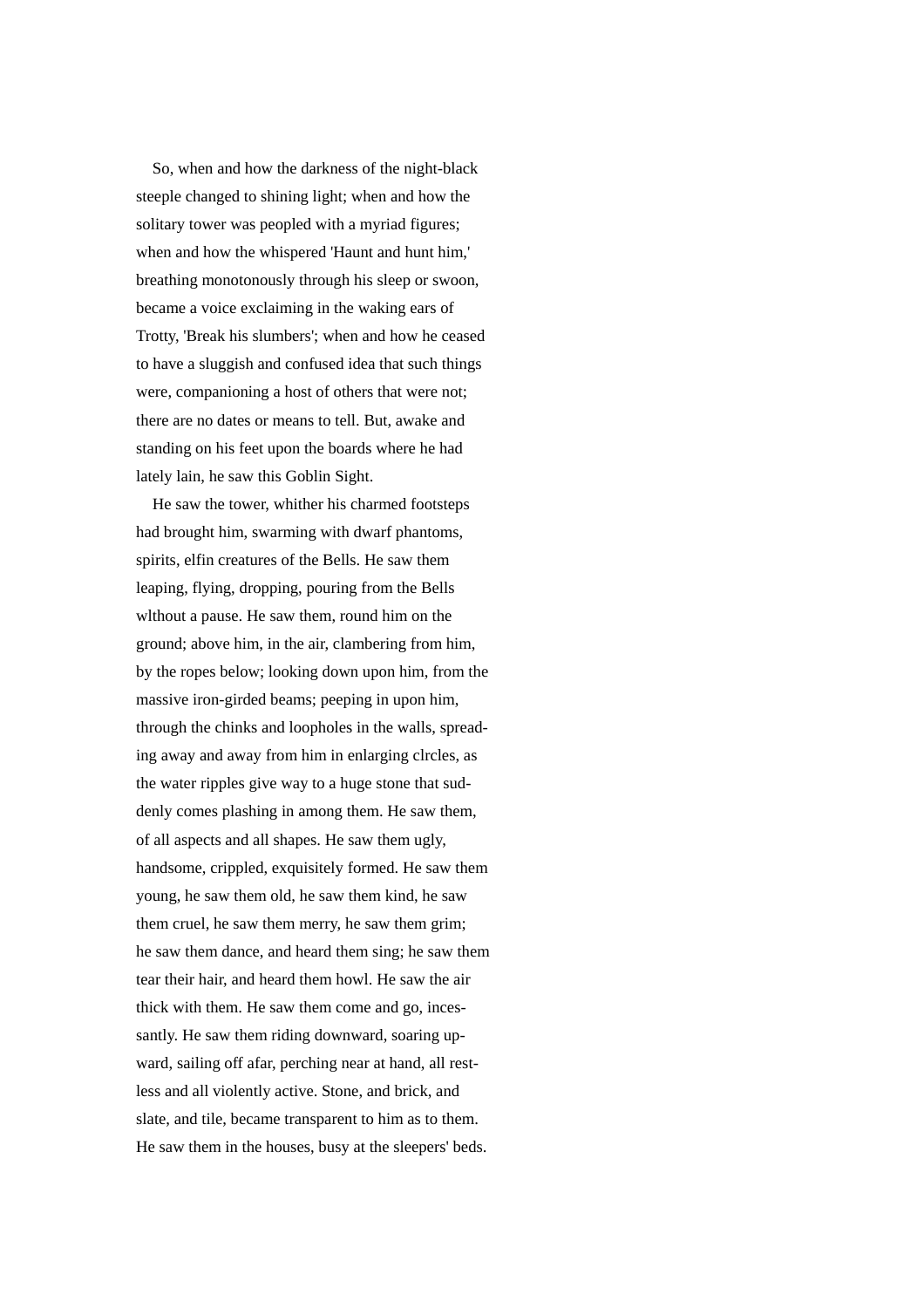So, when and how the darkness of the night-black steeple changed to shining light; when and how the solitary tower was peopled with a myriad figures; when and how the whispered 'Haunt and hunt him,' breathing monotonously through his sleep or swoon, became a voice exclaiming in the waking ears of Trotty, 'Break his slumbers'; when and how he ceased to have a sluggish and confused idea that such things were, companioning a host of others that were not; there are no dates or means to tell. But, awake and standing on his feet upon the boards where he had lately lain, he saw this Goblin Sight.

He saw the tower, whither his charmed footsteps had brought him, swarming with dwarf phantoms, spirits, elfin creatures of the Bells. He saw them leaping, flying, dropping, pouring from the Bells wlthout a pause. He saw them, round him on the ground; above him, in the air, clambering from him, by the ropes below; looking down upon him, from the massive iron-girded beams; peeping in upon him, through the chinks and loopholes in the walls, spreading away and away from him in enlarging clrcles, as the water ripples give way to a huge stone that suddenly comes plashing in among them. He saw them, of all aspects and all shapes. He saw them ugly, handsome, crippled, exquisitely formed. He saw them young, he saw them old, he saw them kind, he saw them cruel, he saw them merry, he saw them grim; he saw them dance, and heard them sing; he saw them tear their hair, and heard them howl. He saw the air thick with them. He saw them come and go, incessantly. He saw them riding downward, soaring upward, sailing off afar, perching near at hand, all restless and all violently active. Stone, and brick, and slate, and tile, became transparent to him as to them. He saw them in the houses, busy at the sleepers' beds.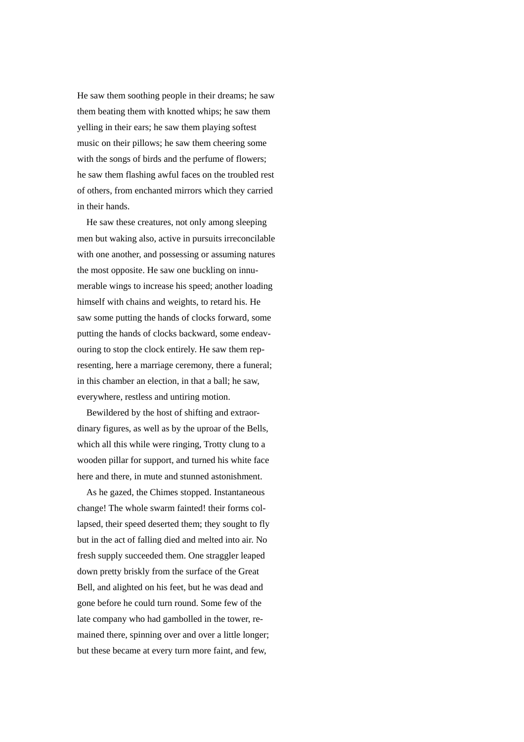He saw them soothing people in their dreams; he saw them beating them with knotted whips; he saw them yelling in their ears; he saw them playing softest music on their pillows; he saw them cheering some with the songs of birds and the perfume of flowers; he saw them flashing awful faces on the troubled rest of others, from enchanted mirrors which they carried in their hands.

He saw these creatures, not only among sleeping men but waking also, active in pursuits irreconcilable with one another, and possessing or assuming natures the most opposite. He saw one buckling on innumerable wings to increase his speed; another loading himself with chains and weights, to retard his. He saw some putting the hands of clocks forward, some putting the hands of clocks backward, some endeavouring to stop the clock entirely. He saw them representing, here a marriage ceremony, there a funeral; in this chamber an election, in that a ball; he saw, everywhere, restless and untiring motion.

Bewildered by the host of shifting and extraordinary figures, as well as by the uproar of the Bells, which all this while were ringing, Trotty clung to a wooden pillar for support, and turned his white face here and there, in mute and stunned astonishment.

As he gazed, the Chimes stopped. Instantaneous change! The whole swarm fainted! their forms collapsed, their speed deserted them; they sought to fly but in the act of falling died and melted into air. No fresh supply succeeded them. One straggler leaped down pretty briskly from the surface of the Great Bell, and alighted on his feet, but he was dead and gone before he could turn round. Some few of the late company who had gambolled in the tower, remained there, spinning over and over a little longer; but these became at every turn more faint, and few,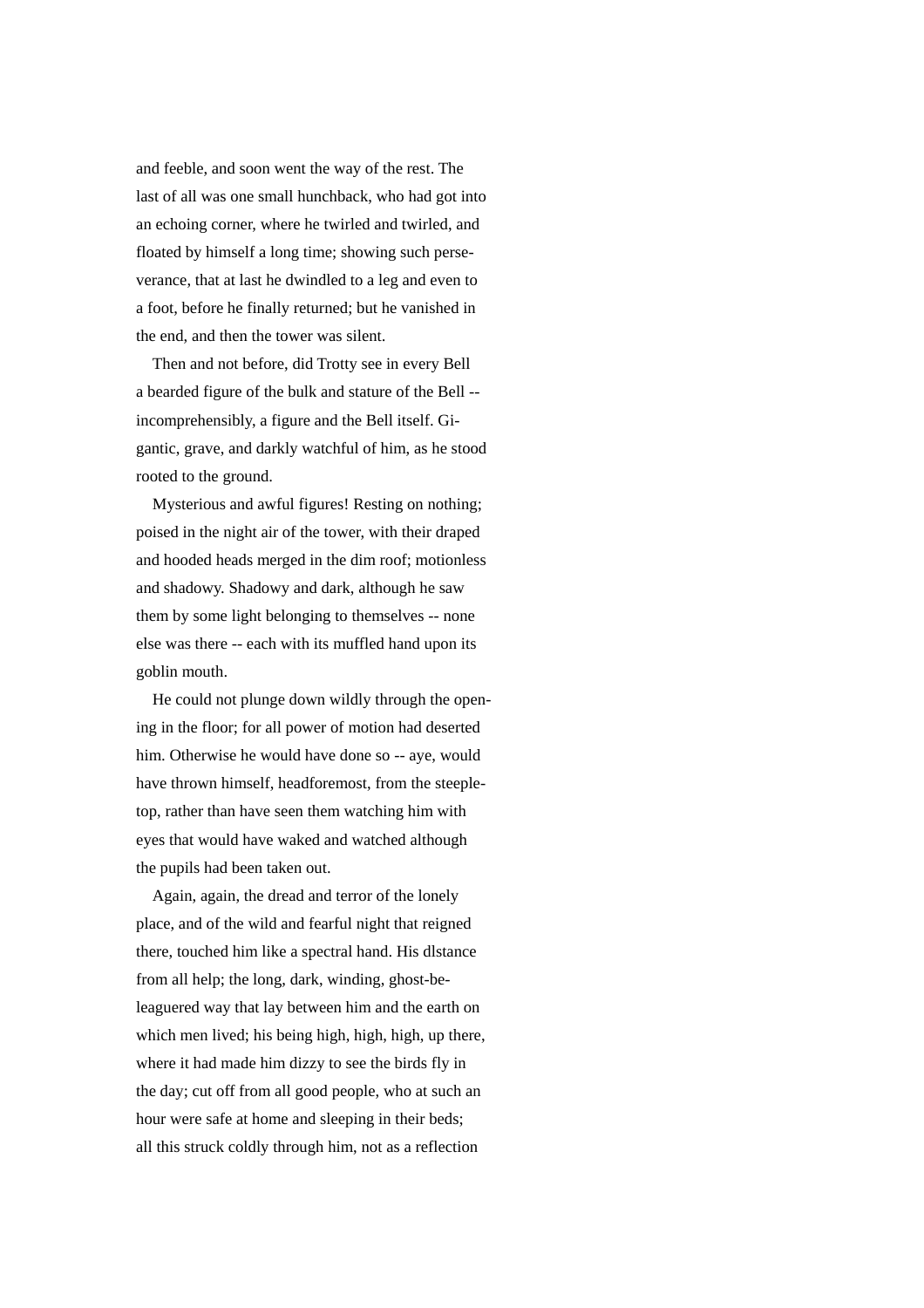and feeble, and soon went the way of the rest. The last of all was one small hunchback, who had got into an echoing corner, where he twirled and twirled, and floated by himself a long time; showing such perseverance, that at last he dwindled to a leg and even to a foot, before he finally returned; but he vanished in the end, and then the tower was silent.

Then and not before, did Trotty see in every Bell a bearded figure of the bulk and stature of the Bell -- incomprehensibly, a figure and the Bell itself. Gigantic, grave, and darkly watchful of him, as he stood rooted to the ground.

Mysterious and awful figures! Resting on nothing; poised in the night air of the tower, with their draped and hooded heads merged in the dim roof; motionless and shadowy. Shadowy and dark, although he saw them by some light belonging to themselves -- none else was there -- each with its muffled hand upon its goblin mouth.

He could not plunge down wildly through the opening in the floor; for all power of motion had deserted him. Otherwise he would have done so -- aye, would have thrown himself, headforemost, from the steeple-top, rather than have seen them watching him with eyes that would have waked and watched although the pupils had been taken out.

Again, again, the dread and terror of the lonely place, and of the wild and fearful night that reigned there, touched him like a spectral hand. His dlstance from all help; the long, dark, winding, ghost-beleaguered way that lay between him and the earth on which men lived; his being high, high, high, up there, where it had made him dizzy to see the birds fly in the day; cut off from all good people, who at such an hour were safe at home and sleeping in their beds; all this struck coldly through him, not as a reflection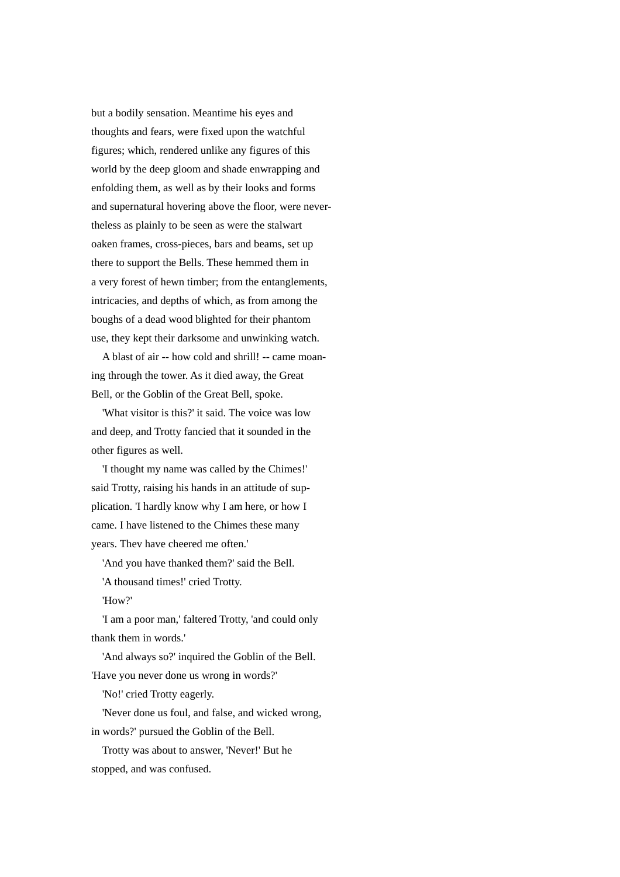but a bodily sensation. Meantime his eyes and thoughts and fears, were fixed upon the watchful figures; which, rendered unlike any figures of this world by the deep gloom and shade enwrapping and enfolding them, as well as by their looks and forms and supernatural hovering above the floor, were nevertheless as plainly to be seen as were the stalwart oaken frames, cross-pieces, bars and beams, set up there to support the Bells. These hemmed them in a very forest of hewn timber; from the entanglements, intricacies, and depths of which, as from among the boughs of a dead wood blighted for their phantom use, they kept their darksome and unwinking watch.

A blast of air -- how cold and shrill! -- came moaning through the tower. As it died away, the Great Bell, or the Goblin of the Great Bell, spoke.

'What visitor is this?' it said. The voice was low and deep, and Trotty fancied that it sounded in the other figures as well.

'I thought my name was called by the Chimes!' said Trotty, raising his hands in an attitude of supplication. 'I hardly know why I am here, or how I came. I have listened to the Chimes these many years. Thev have cheered me often.'

'And you have thanked them?' said the Bell.

'A thousand times!' cried Trotty.

'How?'

'I am a poor man,' faltered Trotty, 'and could only thank them in words.'

'And always so?' inquired the Goblin of the Bell. 'Have you never done us wrong in words?'

'No!' cried Trotty eagerly.

'Never done us foul, and false, and wicked wrong, in words?' pursued the Goblin of the Bell.

Trotty was about to answer, 'Never!' But he stopped, and was confused.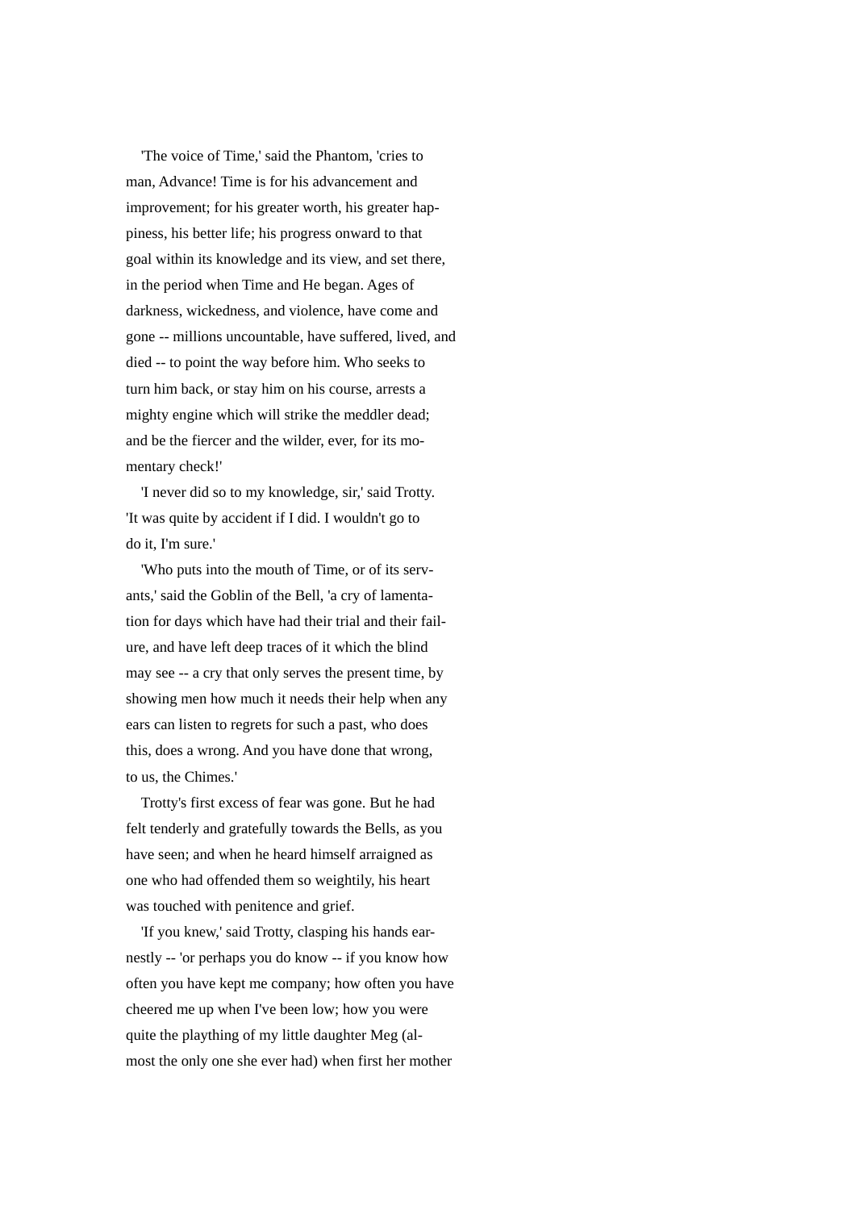'The voice of Time,' said the Phantom, 'cries to man, Advance! Time is for his advancement and improvement; for his greater worth, his greater happiness, his better life; his progress onward to that goal within its knowledge and its view, and set there, in the period when Time and He began. Ages of darkness, wickedness, and violence, have come and gone -- millions uncountable, have suffered, lived, and died -- to point the way before him. Who seeks to turn him back, or stay him on his course, arrests a mighty engine which will strike the meddler dead; and be the fiercer and the wilder, ever, for its momentary check!'

'I never did so to my knowledge, sir,' said Trotty. 'It was quite by accident if I did. I wouldn't go to do it, I'm sure.'

'Who puts into the mouth of Time, or of its servants,' said the Goblin of the Bell, 'a cry of lamentation for days which have had their trial and their failure, and have left deep traces of it which the blind may see -- a cry that only serves the present time, by showing men how much it needs their help when any ears can listen to regrets for such a past, who does this, does a wrong. And you have done that wrong, to us, the Chimes.'

Trotty's first excess of fear was gone. But he had felt tenderly and gratefully towards the Bells, as you have seen; and when he heard himself arraigned as one who had offended them so weightily, his heart was touched with penitence and grief.

'If you knew,' said Trotty, clasping his hands earnestly -- 'or perhaps you do know -- if you know how often you have kept me company; how often you have cheered me up when I've been low; how you were quite the plaything of my little daughter Meg (almost the only one she ever had) when first her mother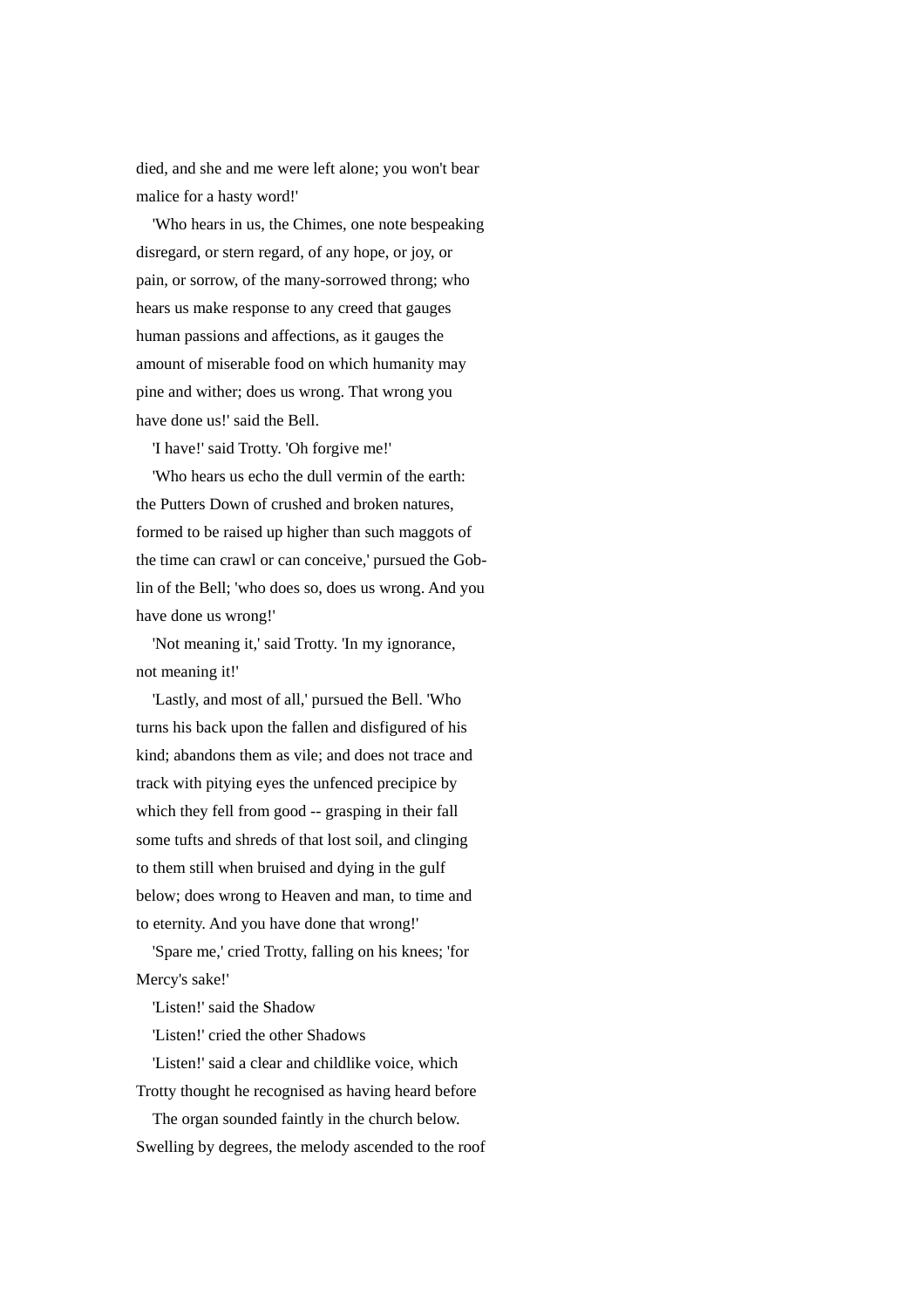died, and she and me were left alone; you won't bear malice for a hasty word!'

'Who hears in us, the Chimes, one note bespeaking disregard, or stern regard, of any hope, or joy, or pain, or sorrow, of the many-sorrowed throng; who hears us make response to any creed that gauges human passions and affections, as it gauges the amount of miserable food on which humanity may pine and wither; does us wrong. That wrong you have done us!' said the Bell.

'I have!' said Trotty. 'Oh forgive me!'

'Who hears us echo the dull vermin of the earth: the Putters Down of crushed and broken natures, formed to be raised up higher than such maggots of the time can crawl or can conceive,' pursued the Goblin of the Bell; 'who does so, does us wrong. And you have done us wrong!'

'Not meaning it,' said Trotty. 'In my ignorance, not meaning it!'

'Lastly, and most of all,' pursued the Bell. 'Who turns his back upon the fallen and disfigured of his kind; abandons them as vile; and does not trace and track with pitying eyes the unfenced precipice by which they fell from good -- grasping in their fall some tufts and shreds of that lost soil, and clinging to them still when bruised and dying in the gulf below; does wrong to Heaven and man, to time and to eternity. And you have done that wrong!'

'Spare me,' cried Trotty, falling on his knees; 'for Mercy's sake!'

'Listen!' said the Shadow

'Listen!' cried the other Shadows

'Listen!' said a clear and childlike voice, which Trotty thought he recognised as having heard before

The organ sounded faintly in the church below. Swelling by degrees, the melody ascended to the roof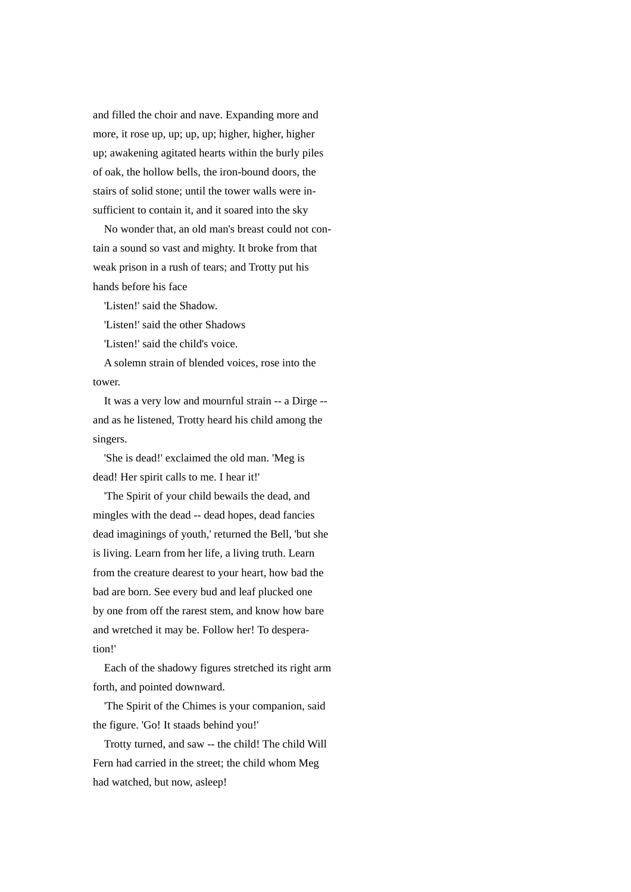and filled the choir and nave. Expanding more and more, it rose up, up; up, up; higher, higher, higher up; awakening agitated hearts within the burly piles of oak, the hollow bells, the iron-bound doors, the stairs of solid stone; until the tower walls were insufficient to contain it, and it soared into the sky

No wonder that, an old man's breast could not contain a sound so vast and mighty. It broke from that weak prison in a rush of tears; and Trotty put his hands before his face

'Listen!' said the Shadow.

'Listen!' said the other Shadows

'Listen!' said the child's voice.

A solemn strain of blended voices, rose into the tower.

It was a very low and mournful strain -- a Dirge -- and as he listened, Trotty heard his child among the singers.

'She is dead!' exclaimed the old man. 'Meg is dead! Her spirit calls to me. I hear it!'

'The Spirit of your child bewails the dead, and mingles with the dead -- dead hopes, dead fancies dead imaginings of youth,' returned the Bell, 'but she is living. Learn from her life, a living truth. Learn from the creature dearest to your heart, how bad the bad are born. See every bud and leaf plucked one by one from off the rarest stem, and know how bare and wretched it may be. Follow her! To desperation!'

Each of the shadowy figures stretched its right arm forth, and pointed downward.

'The Spirit of the Chimes is your companion, said the figure. 'Go! It staads behind you!'

Trotty turned, and saw -- the child! The child Will Fern had carried in the street; the child whom Meg had watched, but now, asleep!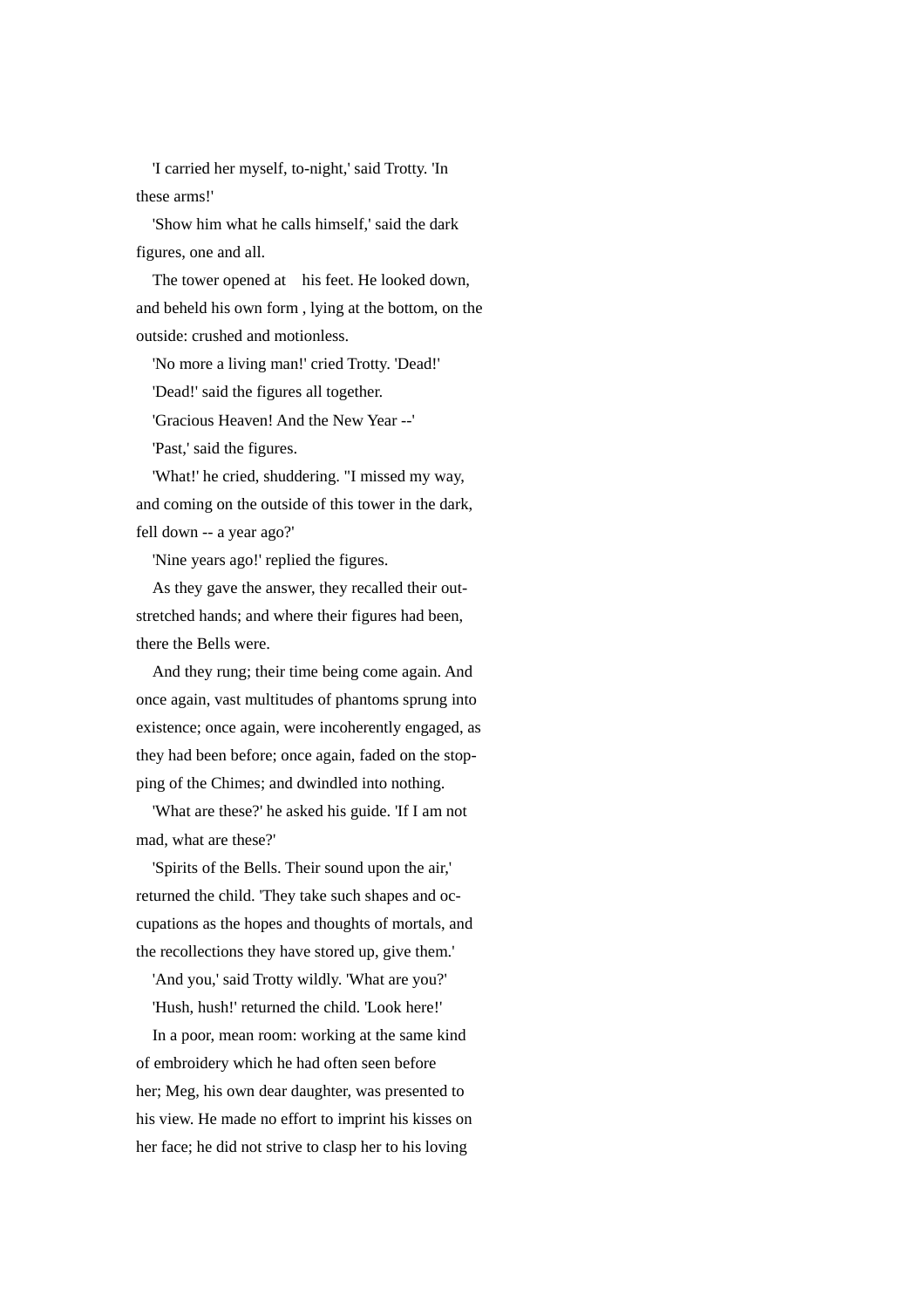'I carried her myself, to-night,' said Trotty. 'In these arms!'

'Show him what he calls himself,' said the dark figures, one and all.

The tower opened at his feet. He looked down, and beheld his own form , lying at the bottom, on the outside: crushed and motionless.

'No more a living man!' cried Trotty. 'Dead!'

'Dead!' said the figures all together.

'Gracious Heaven! And the New Year --'

'Past,' said the figures.

'What!' he cried, shuddering. "I missed my way, and coming on the outside of this tower in the dark, fell down -- a year ago?'

'Nine years ago!' replied the figures.

As they gave the answer, they recalled their outstretched hands; and where their figures had been, there the Bells were.

And they rung; their time being come again. And once again, vast multitudes of phantoms sprung into existence; once again, were incoherently engaged, as they had been before; once again, faded on the stopping of the Chimes; and dwindled into nothing.

'What are these?' he asked his guide. 'If I am not mad, what are these?'

'Spirits of the Bells. Their sound upon the air,' returned the child. 'They take such shapes and occupations as the hopes and thoughts of mortals, and the recollections they have stored up, give them.'

'And you,' said Trotty wildly. 'What are you?'

'Hush, hush!' returned the child. 'Look here!'

In a poor, mean room: working at the same kind of embroidery which he had often seen before her; Meg, his own dear daughter, was presented to his view. He made no effort to imprint his kisses on her face; he did not strive to clasp her to his loving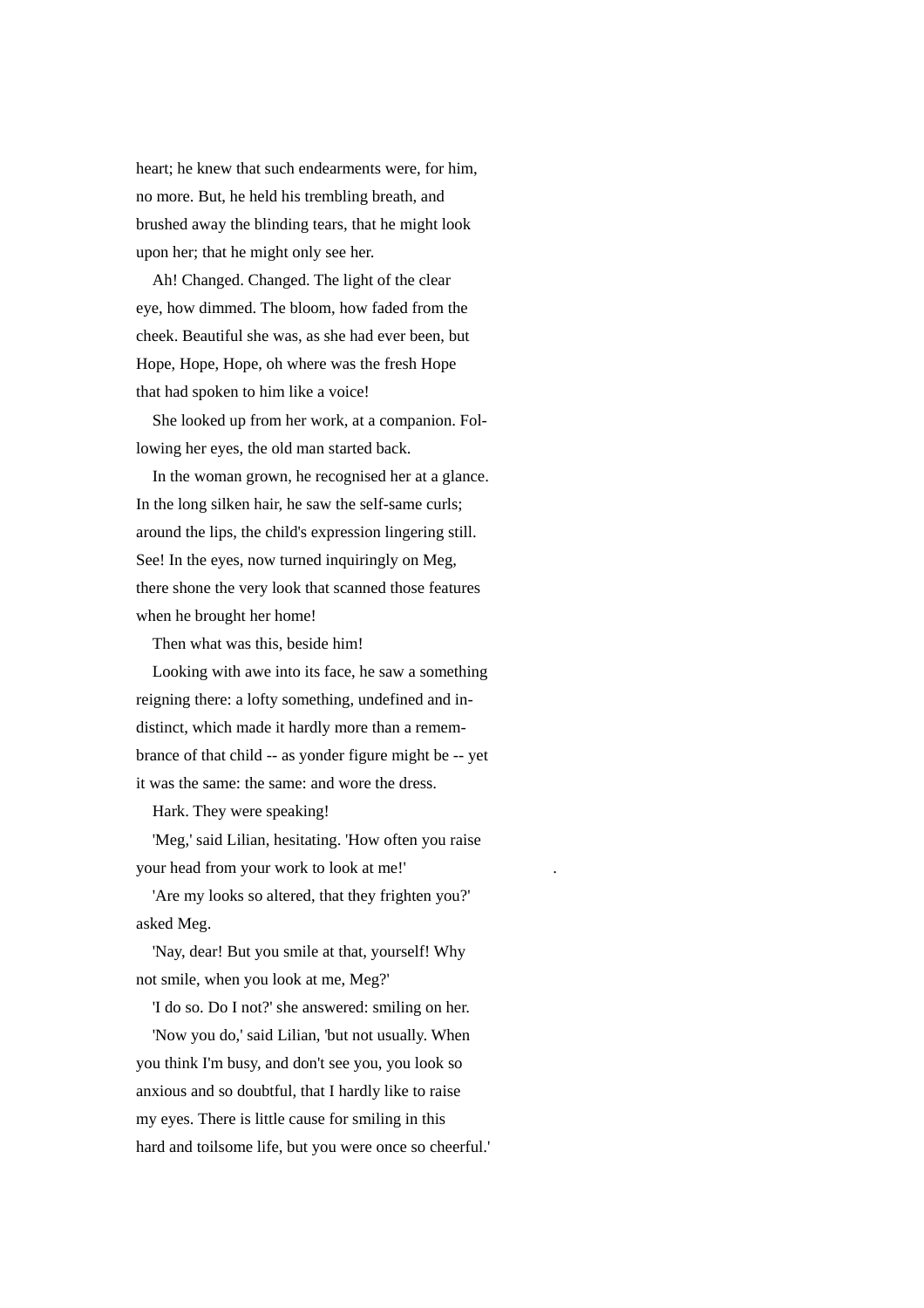heart; he knew that such endearments were, for him, no more. But, he held his trembling breath, and brushed away the blinding tears, that he might look upon her; that he might only see her.

Ah! Changed. Changed. The light of the clear eye, how dimmed. The bloom, how faded from the cheek. Beautiful she was, as she had ever been, but Hope, Hope, Hope, oh where was the fresh Hope that had spoken to him like a voice!

She looked up from her work, at a companion. Following her eyes, the old man started back.

In the woman grown, he recognised her at a glance. In the long silken hair, he saw the self-same curls; around the lips, the child's expression lingering still. See! In the eyes, now turned inquiringly on Meg, there shone the very look that scanned those features when he brought her home!

Then what was this, beside him!

Looking with awe into its face, he saw a something reigning there: a lofty something, undefined and indistinct, which made it hardly more than a remembrance of that child -- as yonder figure might be -- yet it was the same: the same: and wore the dress.

Hark. They were speaking!

'Meg,' said Lilian, hesitating. 'How often you raise your head from your work to look at me!'

'Are my looks so altered, that they frighten you?' asked Meg.

'Nay, dear! But you smile at that, yourself! Why not smile, when you look at me, Meg?'

'I do so. Do I not?' she answered: smiling on her.

'Now you do,' said Lilian, 'but not usually. When you think I'm busy, and don't see you, you look so anxious and so doubtful, that I hardly like to raise my eyes. There is little cause for smiling in this hard and toilsome life, but you were once so cheerful.'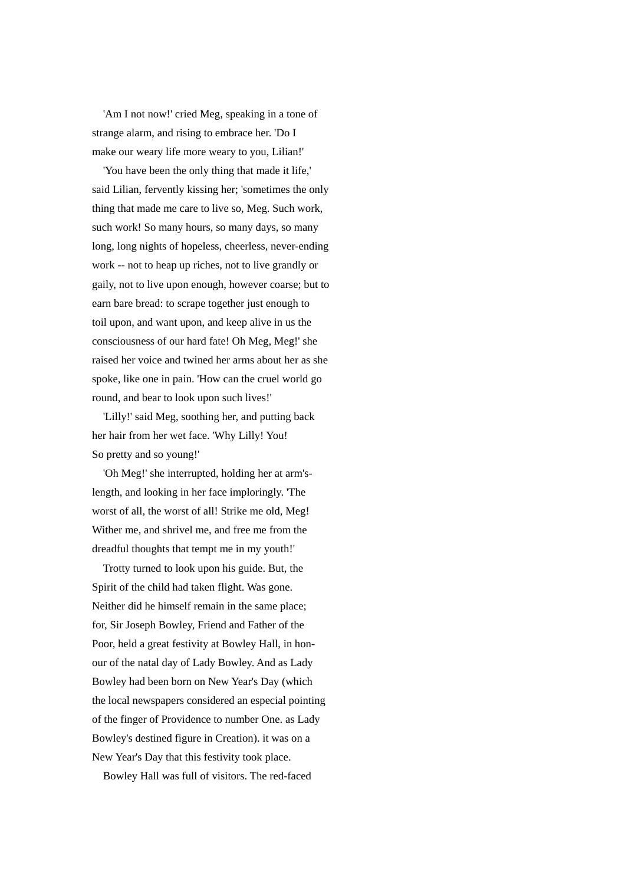'Am I not now!' cried Meg, speaking in a tone of strange alarm, and rising to embrace her. 'Do I make our weary life more weary to you, Lilian!'

'You have been the only thing that made it life,' said Lilian, fervently kissing her; 'sometimes the only thing that made me care to live so, Meg. Such work, such work! So many hours, so many days, so many long, long nights of hopeless, cheerless, never-ending work -- not to heap up riches, not to live grandly or gaily, not to live upon enough, however coarse; but to earn bare bread: to scrape together just enough to toil upon, and want upon, and keep alive in us the consciousness of our hard fate! Oh Meg, Meg!' she raised her voice and twined her arms about her as she spoke, like one in pain. 'How can the cruel world go round, and bear to look upon such lives!'

'Lilly!' said Meg, soothing her, and putting back her hair from her wet face. 'Why Lilly! You! So pretty and so young!'

'Oh Meg!' she interrupted, holding her at arm's-length, and looking in her face imploringly. 'The worst of all, the worst of all! Strike me old, Meg! Wither me, and shrivel me, and free me from the dreadful thoughts that tempt me in my youth!'

Trotty turned to look upon his guide. But, the Spirit of the child had taken flight. Was gone. Neither did he himself remain in the same place; for, Sir Joseph Bowley, Friend and Father of the Poor, held a great festivity at Bowley Hall, in honour of the natal day of Lady Bowley. And as Lady Bowley had been born on New Year's Day (which the local newspapers considered an especial pointing of the finger of Providence to number One. as Lady Bowley's destined figure in Creation). it was on a New Year's Day that this festivity took place.

Bowley Hall was full of visitors. The red-faced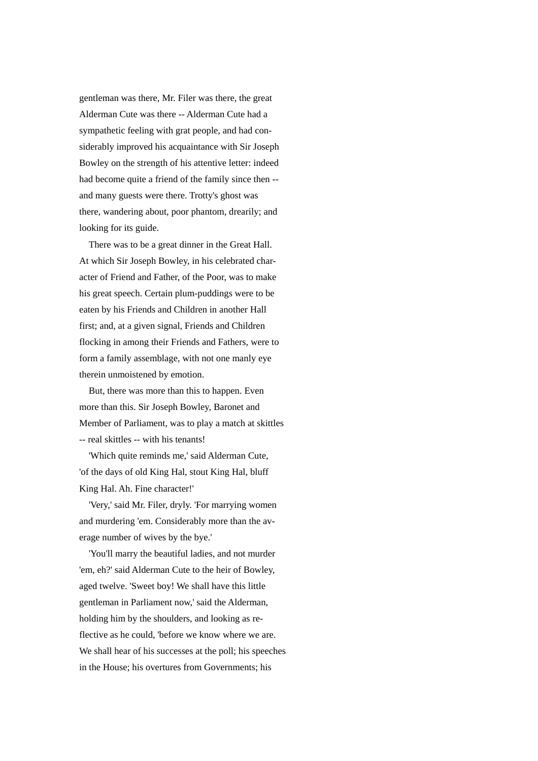gentleman was there, Mr. Filer was there, the great Alderman Cute was there -- Alderman Cute had a sympathetic feeling with grat people, and had considerably improved his acquaintance with Sir Joseph Bowley on the strength of his attentive letter: indeed had become quite a friend of the family since then -- and many guests were there. Trotty's ghost was there, wandering about, poor phantom, drearily; and looking for its guide.

There was to be a great dinner in the Great Hall. At which Sir Joseph Bowley, in his celebrated character of Friend and Father, of the Poor, was to make his great speech. Certain plum-puddings were to be eaten by his Friends and Children in another Hall first; and, at a given signal, Friends and Children flocking in among their Friends and Fathers, were to form a family assemblage, with not one manly eye therein unmoistened by emotion.

But, there was more than this to happen. Even more than this. Sir Joseph Bowley, Baronet and Member of Parliament, was to play a match at skittles -- real skittles -- with his tenants!

'Which quite reminds me,' said Alderman Cute, 'of the days of old King Hal, stout King Hal, bluff King Hal. Ah. Fine character!'

'Very,' said Mr. Filer, dryly. 'For marrying women and murdering 'em. Considerably more than the average number of wives by the bye.'

'You'll marry the beautiful ladies, and not murder 'em, eh?' said Alderman Cute to the heir of Bowley, aged twelve. 'Sweet boy! We shall have this little gentleman in Parliament now,' said the Alderman, holding him by the shoulders, and looking as reflective as he could, 'before we know where we are. We shall hear of his successes at the poll; his speeches in the House; his overtures from Governments; his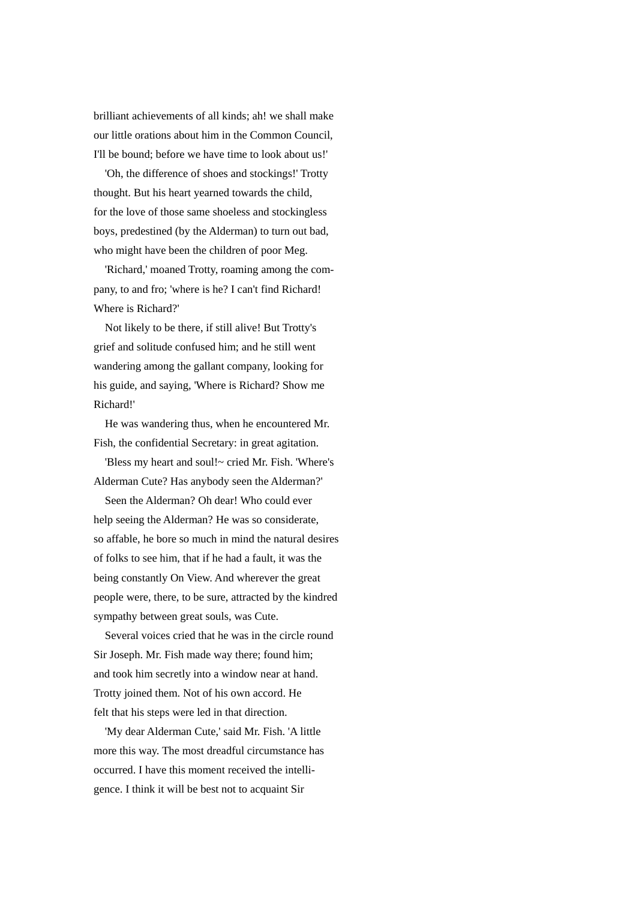brilliant achievements of all kinds; ah! we shall make our little orations about him in the Common Council, I'll be bound; before we have time to look about us!'

'Oh, the difference of shoes and stockings!' Trotty thought. But his heart yearned towards the child, for the love of those same shoeless and stockingless boys, predestined (by the Alderman) to turn out bad, who might have been the children of poor Meg.

'Richard,' moaned Trotty, roaming among the company, to and fro; 'where is he? I can't find Richard! Where is Richard?'

Not likely to be there, if still alive! But Trotty's grief and solitude confused him; and he still went wandering among the gallant company, looking for his guide, and saying, 'Where is Richard? Show me Richard!'

He was wandering thus, when he encountered Mr. Fish, the confidential Secretary: in great agitation.

'Bless my heart and soul!~ cried Mr. Fish. 'Where's Alderman Cute? Has anybody seen the Alderman?'

Seen the Alderman? Oh dear! Who could ever help seeing the Alderman? He was so considerate, so affable, he bore so much in mind the natural desires of folks to see him, that if he had a fault, it was the being constantly On View. And wherever the great people were, there, to be sure, attracted by the kindred sympathy between great souls, was Cute.

Several voices cried that he was in the circle round Sir Joseph. Mr. Fish made way there; found him; and took him secretly into a window near at hand. Trotty joined them. Not of his own accord. He felt that his steps were led in that direction.

'My dear Alderman Cute,' said Mr. Fish. 'A little more this way. The most dreadful circumstance has occurred. I have this moment received the intelligence. I think it will be best not to acquaint Sir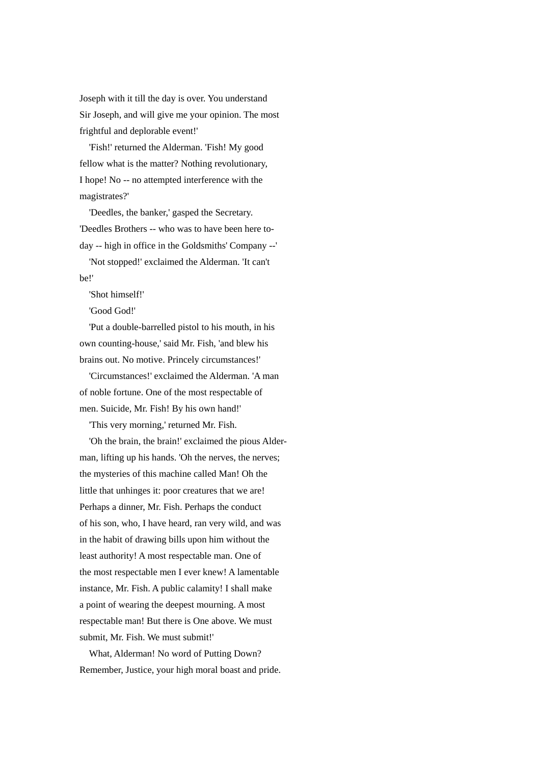Joseph with it till the day is over. You understand Sir Joseph, and will give me your opinion. The most frightful and deplorable event!'

'Fish!' returned the Alderman. 'Fish! My good fellow what is the matter? Nothing revolutionary, I hope! No -- no attempted interference with the magistrates?'

'Deedles, the banker,' gasped the Secretary. 'Deedles Brothers -- who was to have been here to-day -- high in office in the Goldsmiths' Company --'

'Not stopped!' exclaimed the Alderman. 'It can't be!'

'Shot himself!'

'Good God!'

'Put a double-barrelled pistol to his mouth, in his own counting-house,' said Mr. Fish, 'and blew his brains out. No motive. Princely circumstances!'

'Circumstances!' exclaimed the Alderman. 'A man of noble fortune. One of the most respectable of men. Suicide, Mr. Fish! By his own hand!'

'This very morning,' returned Mr. Fish.

'Oh the brain, the brain!' exclaimed the pious Alderman, lifting up his hands. 'Oh the nerves, the nerves; the mysteries of this machine called Man! Oh the little that unhinges it: poor creatures that we are! Perhaps a dinner, Mr. Fish. Perhaps the conduct of his son, who, I have heard, ran very wild, and was in the habit of drawing bills upon him without the least authority! A most respectable man. One of the most respectable men I ever knew! A lamentable instance, Mr. Fish. A public calamity! I shall make a point of wearing the deepest mourning. A most respectable man! But there is One above. We must submit, Mr. Fish. We must submit!'

What, Alderman! No word of Putting Down? Remember, Justice, your high moral boast and pride.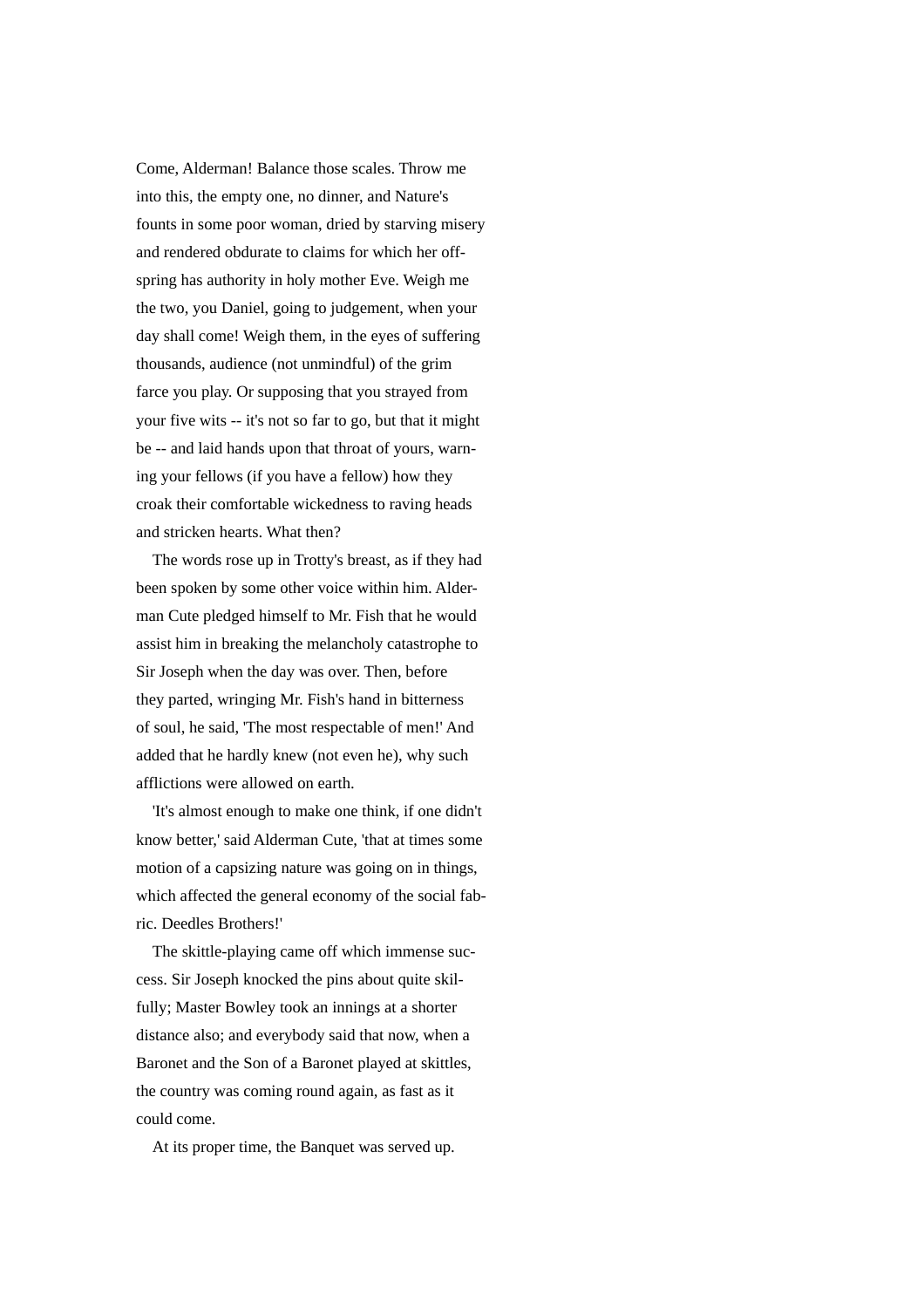Come, Alderman! Balance those scales. Throw me into this, the empty one, no dinner, and Nature's founts in some poor woman, dried by starving misery and rendered obdurate to claims for which her offspring has authority in holy mother Eve. Weigh me the two, you Daniel, going to judgement, when your day shall come! Weigh them, in the eyes of suffering thousands, audience (not unmindful) of the grim farce you play. Or supposing that you strayed from your five wits -- it's not so far to go, but that it might be -- and laid hands upon that throat of yours, warning your fellows (if you have a fellow) how they croak their comfortable wickedness to raving heads and stricken hearts. What then?

The words rose up in Trotty's breast, as if they had been spoken by some other voice within him. Alderman Cute pledged himself to Mr. Fish that he would assist him in breaking the melancholy catastrophe to Sir Joseph when the day was over. Then, before they parted, wringing Mr. Fish's hand in bitterness of soul, he said, 'The most respectable of men!' And added that he hardly knew (not even he), why such afflictions were allowed on earth.

'It's almost enough to make one think, if one didn't know better,' said Alderman Cute, 'that at times some motion of a capsizing nature was going on in things, which affected the general economy of the social fabric. Deedles Brothers!'

The skittle-playing came off which immense success. Sir Joseph knocked the pins about quite skilfully; Master Bowley took an innings at a shorter distance also; and everybody said that now, when a Baronet and the Son of a Baronet played at skittles, the country was coming round again, as fast as it could come.

At its proper time, the Banquet was served up.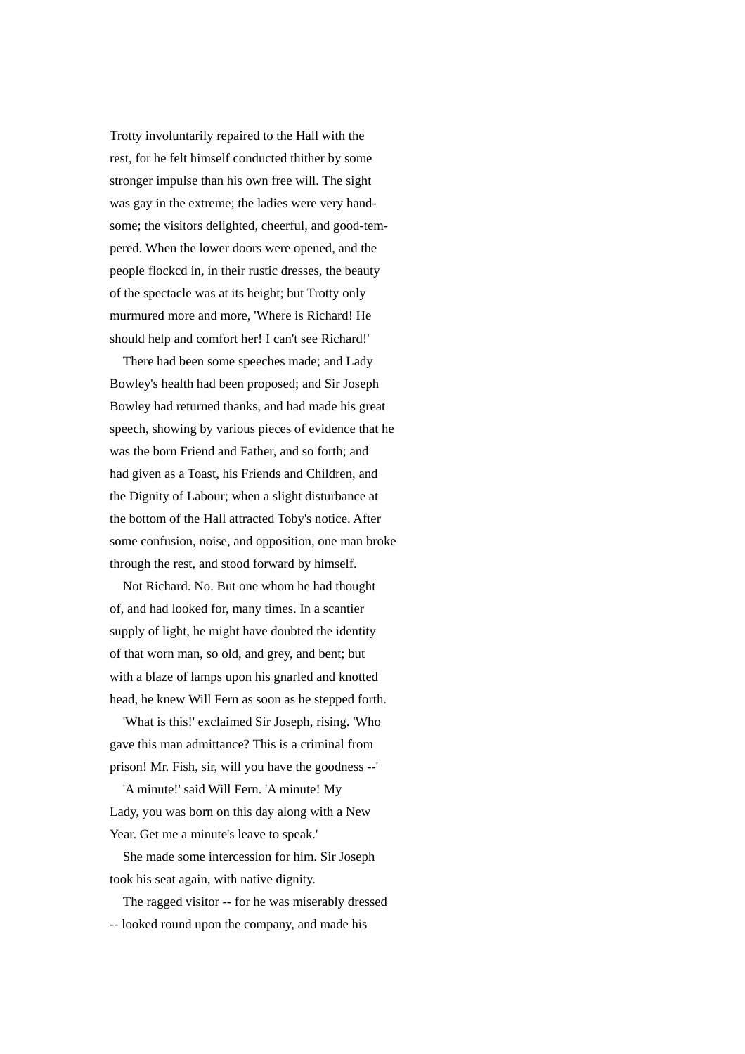Trotty involuntarily repaired to the Hall with the rest, for he felt himself conducted thither by some stronger impulse than his own free will. The sight was gay in the extreme; the ladies were very handsome; the visitors delighted, cheerful, and good-tempered. When the lower doors were opened, and the people flockcd in, in their rustic dresses, the beauty of the spectacle was at its height; but Trotty only murmured more and more, 'Where is Richard! He should help and comfort her! I can't see Richard!'

There had been some speeches made; and Lady Bowley's health had been proposed; and Sir Joseph Bowley had returned thanks, and had made his great speech, showing by various pieces of evidence that he was the born Friend and Father, and so forth; and had given as a Toast, his Friends and Children, and the Dignity of Labour; when a slight disturbance at the bottom of the Hall attracted Toby's notice. After some confusion, noise, and opposition, one man broke through the rest, and stood forward by himself.

Not Richard. No. But one whom he had thought of, and had looked for, many times. In a scantier supply of light, he might have doubted the identity of that worn man, so old, and grey, and bent; but with a blaze of lamps upon his gnarled and knotted head, he knew Will Fern as soon as he stepped forth.

'What is this!' exclaimed Sir Joseph, rising. 'Who gave this man admittance? This is a criminal from prison! Mr. Fish, sir, will you have the goodness --'

'A minute!' said Will Fern. 'A minute! My Lady, you was born on this day along with a New Year. Get me a minute's leave to speak.'

She made some intercession for him. Sir Joseph took his seat again, with native dignity.

The ragged visitor -- for he was miserably dressed -- looked round upon the company, and made his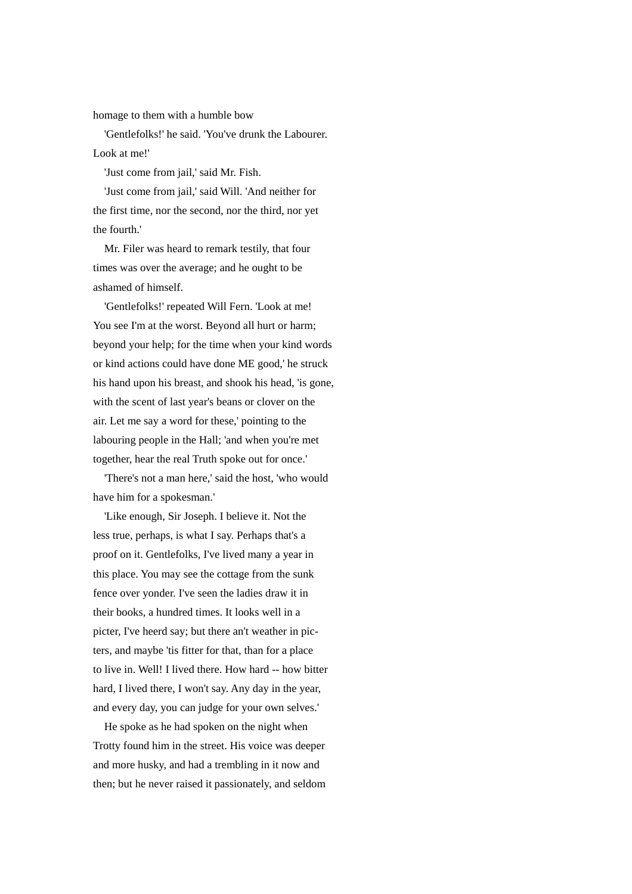homage to them with a humble bow

'Gentlefolks!' he said. 'You've drunk the Labourer. Look at me!'

'Just come from jail,' said Mr. Fish.

'Just come from jail,' said Will. 'And neither for the first time, nor the second, nor the third, nor yet the fourth.'

Mr. Filer was heard to remark testily, that four times was over the average; and he ought to be ashamed of himself.

'Gentlefolks!' repeated Will Fern. 'Look at me! You see I'm at the worst. Beyond all hurt or harm; beyond your help; for the time when your kind words or kind actions could have done ME good,' he struck his hand upon his breast, and shook his head, 'is gone, with the scent of last year's beans or clover on the air. Let me say a word for these,' pointing to the labouring people in the Hall; 'and when you're met together, hear the real Truth spoke out for once.'

'There's not a man here,' said the host, 'who would have him for a spokesman.'

'Like enough, Sir Joseph. I believe it. Not the less true, perhaps, is what I say. Perhaps that's a proof on it. Gentlefolks, I've lived many a year in this place. You may see the cottage from the sunk fence over yonder. I've seen the ladies draw it in their books, a hundred times. It looks well in a picter, I've heerd say; but there an't weather in picters, and maybe 'tis fitter for that, than for a place to live in. Well! I lived there. How hard -- how bitter hard, I lived there, I won't say. Any day in the year, and every day, you can judge for your own selves.'

He spoke as he had spoken on the night when Trotty found him in the street. His voice was deeper and more husky, and had a trembling in it now and then; but he never raised it passionately, and seldom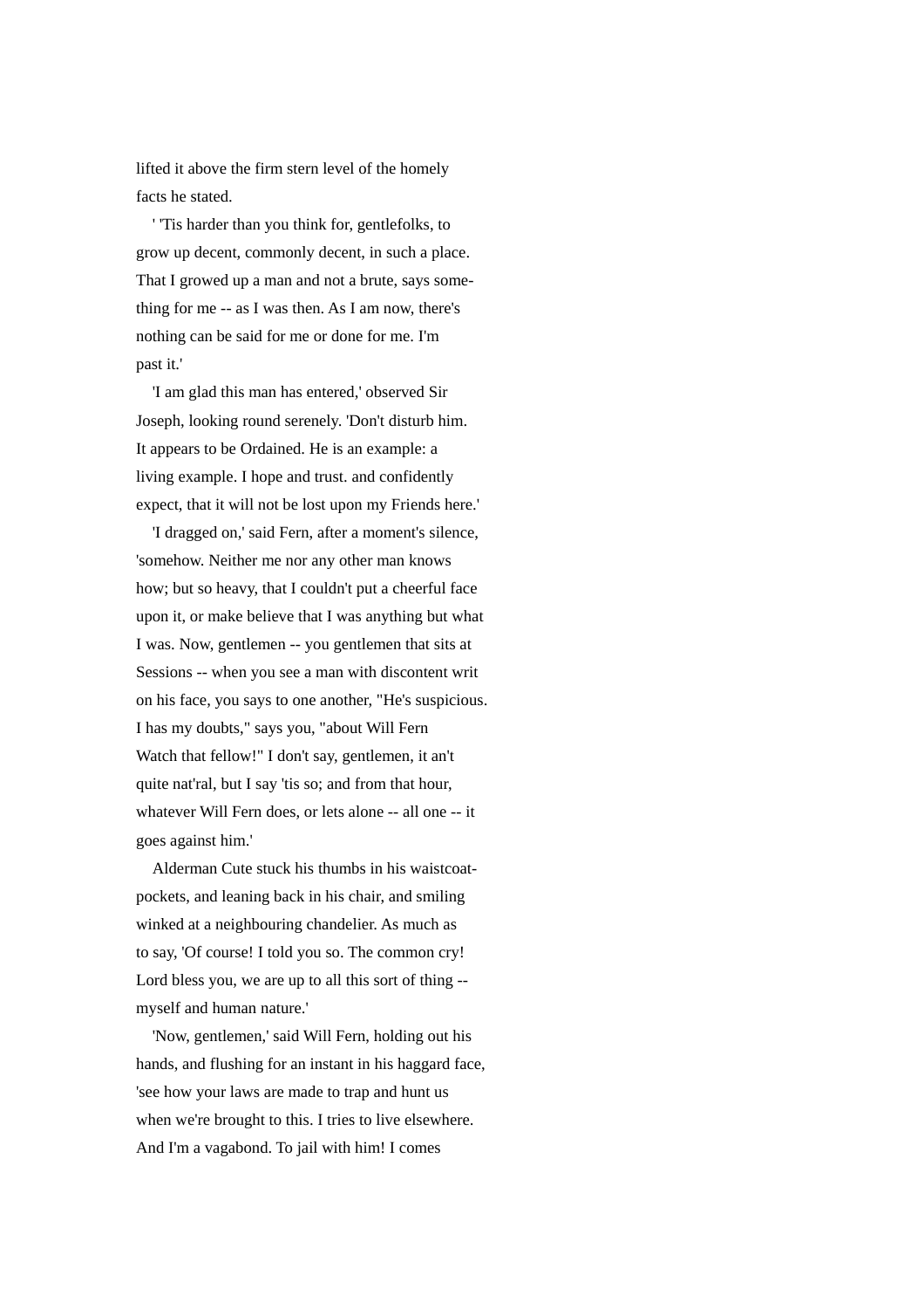lifted it above the firm stern level of the homely facts he stated.

' 'Tis harder than you think for, gentlefolks, to grow up decent, commonly decent, in such a place. That I growed up a man and not a brute, says something for me -- as I was then. As I am now, there's nothing can be said for me or done for me. I'm past it.'

'I am glad this man has entered,' observed Sir Joseph, looking round serenely. 'Don't disturb him. It appears to be Ordained. He is an example: a living example. I hope and trust. and confidently expect, that it will not be lost upon my Friends here.'

'I dragged on,' said Fern, after a moment's silence, 'somehow. Neither me nor any other man knows how; but so heavy, that I couldn't put a cheerful face upon it, or make believe that I was anything but what I was. Now, gentlemen -- you gentlemen that sits at Sessions -- when you see a man with discontent writ on his face, you says to one another, "He's suspicious. I has my doubts," says you, "about Will Fern Watch that fellow!" I don't say, gentlemen, it an't quite nat'ral, but I say 'tis so; and from that hour, whatever Will Fern does, or lets alone -- all one -- it goes against him.'

Alderman Cute stuck his thumbs in his waistcoat-pockets, and leaning back in his chair, and smiling winked at a neighbouring chandelier. As much as to say, 'Of course! I told you so. The common cry! Lord bless you, we are up to all this sort of thing -- myself and human nature.'

'Now, gentlemen,' said Will Fern, holding out his hands, and flushing for an instant in his haggard face, 'see how your laws are made to trap and hunt us when we're brought to this. I tries to live elsewhere. And I'm a vagabond. To jail with him! I comes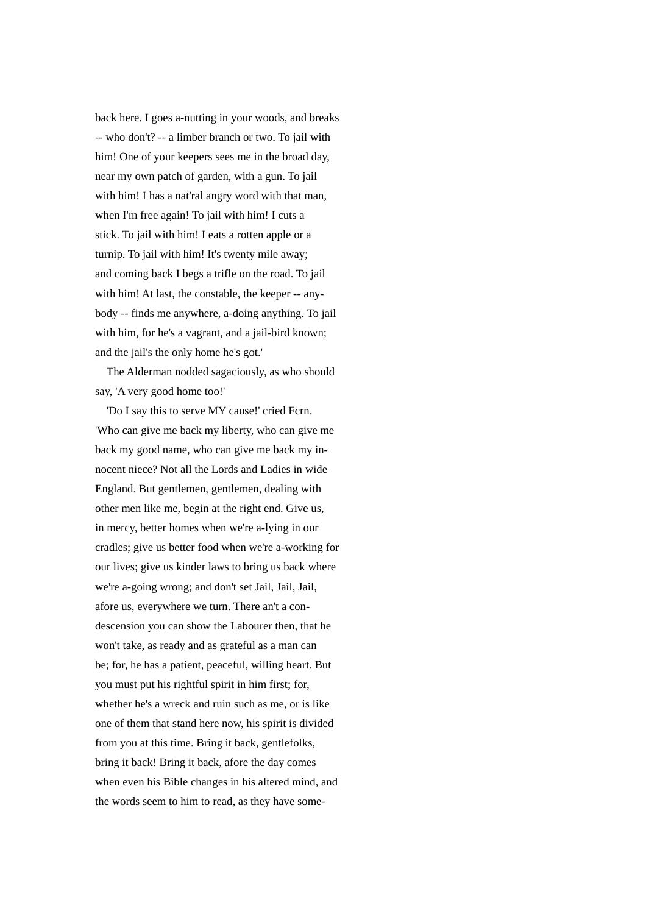back here. I goes a-nutting in your woods, and breaks -- who don't? -- a limber branch or two. To jail with him! One of your keepers sees me in the broad day, near my own patch of garden, with a gun. To jail with him! I has a nat'ral angry word with that man, when I'm free again! To jail with him! I cuts a stick. To jail with him! I eats a rotten apple or a turnip. To jail with him! It's twenty mile away; and coming back I begs a trifle on the road. To jail with him! At last, the constable, the keeper -- anybody -- finds me anywhere, a-doing anything. To jail with him, for he's a vagrant, and a jail-bird known; and the jail's the only home he's got.'

The Alderman nodded sagaciously, as who should say, 'A very good home too!'

'Do I say this to serve MY cause!' cried Fcrn. 'Who can give me back my liberty, who can give me back my good name, who can give me back my innocent niece? Not all the Lords and Ladies in wide England. But gentlemen, gentlemen, dealing with other men like me, begin at the right end. Give us, in mercy, better homes when we're a-lying in our cradles; give us better food when we're a-working for our lives; give us kinder laws to bring us back where we're a-going wrong; and don't set Jail, Jail, Jail, afore us, everywhere we turn. There an't a condescension you can show the Labourer then, that he won't take, as ready and as grateful as a man can be; for, he has a patient, peaceful, willing heart. But you must put his rightful spirit in him first; for, whether he's a wreck and ruin such as me, or is like one of them that stand here now, his spirit is divided from you at this time. Bring it back, gentlefolks, bring it back! Bring it back, afore the day comes when even his Bible changes in his altered mind, and the words seem to him to read, as they have some-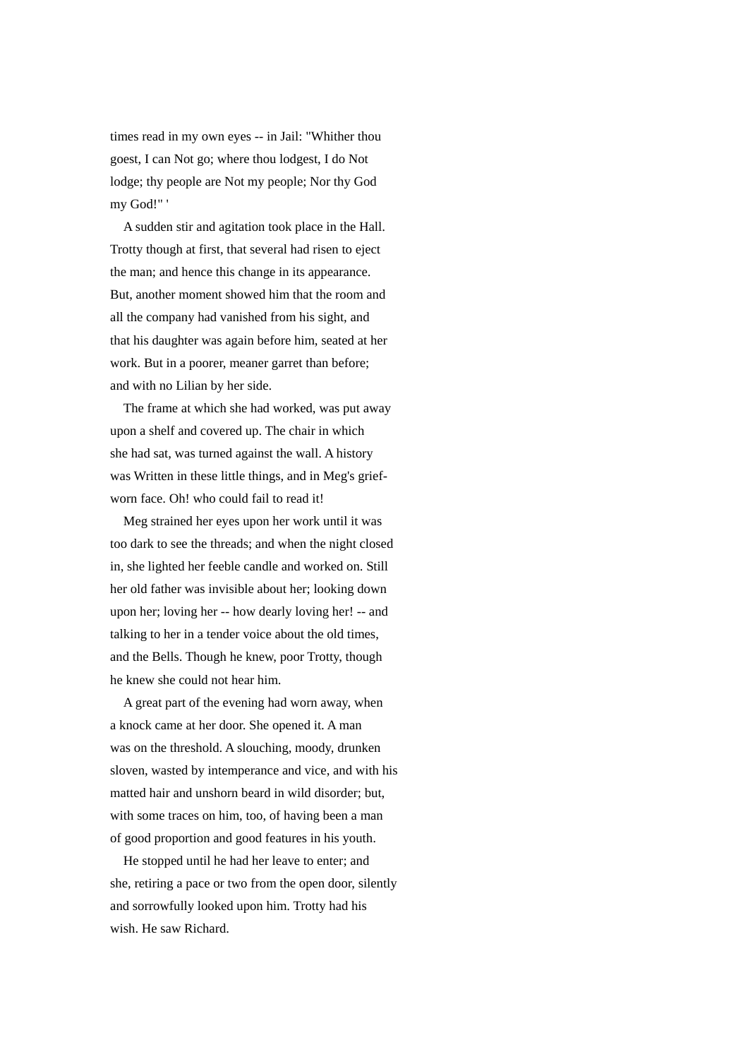times read in my own eyes -- in Jail: "Whither thou goest, I can Not go; where thou lodgest, I do Not lodge; thy people are Not my people; Nor thy God my God!" '

A sudden stir and agitation took place in the Hall. Trotty though at first, that several had risen to eject the man; and hence this change in its appearance. But, another moment showed him that the room and all the company had vanished from his sight, and that his daughter was again before him, seated at her work. But in a poorer, meaner garret than before; and with no Lilian by her side.

The frame at which she had worked, was put away upon a shelf and covered up. The chair in which she had sat, was turned against the wall. A history was Written in these little things, and in Meg's grief-worn face. Oh! who could fail to read it!

Meg strained her eyes upon her work until it was too dark to see the threads; and when the night closed in, she lighted her feeble candle and worked on. Still her old father was invisible about her; looking down upon her; loving her -- how dearly loving her! -- and talking to her in a tender voice about the old times, and the Bells. Though he knew, poor Trotty, though he knew she could not hear him.

A great part of the evening had worn away, when a knock came at her door. She opened it. A man was on the threshold. A slouching, moody, drunken sloven, wasted by intemperance and vice, and with his matted hair and unshorn beard in wild disorder; but, with some traces on him, too, of having been a man of good proportion and good features in his youth.

He stopped until he had her leave to enter; and she, retiring a pace or two from the open door, silently and sorrowfully looked upon him. Trotty had his wish. He saw Richard.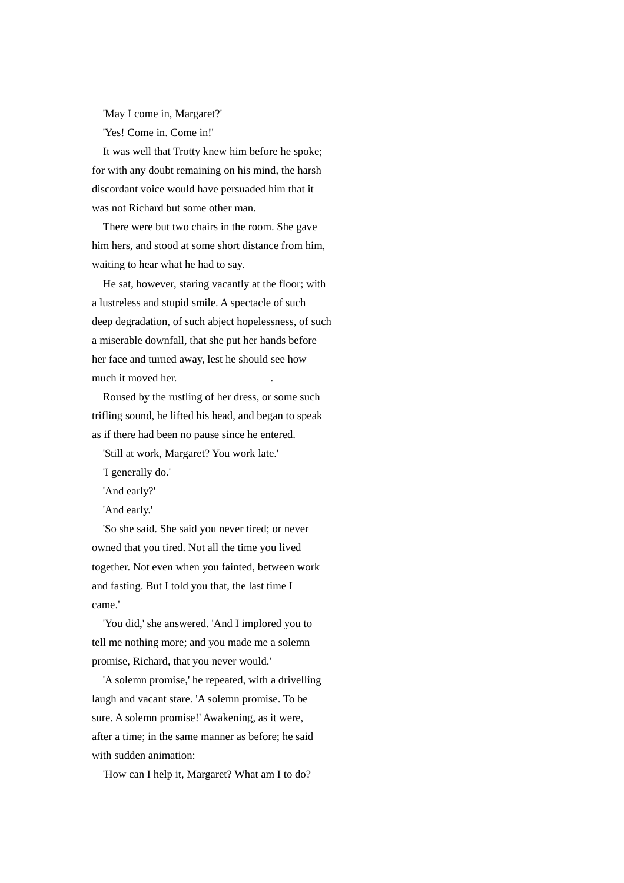'May I come in, Margaret?'

'Yes! Come in. Come in!'

It was well that Trotty knew him before he spoke; for with any doubt remaining on his mind, the harsh discordant voice would have persuaded him that it was not Richard but some other man.

There were but two chairs in the room. She gave him hers, and stood at some short distance from him, waiting to hear what he had to say.

He sat, however, staring vacantly at the floor; with a lustreless and stupid smile. A spectacle of such deep degradation, of such abject hopelessness, of such a miserable downfall, that she put her hands before her face and turned away, lest he should see how much it moved her.

Roused by the rustling of her dress, or some such trifling sound, he lifted his head, and began to speak as if there had been no pause since he entered.

'Still at work, Margaret? You work late.'

'I generally do.'

'And early?'

'And early.'

'So she said. She said you never tired; or never owned that you tired. Not all the time you lived together. Not even when you fainted, between work and fasting. But I told you that, the last time I came.'

'You did,' she answered. 'And I implored you to tell me nothing more; and you made me a solemn promise, Richard, that you never would.'

'A solemn promise,' he repeated, with a drivelling laugh and vacant stare. 'A solemn promise. To be sure. A solemn promise!' Awakening, as it were, after a time; in the same manner as before; he said with sudden animation:

'How can I help it, Margaret? What am I to do?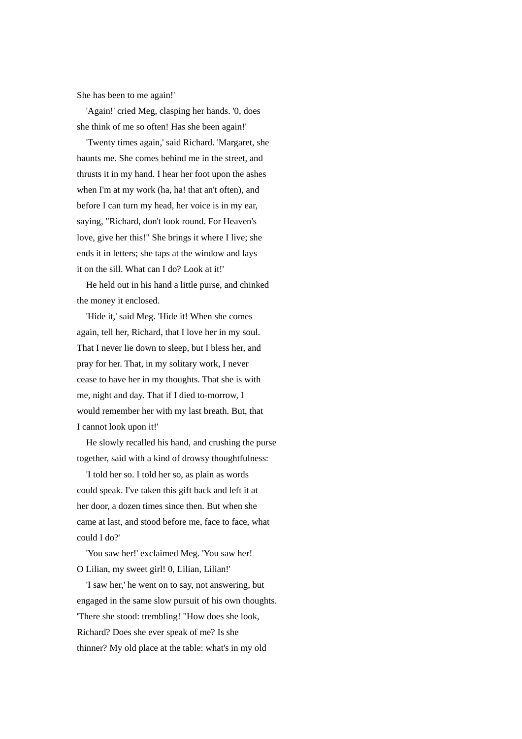She has been to me again!'

'Again!' cried Meg, clasping her hands. '0, does she think of me so often! Has she been again!'

'Twenty times again,' said Richard. 'Margaret, she haunts me. She comes behind me in the street, and thrusts it in my hand. I hear her foot upon the ashes when I'm at my work (ha, ha! that an't often), and before I can turn my head, her voice is in my ear, saying, "Richard, don't look round. For Heaven's love, give her this!" She brings it where I live; she ends it in letters; she taps at the window and lays it on the sill. What can I do? Look at it!'

He held out in his hand a little purse, and chinked the money it enclosed.

'Hide it,' said Meg. 'Hide it! When she comes again, tell her, Richard, that I love her in my soul. That I never lie down to sleep, but I bless her, and pray for her. That, in my solitary work, I never cease to have her in my thoughts. That she is with me, night and day. That if I died to-morrow, I would remember her with my last breath. But, that I cannot look upon it!'

He slowly recalled his hand, and crushing the purse together, said with a kind of drowsy thoughtfulness:

'I told her so. I told her so, as plain as words could speak. I've taken this gift back and left it at her door, a dozen times since then. But when she came at last, and stood before me, face to face, what could I do?'

'You saw her!' exclaimed Meg. 'You saw her! O Lilian, my sweet girl! 0, Lilian, Lilian!'

'I saw her,' he went on to say, not answering, but engaged in the same slow pursuit of his own thoughts. 'There she stood: trembling! "How does she look, Richard? Does she ever speak of me? Is she thinner? My old place at the table: what's in my old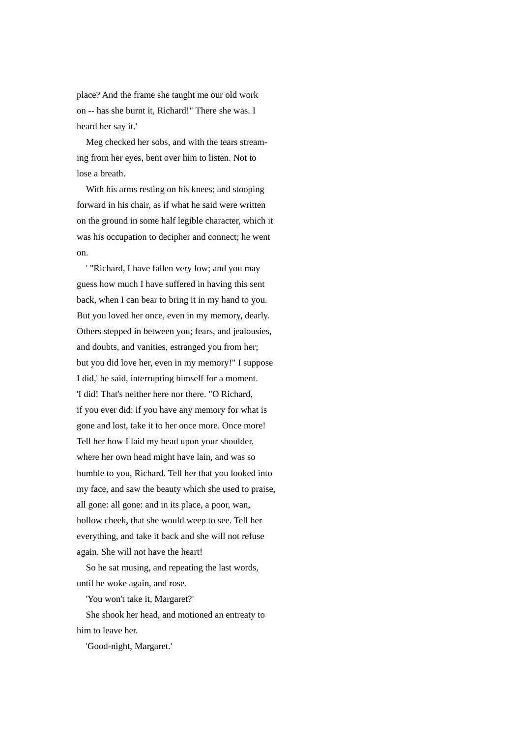place? And the frame she taught me our old work on -- has she burnt it, Richard!" There she was. I heard her say it.'

Meg checked her sobs, and with the tears streaming from her eyes, bent over him to listen. Not to lose a breath.

With his arms resting on his knees; and stooping forward in his chair, as if what he said were written on the ground in some half legible character, which it was his occupation to decipher and connect; he went on.

' "Richard, I have fallen very low; and you may guess how much I have suffered in having this sent back, when I can bear to bring it in my hand to you. But you loved her once, even in my memory, dearly. Others stepped in between you; fears, and jealousies, and doubts, and vanities, estranged you from her; but you did love her, even in my memory!" I suppose I did,' he said, interrupting himself for a moment. 'I did! That's neither here nor there. "O Richard, if you ever did: if you have any memory for what is gone and lost, take it to her once more. Once more! Tell her how I laid my head upon your shoulder, where her own head might have lain, and was so humble to you, Richard. Tell her that you looked into my face, and saw the beauty which she used to praise, all gone: all gone: and in its place, a poor, wan, hollow cheek, that she would weep to see. Tell her everything, and take it back and she will not refuse again. She will not have the heart!

So he sat musing, and repeating the last words, until he woke again, and rose.

'You won't take it, Margaret?'

She shook her head, and motioned an entreaty to him to leave her.

'Good-night, Margaret.'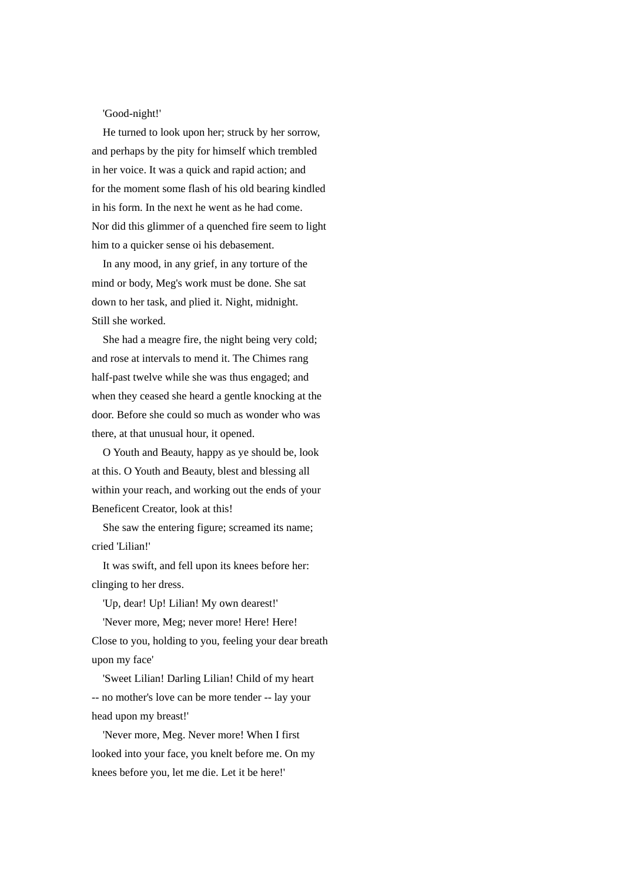'Good-night!'

He turned to look upon her; struck by her sorrow, and perhaps by the pity for himself which trembled in her voice. It was a quick and rapid action; and for the moment some flash of his old bearing kindled in his form. In the next he went as he had come. Nor did this glimmer of a quenched fire seem to light him to a quicker sense oi his debasement.

In any mood, in any grief, in any torture of the mind or body, Meg's work must be done. She sat down to her task, and plied it. Night, midnight. Still she worked.

She had a meagre fire, the night being very cold; and rose at intervals to mend it. The Chimes rang half-past twelve while she was thus engaged; and when they ceased she heard a gentle knocking at the door. Before she could so much as wonder who was there, at that unusual hour, it opened.

O Youth and Beauty, happy as ye should be, look at this. O Youth and Beauty, blest and blessing all within your reach, and working out the ends of your Beneficent Creator, look at this!

She saw the entering figure; screamed its name; cried 'Lilian!'

It was swift, and fell upon its knees before her: clinging to her dress.

'Up, dear! Up! Lilian! My own dearest!'

'Never more, Meg; never more! Here! Here! Close to you, holding to you, feeling your dear breath upon my face'

'Sweet Lilian! Darling Lilian! Child of my heart -- no mother's love can be more tender -- lay your head upon my breast!'

'Never more, Meg. Never more! When I first looked into your face, you knelt before me. On my knees before you, let me die. Let it be here!'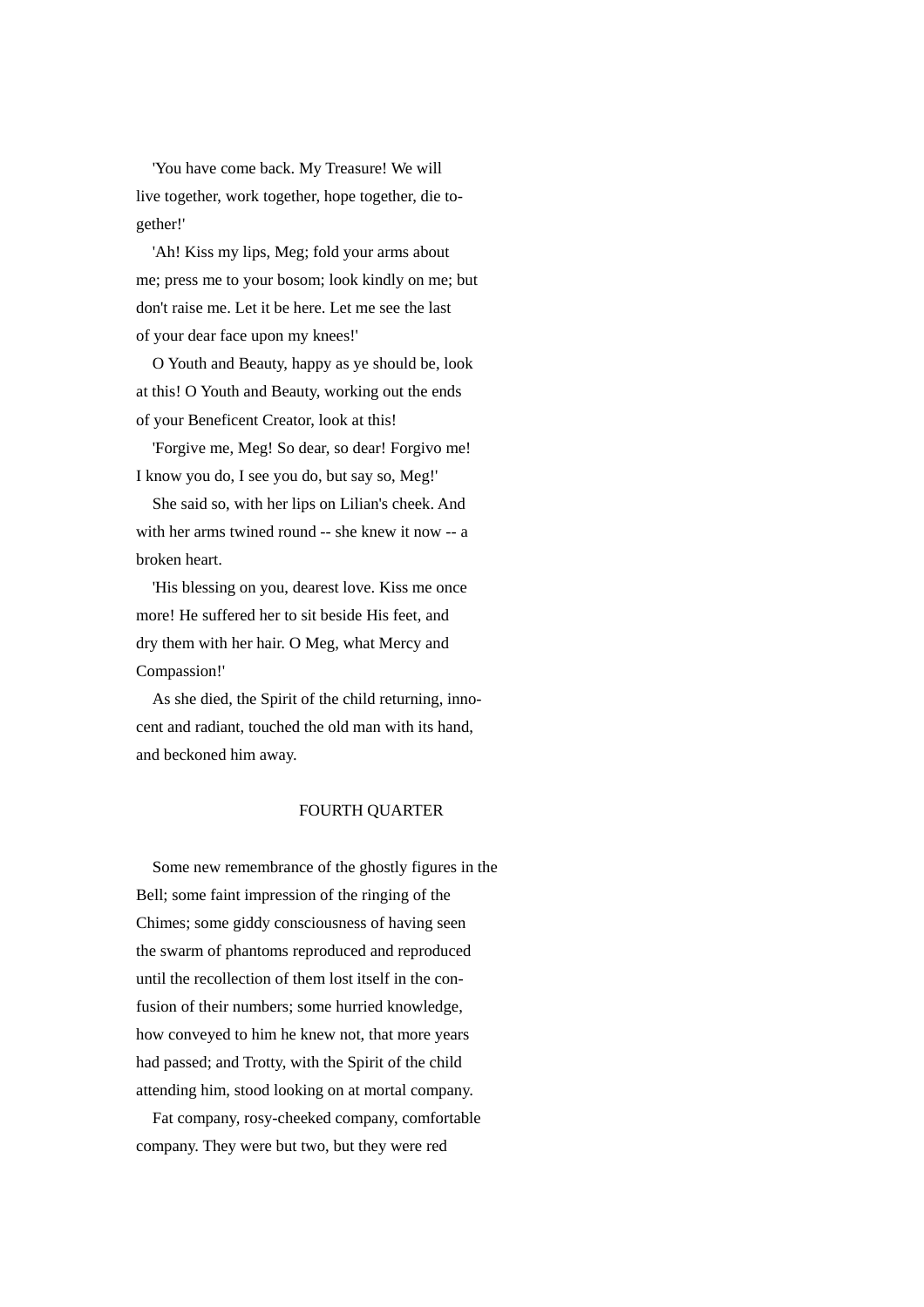'You have come back. My Treasure! We will live together, work together, hope together, die together!'

'Ah! Kiss my lips, Meg; fold your arms about me; press me to your bosom; look kindly on me; but don't raise me. Let it be here. Let me see the last of your dear face upon my knees!'

O Youth and Beauty, happy as ye should be, look at this! O Youth and Beauty, working out the ends of your Beneficent Creator, look at this!

'Forgive me, Meg! So dear, so dear! Forgivo me! I know you do, I see you do, but say so, Meg!'

She said so, with her lips on Lilian's cheek. And with her arms twined round -- she knew it now -- a broken heart.

'His blessing on you, dearest love. Kiss me once more! He suffered her to sit beside His feet, and dry them with her hair. O Meg, what Mercy and Compassion!'

As she died, the Spirit of the child returning, innocent and radiant, touched the old man with its hand, and beckoned him away.

## FOURTH QUARTER

Some new remembrance of the ghostly figures in the Bell; some faint impression of the ringing of the Chimes; some giddy consciousness of having seen the swarm of phantoms reproduced and reproduced until the recollection of them lost itself in the confusion of their numbers; some hurried knowledge, how conveyed to him he knew not, that more years had passed; and Trotty, with the Spirit of the child attending him, stood looking on at mortal company.

Fat company, rosy-cheeked company, comfortable company. They were but two, but they were red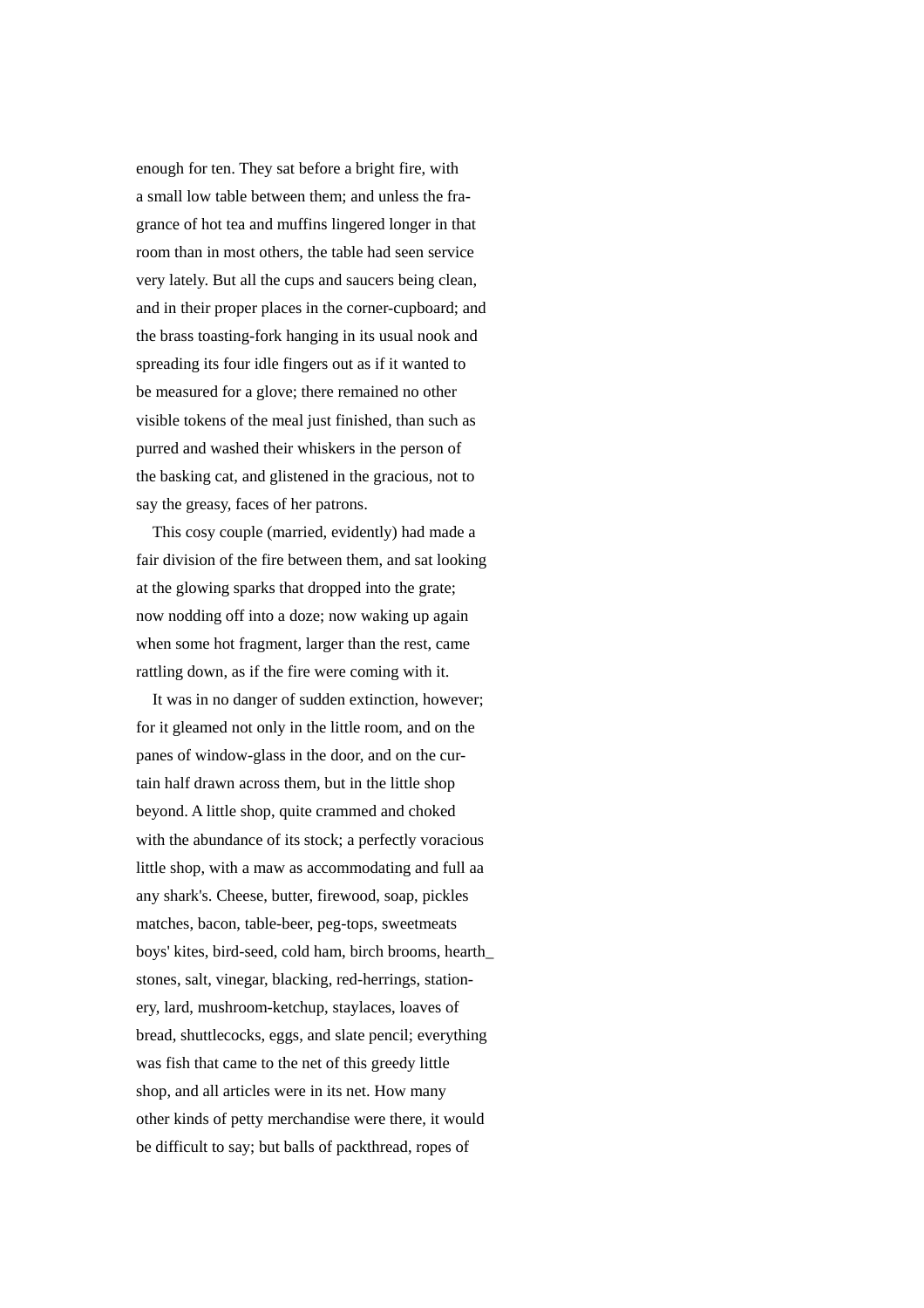enough for ten. They sat before a bright fire, with a small low table between them; and unless the fragrance of hot tea and muffins lingered longer in that room than in most others, the table had seen service very lately. But all the cups and saucers being clean, and in their proper places in the corner-cupboard; and the brass toasting-fork hanging in its usual nook and spreading its four idle fingers out as if it wanted to be measured for a glove; there remained no other visible tokens of the meal just finished, than such as purred and washed their whiskers in the person of the basking cat, and glistened in the gracious, not to say the greasy, faces of her patrons.

This cosy couple (married, evidently) had made a fair division of the fire between them, and sat looking at the glowing sparks that dropped into the grate; now nodding off into a doze; now waking up again when some hot fragment, larger than the rest, came rattling down, as if the fire were coming with it.

It was in no danger of sudden extinction, however; for it gleamed not only in the little room, and on the panes of window-glass in the door, and on the curtain half drawn across them, but in the little shop beyond. A little shop, quite crammed and choked with the abundance of its stock; a perfectly voracious little shop, with a maw as accommodating and full aa any shark's. Cheese, butter, firewood, soap, pickles matches, bacon, table-beer, peg-tops, sweetmeats boys' kites, bird-seed, cold ham, birch brooms, hearth_stones, salt, vinegar, blacking, red-herrings, stationery, lard, mushroom-ketchup, staylaces, loaves of bread, shuttlecocks, eggs, and slate pencil; everything was fish that came to the net of this greedy little shop, and all articles were in its net. How many other kinds of petty merchandise were there, it would be difficult to say; but balls of packthread, ropes of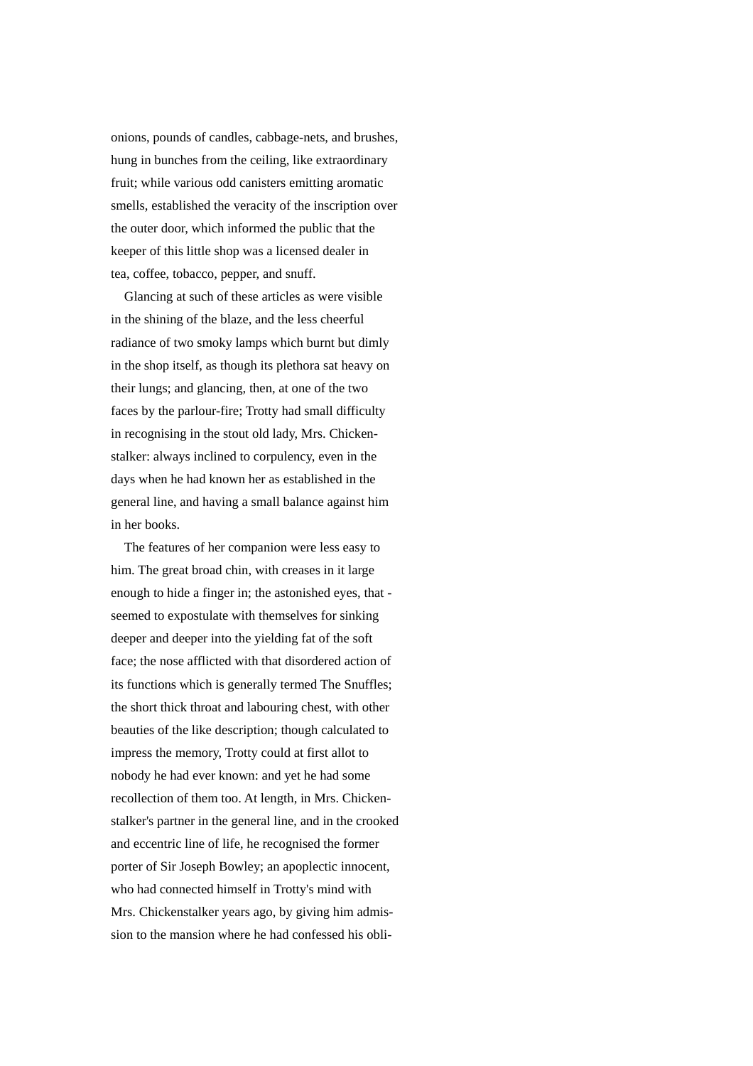onions, pounds of candles, cabbage-nets, and brushes, hung in bunches from the ceiling, like extraordinary fruit; while various odd canisters emitting aromatic smells, established the veracity of the inscription over the outer door, which informed the public that the keeper of this little shop was a licensed dealer in tea, coffee, tobacco, pepper, and snuff.

Glancing at such of these articles as were visible in the shining of the blaze, and the less cheerful radiance of two smoky lamps which burnt but dimly in the shop itself, as though its plethora sat heavy on their lungs; and glancing, then, at one of the two faces by the parlour-fire; Trotty had small difficulty in recognising in the stout old lady, Mrs. Chickenstalker: always inclined to corpulency, even in the days when he had known her as established in the general line, and having a small balance against him in her books.

The features of her companion were less easy to him. The great broad chin, with creases in it large enough to hide a finger in; the astonished eyes, that seemed to expostulate with themselves for sinking deeper and deeper into the yielding fat of the soft face; the nose afflicted with that disordered action of its functions which is generally termed The Snuffles; the short thick throat and labouring chest, with other beauties of the like description; though calculated to impress the memory, Trotty could at first allot to nobody he had ever known: and yet he had some recollection of them too. At length, in Mrs. Chickenstalker's partner in the general line, and in the crooked and eccentric line of life, he recognised the former porter of Sir Joseph Bowley; an apoplectic innocent, who had connected himself in Trotty's mind with Mrs. Chickenstalker years ago, by giving him admission to the mansion where he had confessed his obli-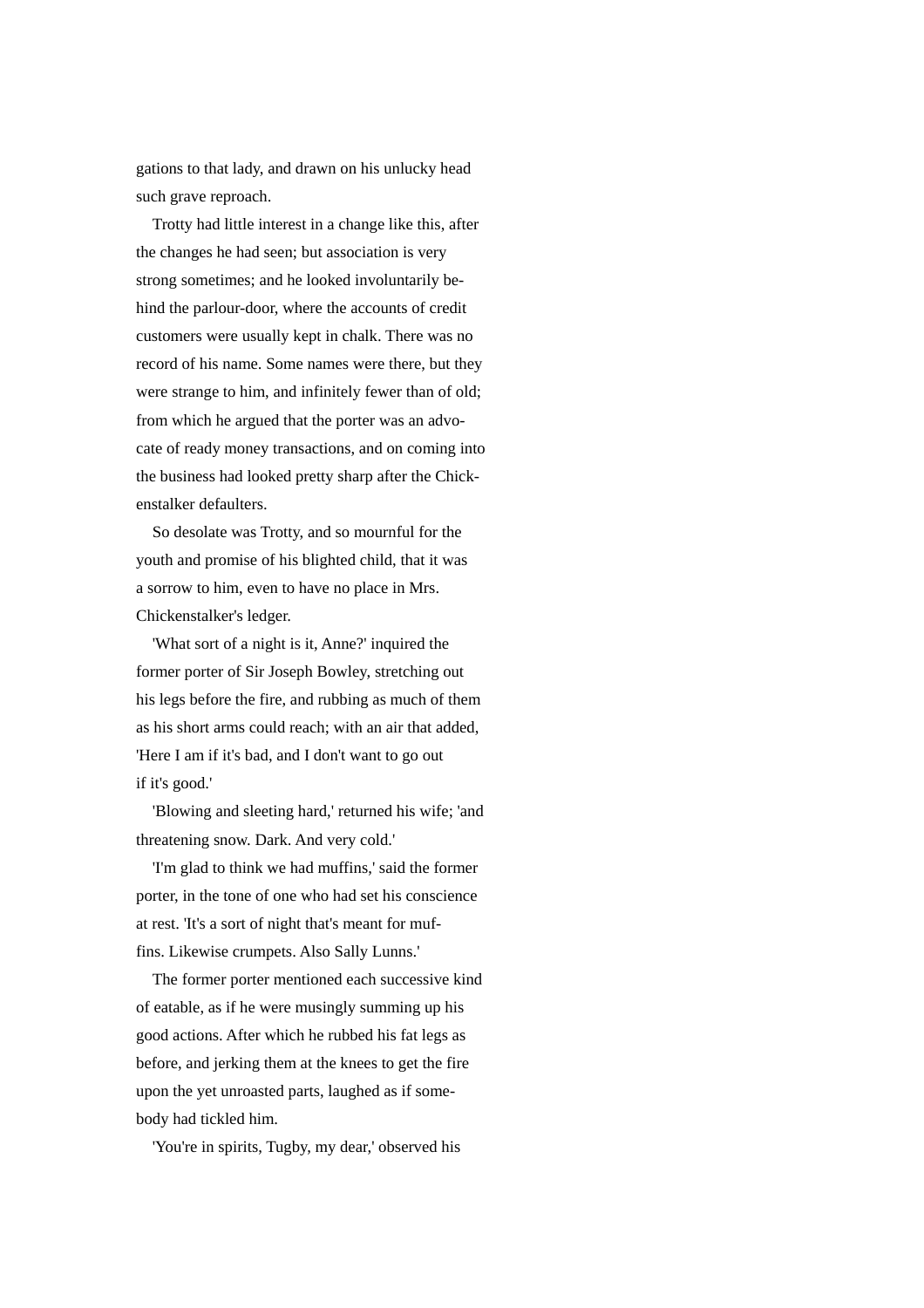gations to that lady, and drawn on his unlucky head such grave reproach.

Trotty had little interest in a change like this, after the changes he had seen; but association is very strong sometimes; and he looked involuntarily behind the parlour-door, where the accounts of credit customers were usually kept in chalk. There was no record of his name. Some names were there, but they were strange to him, and infinitely fewer than of old; from which he argued that the porter was an advocate of ready money transactions, and on coming into the business had looked pretty sharp after the Chickenstalker defaulters.

So desolate was Trotty, and so mournful for the youth and promise of his blighted child, that it was a sorrow to him, even to have no place in Mrs. Chickenstalker's ledger.

'What sort of a night is it, Anne?' inquired the former porter of Sir Joseph Bowley, stretching out his legs before the fire, and rubbing as much of them as his short arms could reach; with an air that added, 'Here I am if it's bad, and I don't want to go out if it's good.'

'Blowing and sleeting hard,' returned his wife; 'and threatening snow. Dark. And very cold.'

'I'm glad to think we had muffins,' said the former porter, in the tone of one who had set his conscience at rest. 'It's a sort of night that's meant for muffins. Likewise crumpets. Also Sally Lunns.'

The former porter mentioned each successive kind of eatable, as if he were musingly summing up his good actions. After which he rubbed his fat legs as before, and jerking them at the knees to get the fire upon the yet unroasted parts, laughed as if somebody had tickled him.

'You're in spirits, Tugby, my dear,' observed his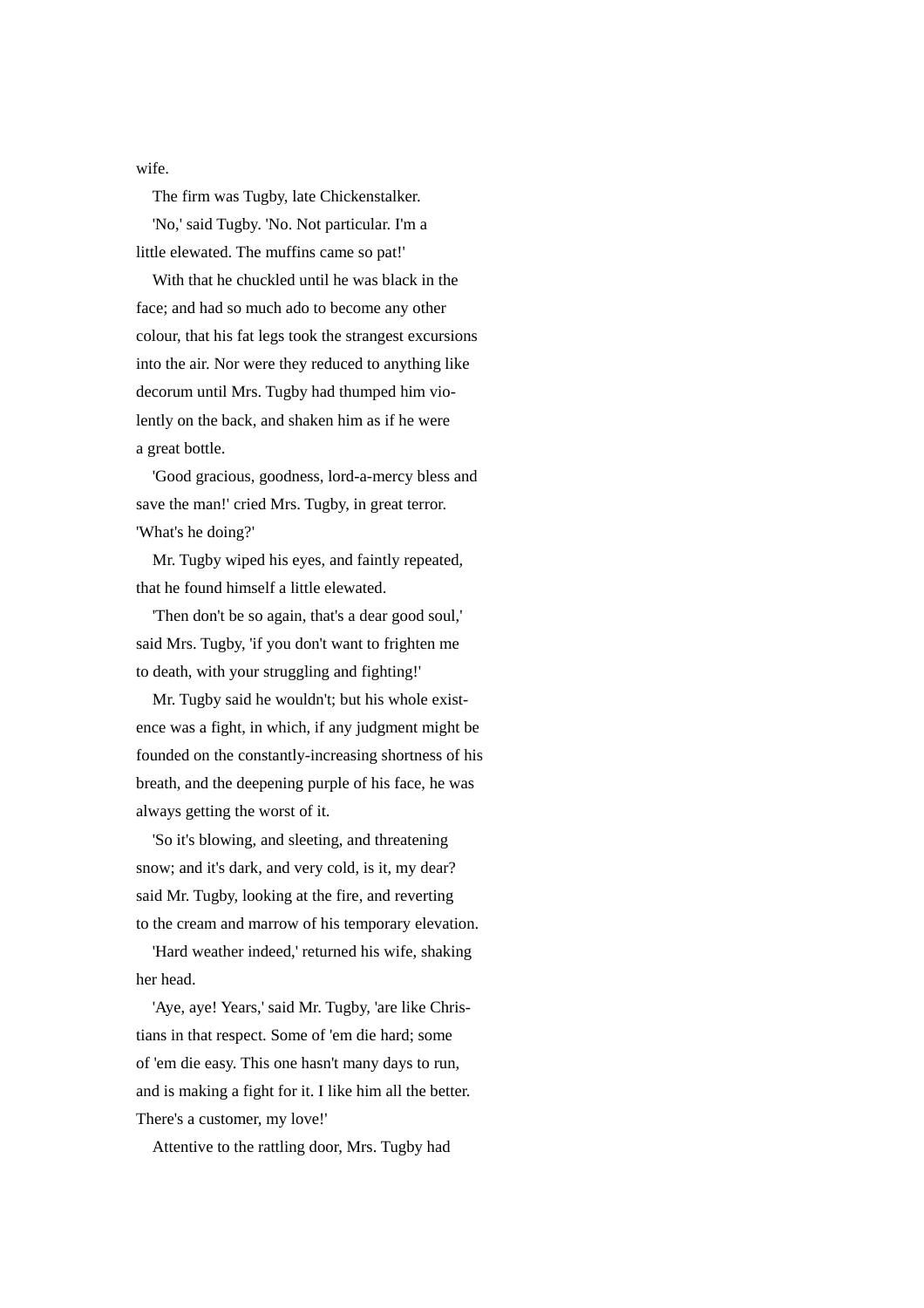wife.

The firm was Tugby, late Chickenstalker.

'No,' said Tugby. 'No. Not particular. I'm a little elewated. The muffins came so pat!'

With that he chuckled until he was black in the face; and had so much ado to become any other colour, that his fat legs took the strangest excursions into the air. Nor were they reduced to anything like decorum until Mrs. Tugby had thumped him violently on the back, and shaken him as if he were a great bottle.

'Good gracious, goodness, lord-a-mercy bless and save the man!' cried Mrs. Tugby, in great terror. 'What's he doing?'

Mr. Tugby wiped his eyes, and faintly repeated, that he found himself a little elewated.

'Then don't be so again, that's a dear good soul,' said Mrs. Tugby, 'if you don't want to frighten me to death, with your struggling and fighting!'

Mr. Tugby said he wouldn't; but his whole existence was a fight, in which, if any judgment might be founded on the constantly-increasing shortness of his breath, and the deepening purple of his face, he was always getting the worst of it.

'So it's blowing, and sleeting, and threatening snow; and it's dark, and very cold, is it, my dear? said Mr. Tugby, looking at the fire, and reverting to the cream and marrow of his temporary elevation.

'Hard weather indeed,' returned his wife, shaking her head.

'Aye, aye! Years,' said Mr. Tugby, 'are like Christians in that respect. Some of 'em die hard; some of 'em die easy. This one hasn't many days to run, and is making a fight for it. I like him all the better. There's a customer, my love!'

Attentive to the rattling door, Mrs. Tugby had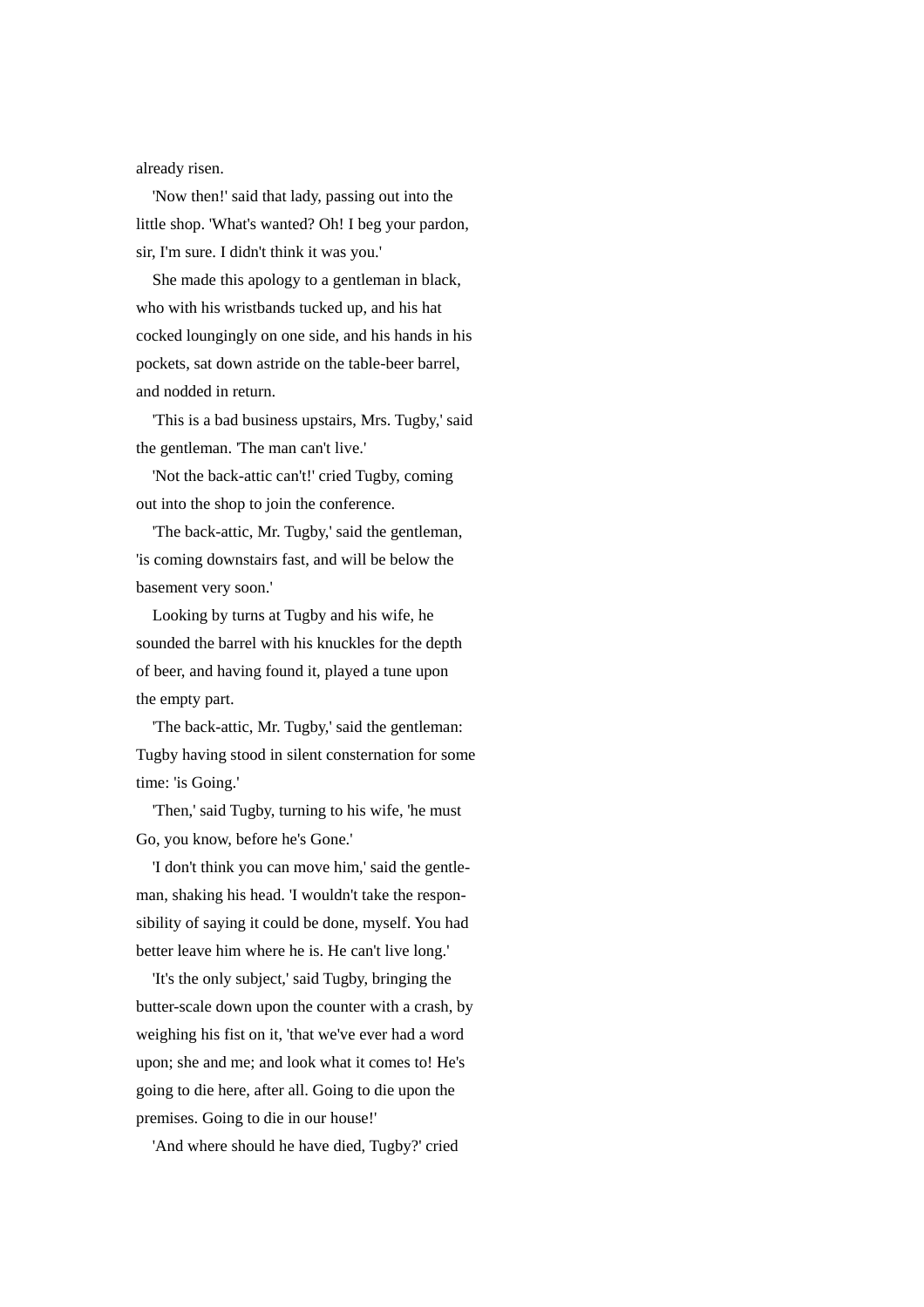already risen.

'Now then!' said that lady, passing out into the little shop. 'What's wanted? Oh! I beg your pardon, sir, I'm sure. I didn't think it was you.'

She made this apology to a gentleman in black, who with his wristbands tucked up, and his hat cocked loungingly on one side, and his hands in his pockets, sat down astride on the table-beer barrel, and nodded in return.

'This is a bad business upstairs, Mrs. Tugby,' said the gentleman. 'The man can't live.'

'Not the back-attic can't!' cried Tugby, coming out into the shop to join the conference.

'The back-attic, Mr. Tugby,' said the gentleman, 'is coming downstairs fast, and will be below the basement very soon.'

Looking by turns at Tugby and his wife, he sounded the barrel with his knuckles for the depth of beer, and having found it, played a tune upon the empty part.

'The back-attic, Mr. Tugby,' said the gentleman: Tugby having stood in silent consternation for some time: 'is Going.'

'Then,' said Tugby, turning to his wife, 'he must Go, you know, before he's Gone.'

'I don't think you can move him,' said the gentleman, shaking his head. 'I wouldn't take the responsibility of saying it could be done, myself. You had better leave him where he is. He can't live long.'

'It's the only subject,' said Tugby, bringing the butter-scale down upon the counter with a crash, by weighing his fist on it, 'that we've ever had a word upon; she and me; and look what it comes to! He's going to die here, after all. Going to die upon the premises. Going to die in our house!'

'And where should he have died, Tugby?' cried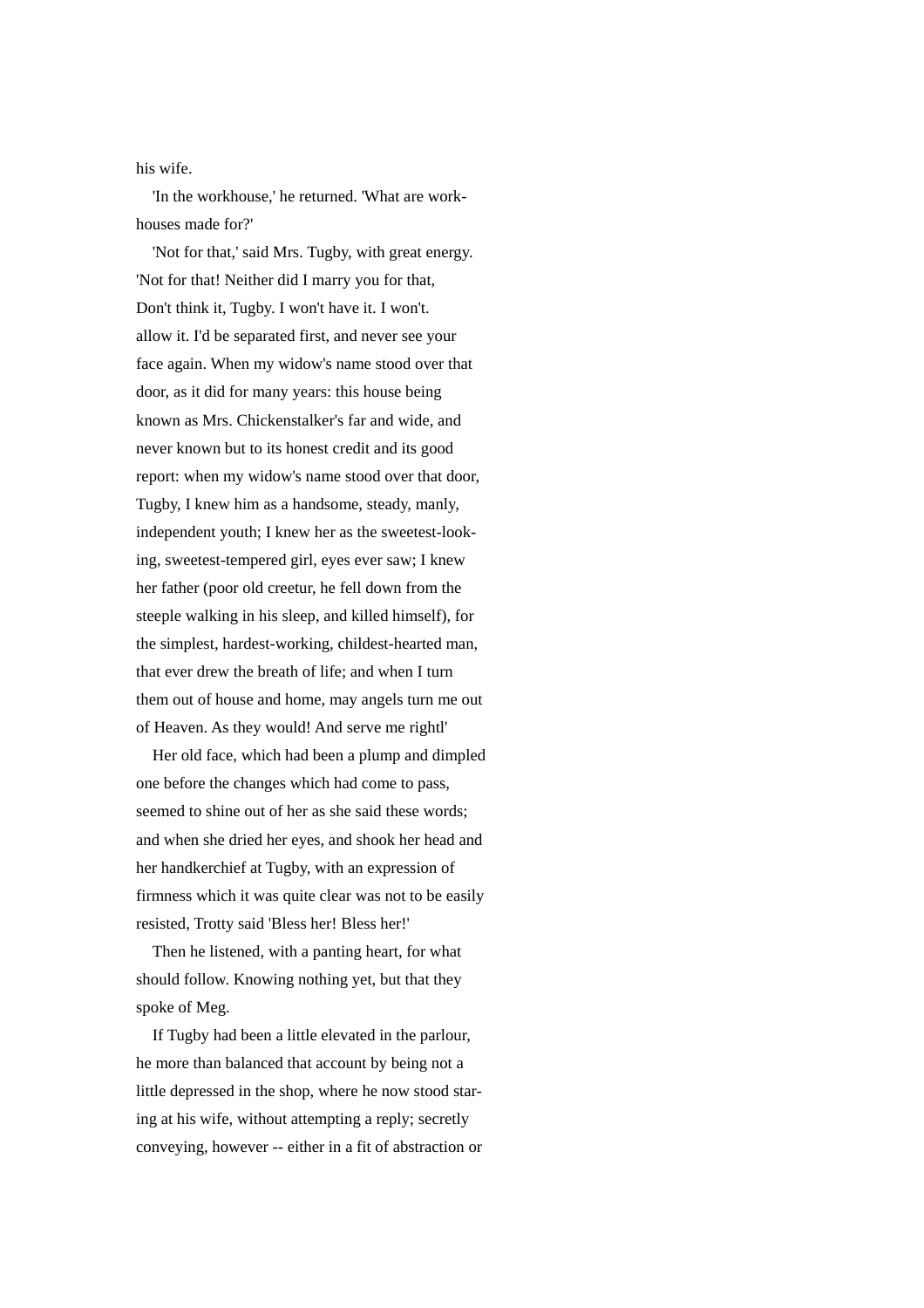his wife.

'In the workhouse,' he returned. 'What are workhouses made for?'

'Not for that,' said Mrs. Tugby, with great energy. 'Not for that! Neither did I marry you for that, Don't think it, Tugby. I won't have it. I won't. allow it. I'd be separated first, and never see your face again. When my widow's name stood over that door, as it did for many years: this house being known as Mrs. Chickenstalker's far and wide, and never known but to its honest credit and its good report: when my widow's name stood over that door, Tugby, I knew him as a handsome, steady, manly, independent youth; I knew her as the sweetest-looking, sweetest-tempered girl, eyes ever saw; I knew her father (poor old creetur, he fell down from the steeple walking in his sleep, and killed himself), for the simplest, hardest-working, childest-hearted man, that ever drew the breath of life; and when I turn them out of house and home, may angels turn me out of Heaven. As they would! And serve me rightl'

Her old face, which had been a plump and dimpled one before the changes which had come to pass, seemed to shine out of her as she said these words; and when she dried her eyes, and shook her head and her handkerchief at Tugby, with an expression of firmness which it was quite clear was not to be easily resisted, Trotty said 'Bless her! Bless her!'

Then he listened, with a panting heart, for what should follow. Knowing nothing yet, but that they spoke of Meg.

If Tugby had been a little elevated in the parlour, he more than balanced that account by being not a little depressed in the shop, where he now stood staring at his wife, without attempting a reply; secretly conveying, however -- either in a fit of abstraction or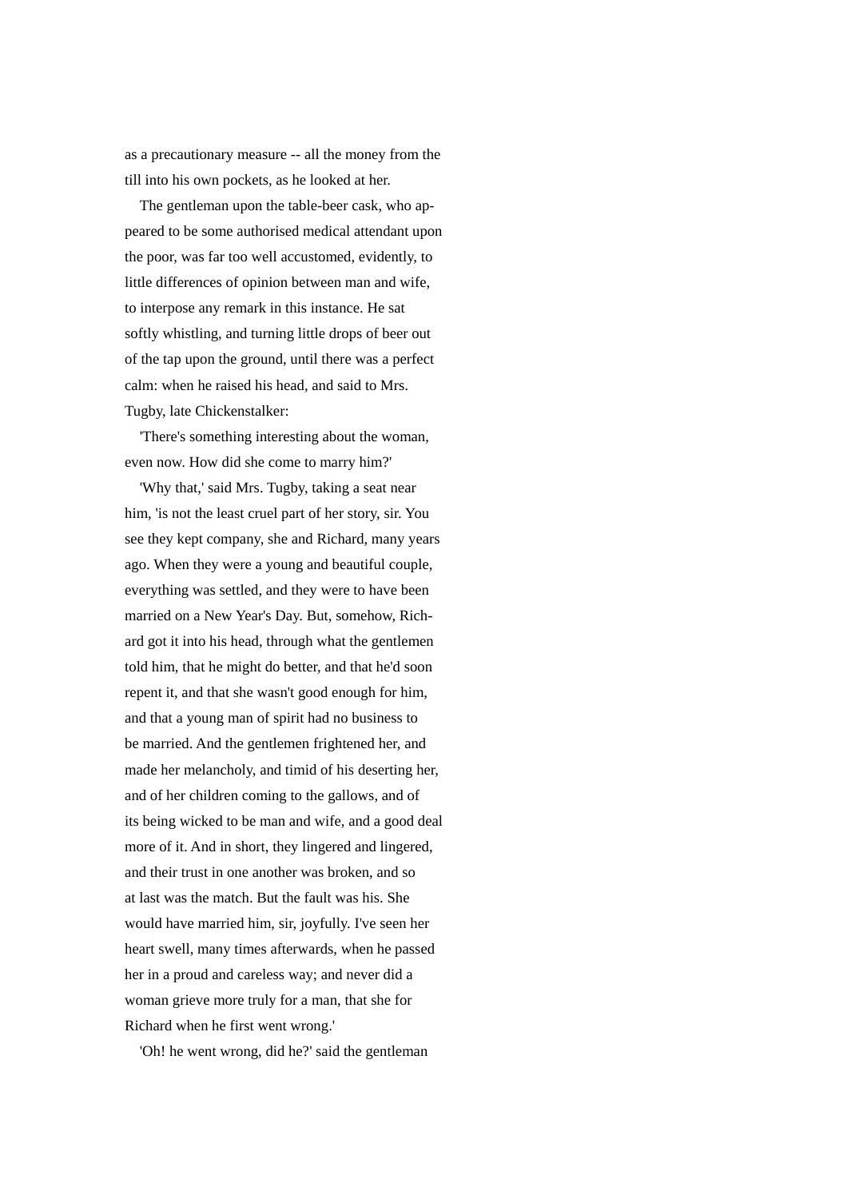as a precautionary measure -- all the money from the till into his own pockets, as he looked at her.

The gentleman upon the table-beer cask, who appeared to be some authorised medical attendant upon the poor, was far too well accustomed, evidently, to little differences of opinion between man and wife, to interpose any remark in this instance. He sat softly whistling, and turning little drops of beer out of the tap upon the ground, until there was a perfect calm: when he raised his head, and said to Mrs. Tugby, late Chickenstalker:

'There's something interesting about the woman, even now. How did she come to marry him?'

'Why that,' said Mrs. Tugby, taking a seat near him, 'is not the least cruel part of her story, sir. You see they kept company, she and Richard, many years ago. When they were a young and beautiful couple, everything was settled, and they were to have been married on a New Year's Day. But, somehow, Richard got it into his head, through what the gentlemen told him, that he might do better, and that he'd soon repent it, and that she wasn't good enough for him, and that a young man of spirit had no business to be married. And the gentlemen frightened her, and made her melancholy, and timid of his deserting her, and of her children coming to the gallows, and of its being wicked to be man and wife, and a good deal more of it. And in short, they lingered and lingered, and their trust in one another was broken, and so at last was the match. But the fault was his. She would have married him, sir, joyfully. I've seen her heart swell, many times afterwards, when he passed her in a proud and careless way; and never did a woman grieve more truly for a man, that she for Richard when he first went wrong.'

'Oh! he went wrong, did he?' said the gentleman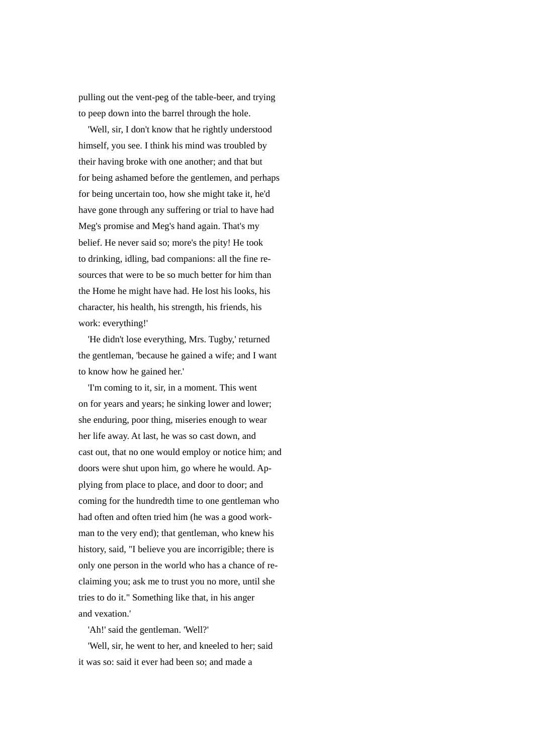pulling out the vent-peg of the table-beer, and trying to peep down into the barrel through the hole.

'Well, sir, I don't know that he rightly understood himself, you see. I think his mind was troubled by their having broke with one another; and that but for being ashamed before the gentlemen, and perhaps for being uncertain too, how she might take it, he'd have gone through any suffering or trial to have had Meg's promise and Meg's hand again. That's my belief. He never said so; more's the pity! He took to drinking, idling, bad companions: all the fine resources that were to be so much better for him than the Home he might have had. He lost his looks, his character, his health, his strength, his friends, his work: everything!'

'He didn't lose everything, Mrs. Tugby,' returned the gentleman, 'because he gained a wife; and I want to know how he gained her.'

'I'm coming to it, sir, in a moment. This went on for years and years; he sinking lower and lower; she enduring, poor thing, miseries enough to wear her life away. At last, he was so cast down, and cast out, that no one would employ or notice him; and doors were shut upon him, go where he would. Applying from place to place, and door to door; and coming for the hundredth time to one gentleman who had often and often tried him (he was a good workman to the very end); that gentleman, who knew his history, said, "I believe you are incorrigible; there is only one person in the world who has a chance of reclaiming you; ask me to trust you no more, until she tries to do it." Something like that, in his anger and vexation.'

'Ah!' said the gentleman. 'Well?'

'Well, sir, he went to her, and kneeled to her; said it was so: said it ever had been so; and made a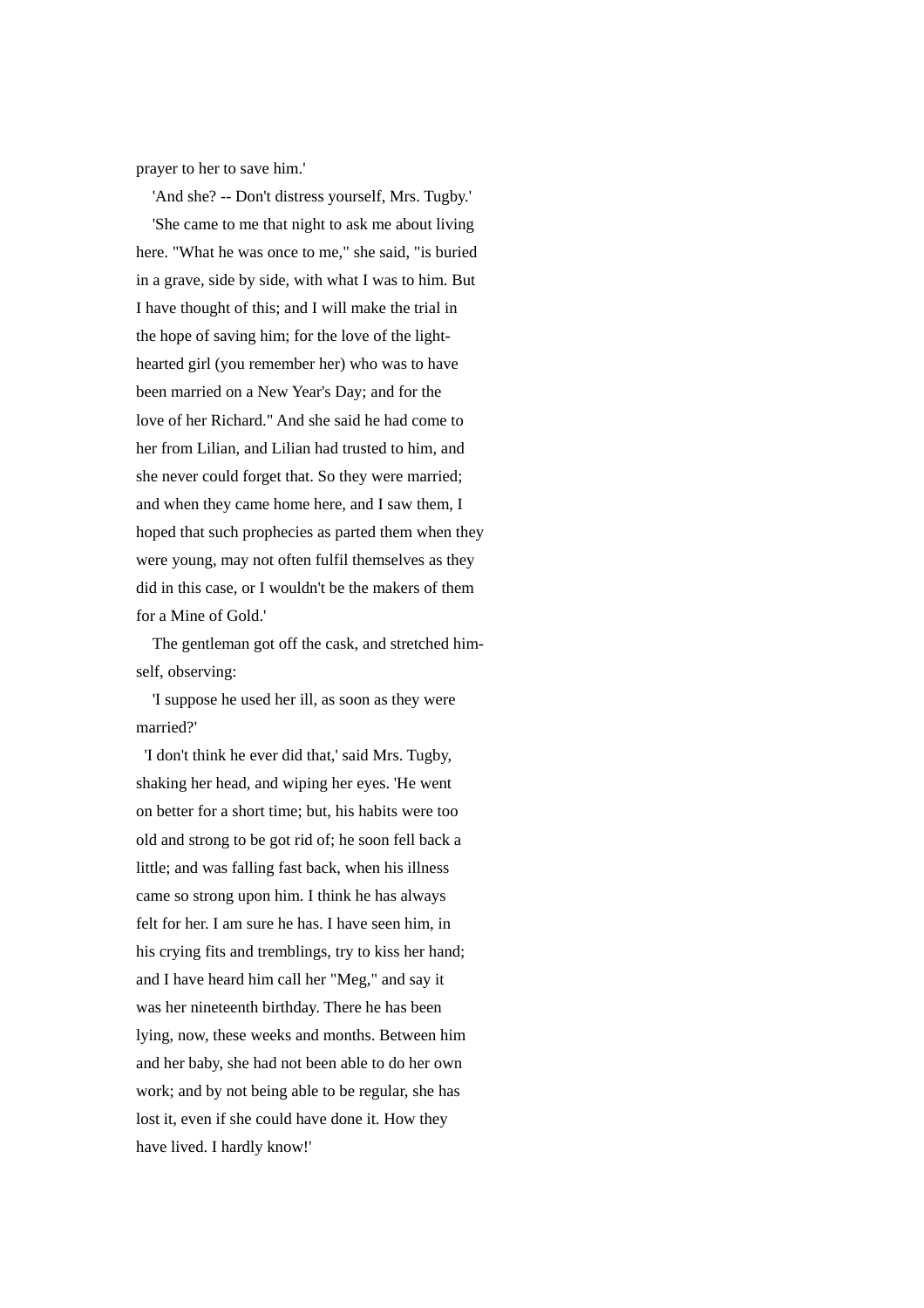prayer to her to save him.'

'And she? -- Don't distress yourself, Mrs. Tugby.'

'She came to me that night to ask me about living here. "What he was once to me," she said, "is buried in a grave, side by side, with what I was to him. But I have thought of this; and I will make the trial in the hope of saving him; for the love of the light-hearted girl (you remember her) who was to have been married on a New Year's Day; and for the love of her Richard." And she said he had come to her from Lilian, and Lilian had trusted to him, and she never could forget that. So they were married; and when they came home here, and I saw them, I hoped that such prophecies as parted them when they were young, may not often fulfil themselves as they did in this case, or I wouldn't be the makers of them for a Mine of Gold.'

The gentleman got off the cask, and stretched himself, observing:

'I suppose he used her ill, as soon as they were married?'

'I don't think he ever did that,' said Mrs. Tugby, shaking her head, and wiping her eyes. 'He went on better for a short time; but, his habits were too old and strong to be got rid of; he soon fell back a little; and was falling fast back, when his illness came so strong upon him. I think he has always felt for her. I am sure he has. I have seen him, in his crying fits and tremblings, try to kiss her hand; and I have heard him call her "Meg," and say it was her nineteenth birthday. There he has been lying, now, these weeks and months. Between him and her baby, she had not been able to do her own work; and by not being able to be regular, she has lost it, even if she could have done it. How they have lived. I hardly know!'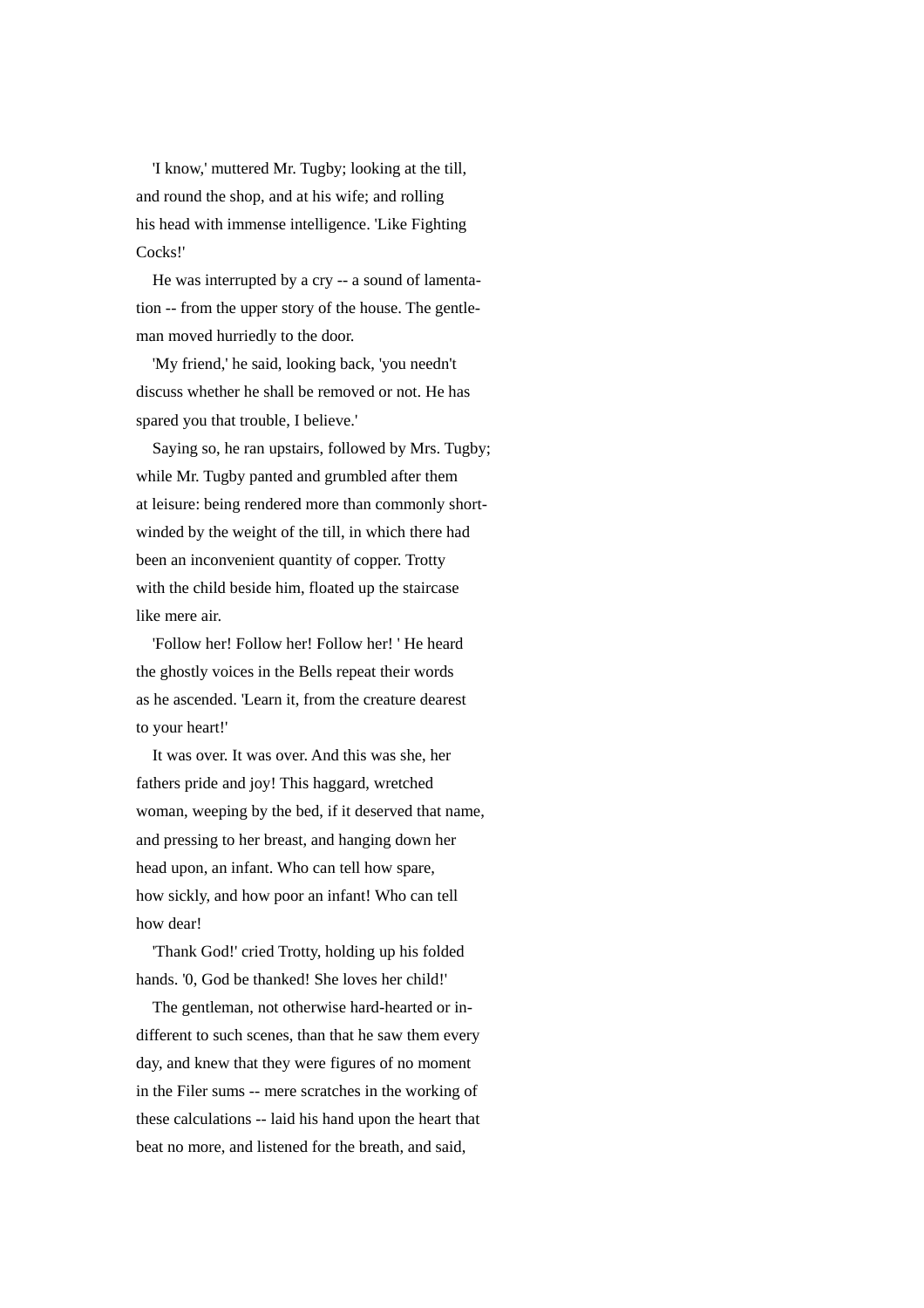'I know,' muttered Mr. Tugby; looking at the till, and round the shop, and at his wife; and rolling his head with immense intelligence. 'Like Fighting Cocks!'

He was interrupted by a cry -- a sound of lamentation -- from the upper story of the house. The gentleman moved hurriedly to the door.

'My friend,' he said, looking back, 'you needn't discuss whether he shall be removed or not. He has spared you that trouble, I believe.'

Saying so, he ran upstairs, followed by Mrs. Tugby; while Mr. Tugby panted and grumbled after them at leisure: being rendered more than commonly short-winded by the weight of the till, in which there had been an inconvenient quantity of copper. Trotty with the child beside him, floated up the staircase like mere air.

'Follow her! Follow her! Follow her! ' He heard the ghostly voices in the Bells repeat their words as he ascended. 'Learn it, from the creature dearest to your heart!'

It was over. It was over. And this was she, her fathers pride and joy! This haggard, wretched woman, weeping by the bed, if it deserved that name, and pressing to her breast, and hanging down her head upon, an infant. Who can tell how spare, how sickly, and how poor an infant! Who can tell how dear!

'Thank God!' cried Trotty, holding up his folded hands. '0, God be thanked! She loves her child!'

The gentleman, not otherwise hard-hearted or indifferent to such scenes, than that he saw them every day, and knew that they were figures of no moment in the Filer sums -- mere scratches in the working of these calculations -- laid his hand upon the heart that beat no more, and listened for the breath, and said,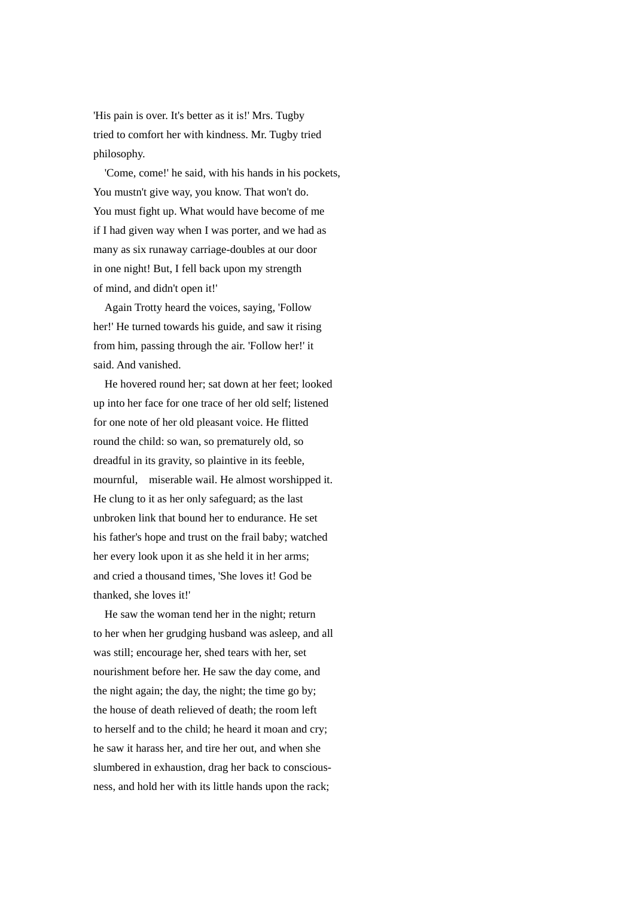'His pain is over. It's better as it is!' Mrs. Tugby tried to comfort her with kindness. Mr. Tugby tried philosophy.

'Come, come!' he said, with his hands in his pockets, You mustn't give way, you know. That won't do. You must fight up. What would have become of me if I had given way when I was porter, and we had as many as six runaway carriage-doubles at our door in one night! But, I fell back upon my strength of mind, and didn't open it!'

Again Trotty heard the voices, saying, 'Follow her!' He turned towards his guide, and saw it rising from him, passing through the air. 'Follow her!' it said. And vanished.

He hovered round her; sat down at her feet; looked up into her face for one trace of her old self; listened for one note of her old pleasant voice. He flitted round the child: so wan, so prematurely old, so dreadful in its gravity, so plaintive in its feeble, mournful, miserable wail. He almost worshipped it. He clung to it as her only safeguard; as the last unbroken link that bound her to endurance. He set his father's hope and trust on the frail baby; watched her every look upon it as she held it in her arms; and cried a thousand times, 'She loves it! God be thanked, she loves it!'

He saw the woman tend her in the night; return to her when her grudging husband was asleep, and all was still; encourage her, shed tears with her, set nourishment before her. He saw the day come, and the night again; the day, the night; the time go by; the house of death relieved of death; the room left to herself and to the child; he heard it moan and cry; he saw it harass her, and tire her out, and when she slumbered in exhaustion, drag her back to consciousness, and hold her with its little hands upon the rack;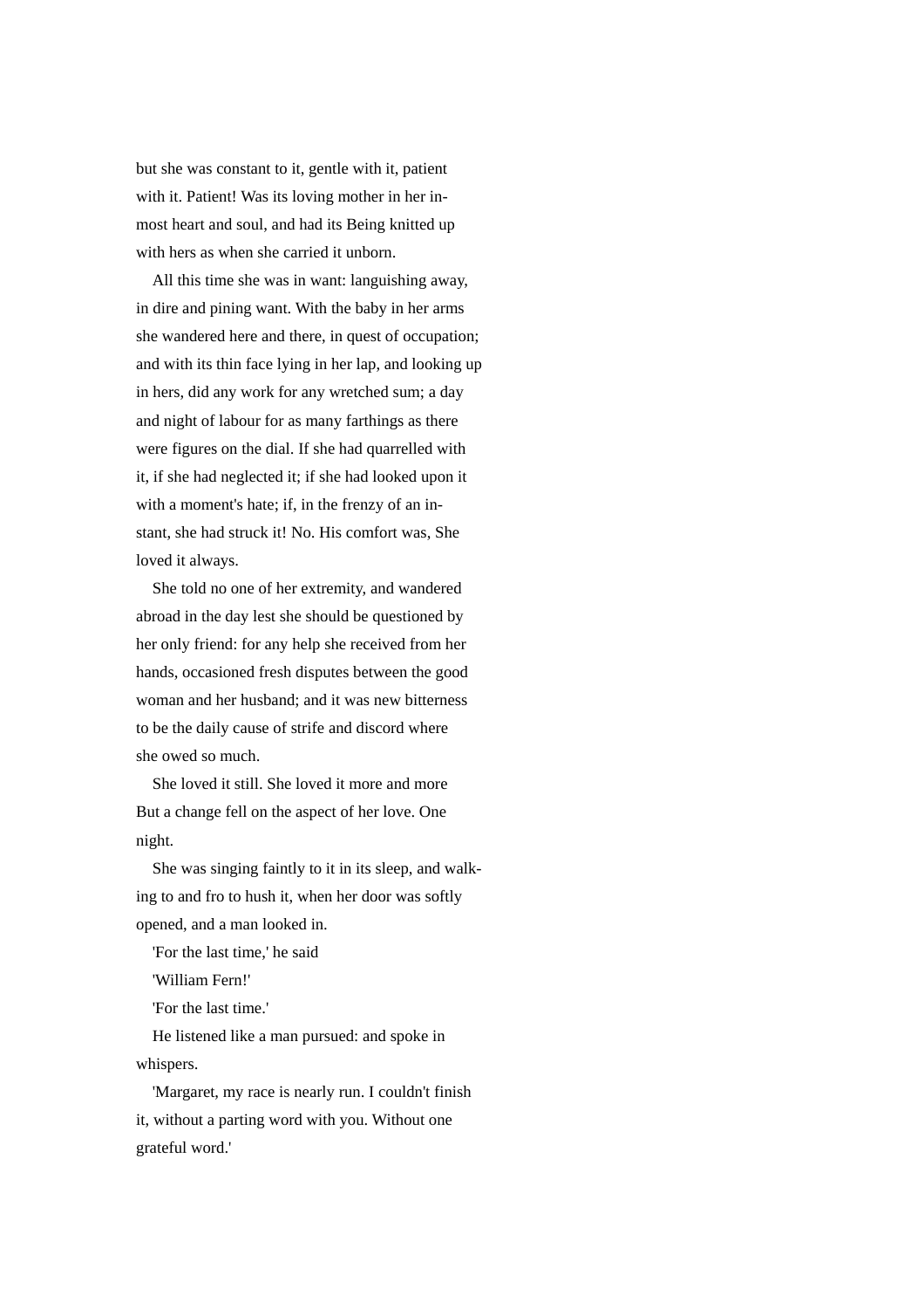but she was constant to it, gentle with it, patient with it. Patient! Was its loving mother in her inmost heart and soul, and had its Being knitted up with hers as when she carried it unborn.

All this time she was in want: languishing away, in dire and pining want. With the baby in her arms she wandered here and there, in quest of occupation; and with its thin face lying in her lap, and looking up in hers, did any work for any wretched sum; a day and night of labour for as many farthings as there were figures on the dial. If she had quarrelled with it, if she had neglected it; if she had looked upon it with a moment's hate; if, in the frenzy of an instant, she had struck it! No. His comfort was, She loved it always.

She told no one of her extremity, and wandered abroad in the day lest she should be questioned by her only friend: for any help she received from her hands, occasioned fresh disputes between the good woman and her husband; and it was new bitterness to be the daily cause of strife and discord where she owed so much.

She loved it still. She loved it more and more But a change fell on the aspect of her love. One night.

She was singing faintly to it in its sleep, and walking to and fro to hush it, when her door was softly opened, and a man looked in.

'For the last time,' he said

'William Fern!'

'For the last time.'

He listened like a man pursued: and spoke in whispers.

'Margaret, my race is nearly run. I couldn't finish it, without a parting word with you. Without one grateful word.'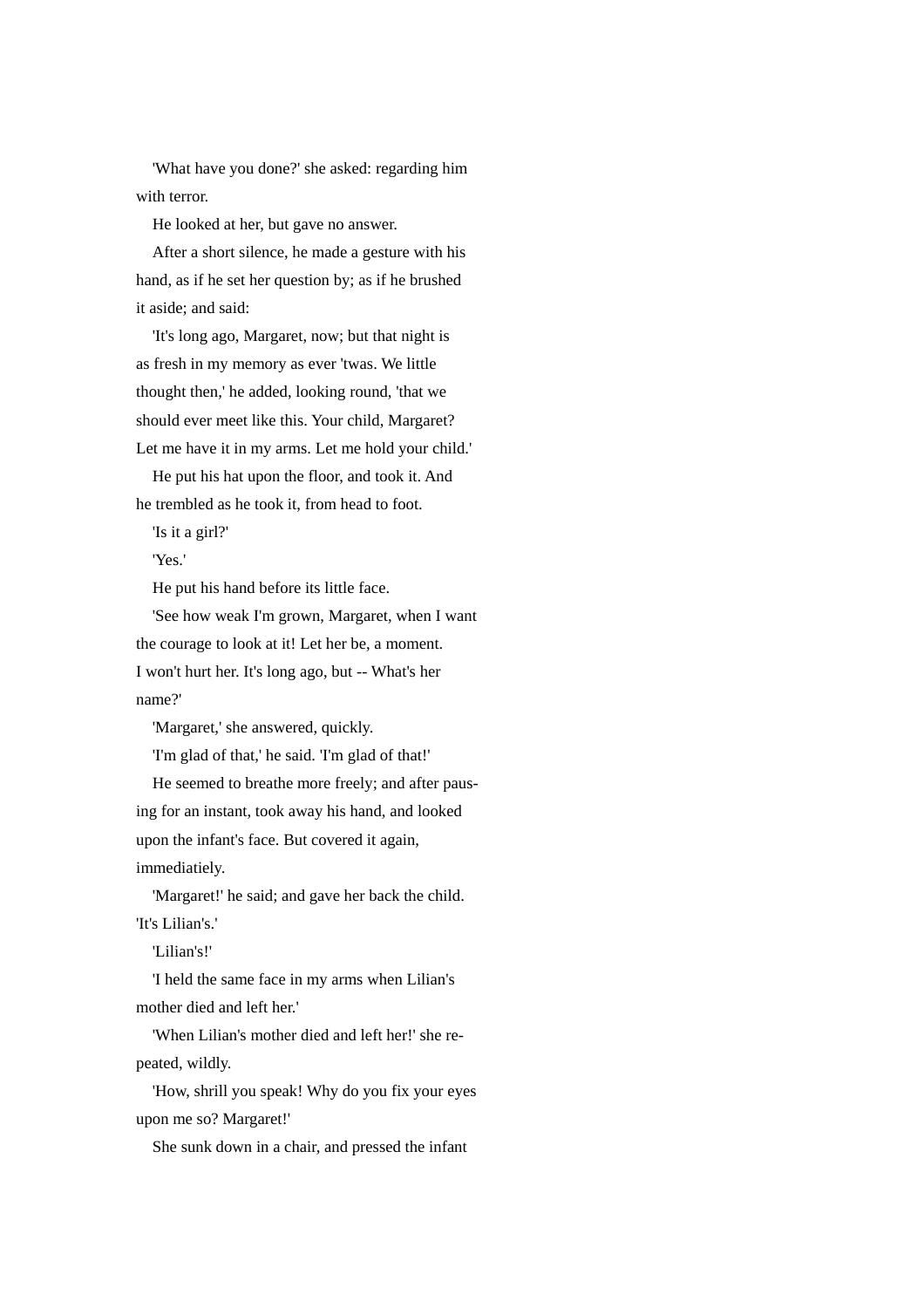'What have you done?' she asked: regarding him with terror.

He looked at her, but gave no answer.

After a short silence, he made a gesture with his hand, as if he set her question by; as if he brushed it aside; and said:

'It's long ago, Margaret, now; but that night is as fresh in my memory as ever 'twas. We little thought then,' he added, looking round, 'that we should ever meet like this. Your child, Margaret? Let me have it in my arms. Let me hold your child.'

He put his hat upon the floor, and took it. And he trembled as he took it, from head to foot.

'Is it a girl?'

'Yes.'

He put his hand before its little face.

'See how weak I'm grown, Margaret, when I want the courage to look at it! Let her be, a moment. I won't hurt her. It's long ago, but -- What's her name?'

'Margaret,' she answered, quickly.

'I'm glad of that,' he said. 'I'm glad of that!'

He seemed to breathe more freely; and after pausing for an instant, took away his hand, and looked upon the infant's face. But covered it again, immediatiely.

'Margaret!' he said; and gave her back the child. 'It's Lilian's.'

'Lilian's!'

'I held the same face in my arms when Lilian's mother died and left her.'

'When Lilian's mother died and left her!' she repeated, wildly.

'How, shrill you speak! Why do you fix your eyes upon me so? Margaret!'

She sunk down in a chair, and pressed the infant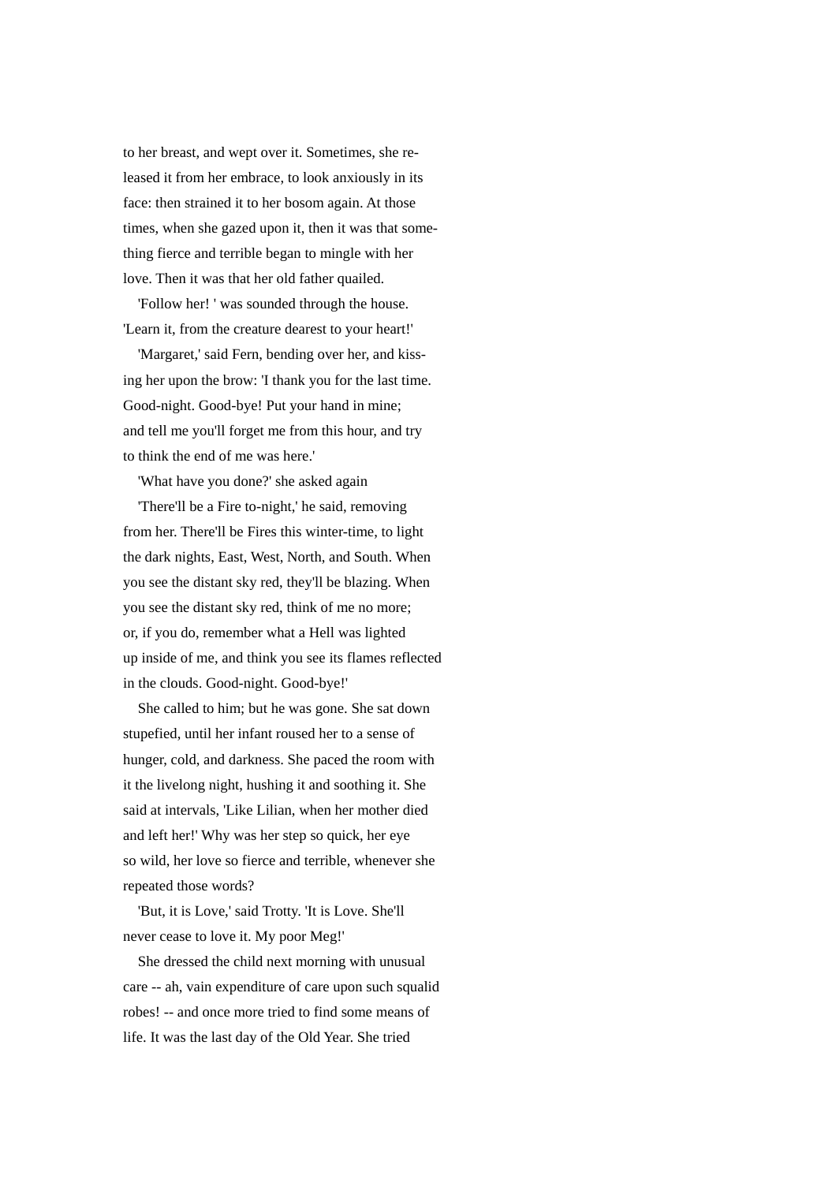to her breast, and wept over it. Sometimes, she released it from her embrace, to look anxiously in its face: then strained it to her bosom again. At those times, when she gazed upon it, then it was that something fierce and terrible began to mingle with her love. Then it was that her old father quailed.

'Follow her! ' was sounded through the house. 'Learn it, from the creature dearest to your heart!'

'Margaret,' said Fern, bending over her, and kissing her upon the brow: 'I thank you for the last time. Good-night. Good-bye! Put your hand in mine; and tell me you'll forget me from this hour, and try to think the end of me was here.'

'What have you done?' she asked again

'There'll be a Fire to-night,' he said, removing from her. There'll be Fires this winter-time, to light the dark nights, East, West, North, and South. When you see the distant sky red, they'll be blazing. When you see the distant sky red, think of me no more; or, if you do, remember what a Hell was lighted up inside of me, and think you see its flames reflected in the clouds. Good-night. Good-bye!'

She called to him; but he was gone. She sat down stupefied, until her infant roused her to a sense of hunger, cold, and darkness. She paced the room with it the livelong night, hushing it and soothing it. She said at intervals, 'Like Lilian, when her mother died and left her!' Why was her step so quick, her eye so wild, her love so fierce and terrible, whenever she repeated those words?

'But, it is Love,' said Trotty. 'It is Love. She'll never cease to love it. My poor Meg!'

She dressed the child next morning with unusual care -- ah, vain expenditure of care upon such squalid robes! -- and once more tried to find some means of life. It was the last day of the Old Year. She tried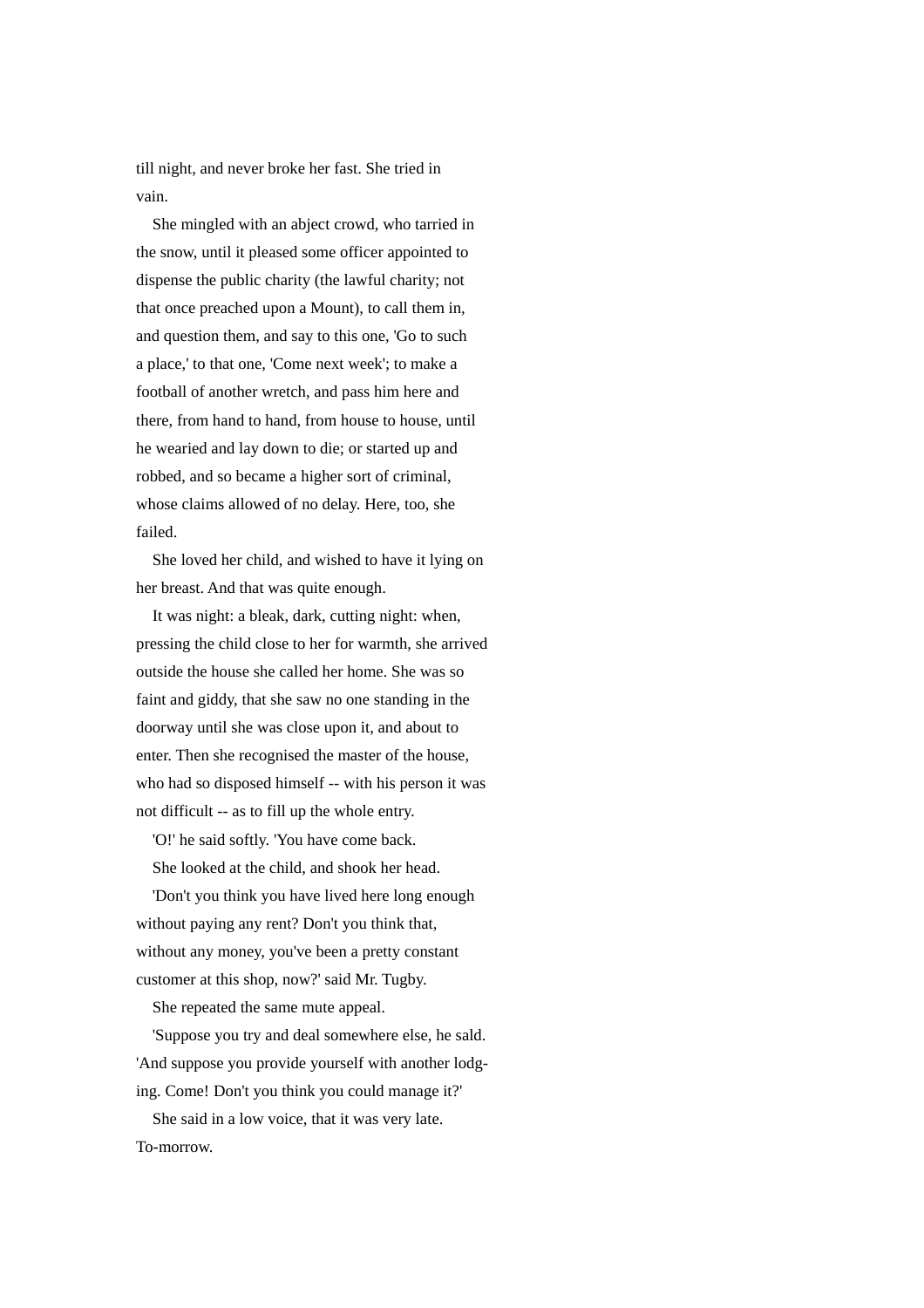till night, and never broke her fast. She tried in vain.

She mingled with an abject crowd, who tarried in the snow, until it pleased some officer appointed to dispense the public charity (the lawful charity; not that once preached upon a Mount), to call them in, and question them, and say to this one, 'Go to such a place,' to that one, 'Come next week'; to make a football of another wretch, and pass him here and there, from hand to hand, from house to house, until he wearied and lay down to die; or started up and robbed, and so became a higher sort of criminal, whose claims allowed of no delay. Here, too, she failed.

She loved her child, and wished to have it lying on her breast. And that was quite enough.

It was night: a bleak, dark, cutting night: when, pressing the child close to her for warmth, she arrived outside the house she called her home. She was so faint and giddy, that she saw no one standing in the doorway until she was close upon it, and about to enter. Then she recognised the master of the house, who had so disposed himself -- with his person it was not difficult -- as to fill up the whole entry.

'O!' he said softly. 'You have come back.

She looked at the child, and shook her head.

'Don't you think you have lived here long enough without paying any rent? Don't you think that, without any money, you've been a pretty constant customer at this shop, now?' said Mr. Tugby.

She repeated the same mute appeal.

'Suppose you try and deal somewhere else, he sald. 'And suppose you provide yourself with another lodging. Come! Don't you think you could manage it?'

She said in a low voice, that it was very late. To-morrow.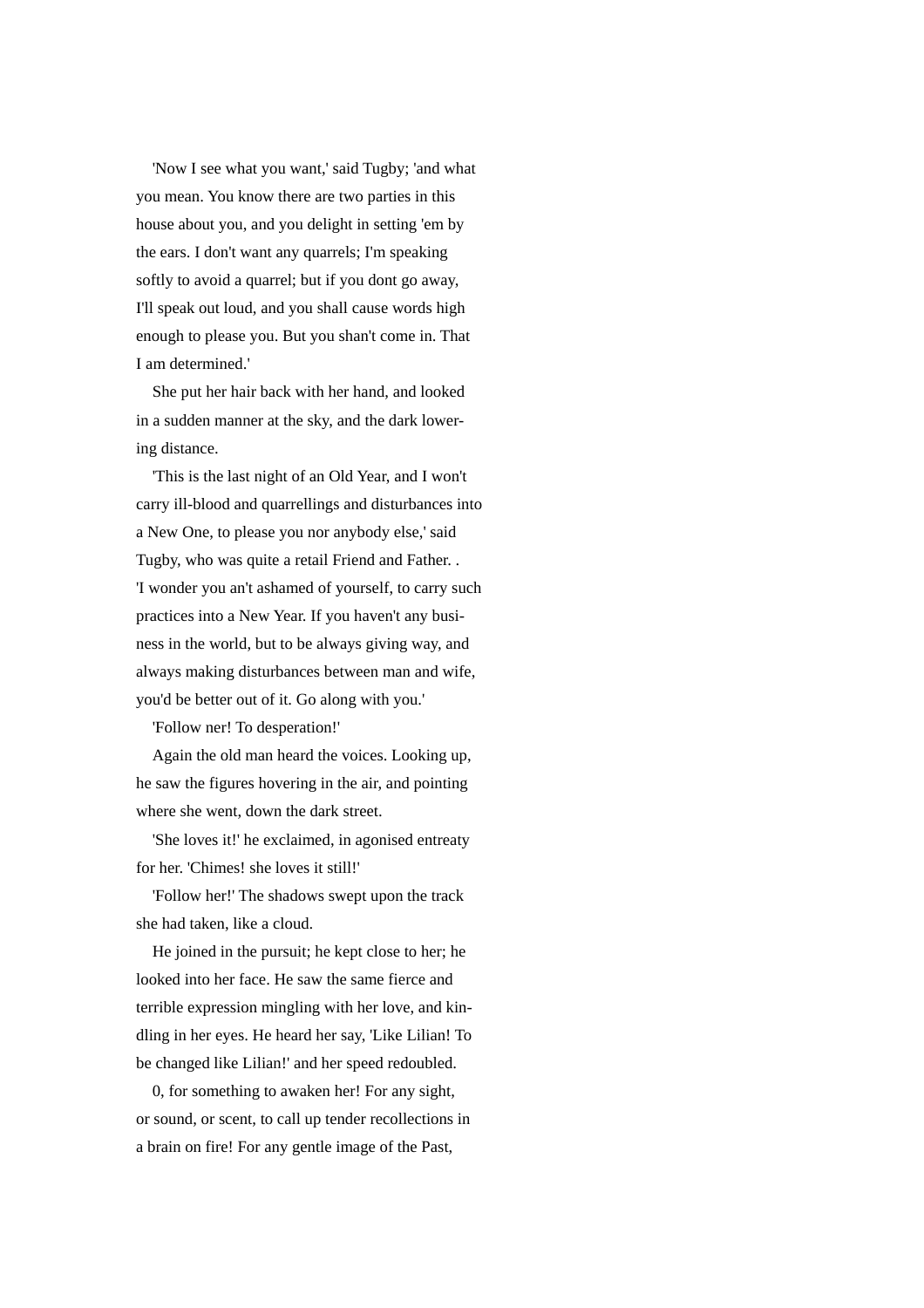'Now I see what you want,' said Tugby; 'and what you mean. You know there are two parties in this house about you, and you delight in setting 'em by the ears. I don't want any quarrels; I'm speaking softly to avoid a quarrel; but if you dont go away, I'll speak out loud, and you shall cause words high enough to please you. But you shan't come in. That I am determined.'

She put her hair back with her hand, and looked in a sudden manner at the sky, and the dark lowering distance.

'This is the last night of an Old Year, and I won't carry ill-blood and quarrellings and disturbances into a New One, to please you nor anybody else,' said Tugby, who was quite a retail Friend and Father. . 'I wonder you an't ashamed of yourself, to carry such practices into a New Year. If you haven't any business in the world, but to be always giving way, and always making disturbances between man and wife, you'd be better out of it. Go along with you.'

'Follow ner! To desperation!'

Again the old man heard the voices. Looking up, he saw the figures hovering in the air, and pointing where she went, down the dark street.

'She loves it!' he exclaimed, in agonised entreaty for her. 'Chimes! she loves it still!'

'Follow her!' The shadows swept upon the track she had taken, like a cloud.

He joined in the pursuit; he kept close to her; he looked into her face. He saw the same fierce and terrible expression mingling with her love, and kindling in her eyes. He heard her say, 'Like Lilian! To be changed like Lilian!' and her speed redoubled.

0, for something to awaken her! For any sight, or sound, or scent, to call up tender recollections in a brain on fire! For any gentle image of the Past,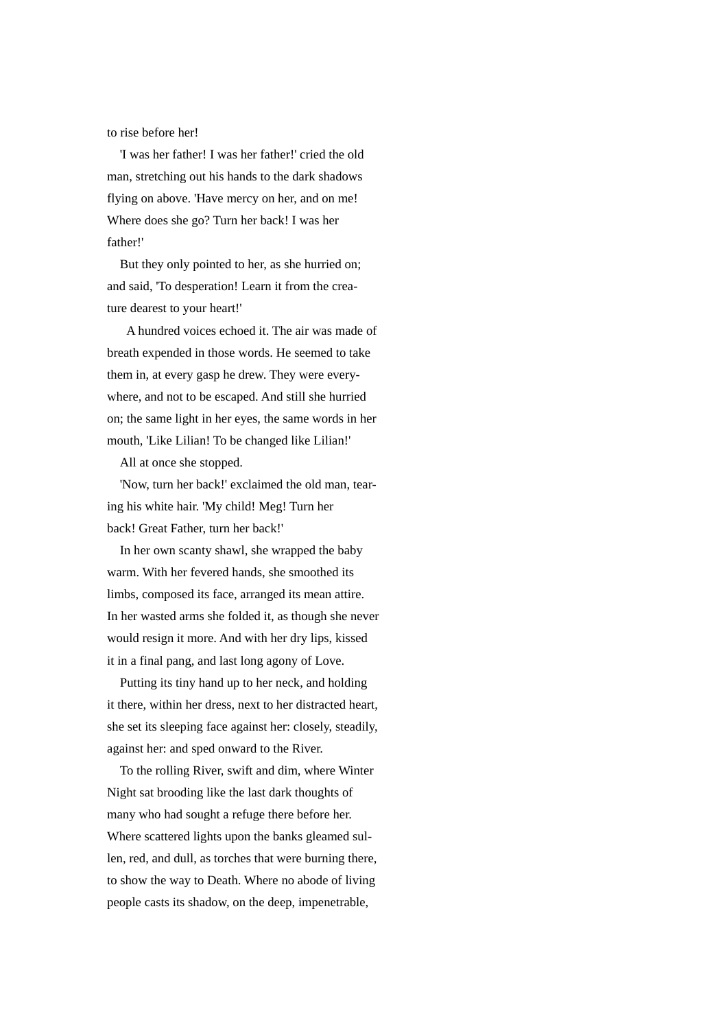to rise before her!

'I was her father! I was her father!' cried the old man, stretching out his hands to the dark shadows flying on above. 'Have mercy on her, and on me! Where does she go? Turn her back! I was her father!'

But they only pointed to her, as she hurried on; and said, 'To desperation! Learn it from the creature dearest to your heart!'

A hundred voices echoed it. The air was made of breath expended in those words. He seemed to take them in, at every gasp he drew. They were everywhere, and not to be escaped. And still she hurried on; the same light in her eyes, the same words in her mouth, 'Like Lilian! To be changed like Lilian!'

All at once she stopped.

'Now, turn her back!' exclaimed the old man, tearing his white hair. 'My child! Meg! Turn her back! Great Father, turn her back!'

In her own scanty shawl, she wrapped the baby warm. With her fevered hands, she smoothed its limbs, composed its face, arranged its mean attire. In her wasted arms she folded it, as though she never would resign it more. And with her dry lips, kissed it in a final pang, and last long agony of Love.

Putting its tiny hand up to her neck, and holding it there, within her dress, next to her distracted heart, she set its sleeping face against her: closely, steadily, against her: and sped onward to the River.

To the rolling River, swift and dim, where Winter Night sat brooding like the last dark thoughts of many who had sought a refuge there before her. Where scattered lights upon the banks gleamed sullen, red, and dull, as torches that were burning there, to show the way to Death. Where no abode of living people casts its shadow, on the deep, impenetrable,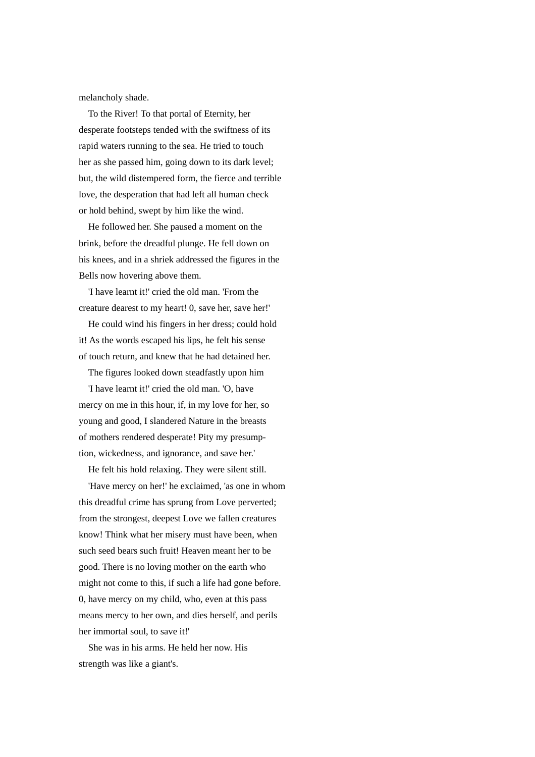melancholy shade.

To the River! To that portal of Eternity, her desperate footsteps tended with the swiftness of its rapid waters running to the sea. He tried to touch her as she passed him, going down to its dark level; but, the wild distempered form, the fierce and terrible love, the desperation that had left all human check or hold behind, swept by him like the wind.

He followed her. She paused a moment on the brink, before the dreadful plunge. He fell down on his knees, and in a shriek addressed the figures in the Bells now hovering above them.

'I have learnt it!' cried the old man. 'From the creature dearest to my heart! 0, save her, save her!'

He could wind his fingers in her dress; could hold it! As the words escaped his lips, he felt his sense of touch return, and knew that he had detained her.

The figures looked down steadfastly upon him

'I have learnt it!' cried the old man. 'O, have mercy on me in this hour, if, in my love for her, so young and good, I slandered Nature in the breasts of mothers rendered desperate! Pity my presumption, wickedness, and ignorance, and save her.'

He felt his hold relaxing. They were silent still.

'Have mercy on her!' he exclaimed, 'as one in whom this dreadful crime has sprung from Love perverted; from the strongest, deepest Love we fallen creatures know! Think what her misery must have been, when such seed bears such fruit! Heaven meant her to be good. There is no loving mother on the earth who might not come to this, if such a life had gone before. 0, have mercy on my child, who, even at this pass means mercy to her own, and dies herself, and perils her immortal soul, to save it!'

She was in his arms. He held her now. His strength was like a giant's.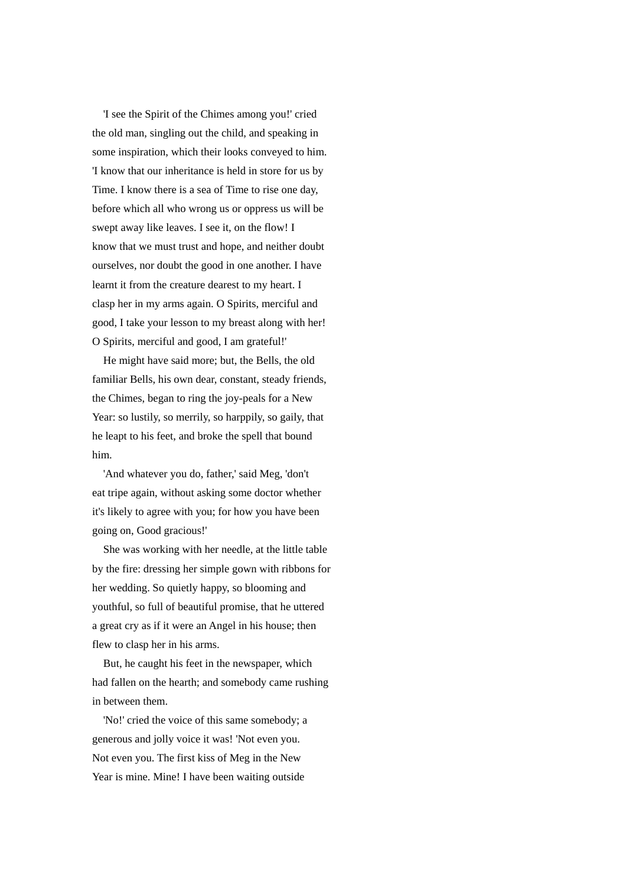'I see the Spirit of the Chimes among you!' cried the old man, singling out the child, and speaking in some inspiration, which their looks conveyed to him. 'I know that our inheritance is held in store for us by Time. I know there is a sea of Time to rise one day, before which all who wrong us or oppress us will be swept away like leaves. I see it, on the flow! I know that we must trust and hope, and neither doubt ourselves, nor doubt the good in one another. I have learnt it from the creature dearest to my heart. I clasp her in my arms again. O Spirits, merciful and good, I take your lesson to my breast along with her! O Spirits, merciful and good, I am grateful!'

He might have said more; but, the Bells, the old familiar Bells, his own dear, constant, steady friends, the Chimes, began to ring the joy-peals for a New Year: so lustily, so merrily, so harppily, so gaily, that he leapt to his feet, and broke the spell that bound him.

'And whatever you do, father,' said Meg, 'don't eat tripe again, without asking some doctor whether it's likely to agree with you; for how you have been going on, Good gracious!'

She was working with her needle, at the little table by the fire: dressing her simple gown with ribbons for her wedding. So quietly happy, so blooming and youthful, so full of beautiful promise, that he uttered a great cry as if it were an Angel in his house; then flew to clasp her in his arms.

But, he caught his feet in the newspaper, which had fallen on the hearth; and somebody came rushing in between them.

'No!' cried the voice of this same somebody; a generous and jolly voice it was! 'Not even you. Not even you. The first kiss of Meg in the New Year is mine. Mine! I have been waiting outside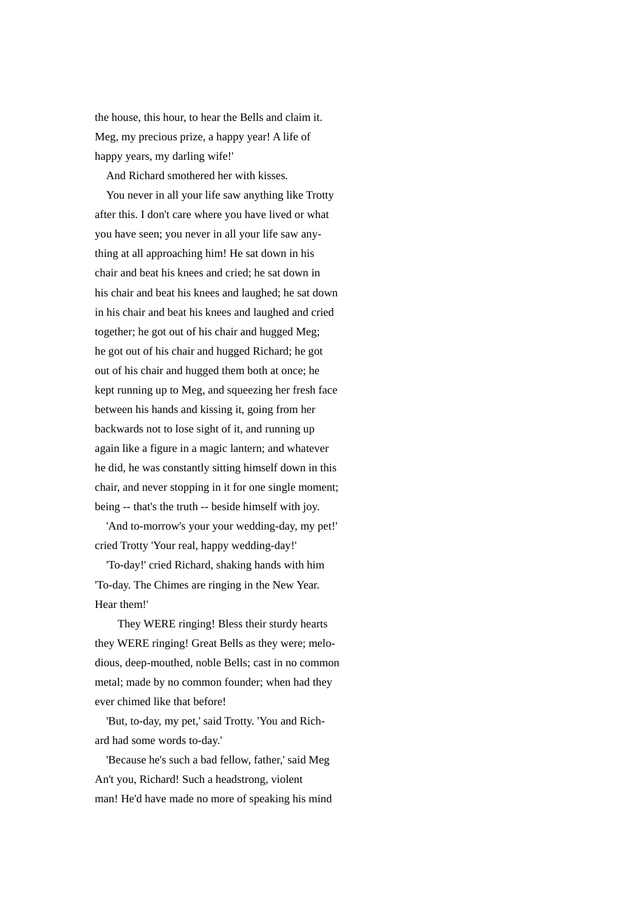the house, this hour, to hear the Bells and claim it. Meg, my precious prize, a happy year! A life of happy years, my darling wife!'

And Richard smothered her with kisses.

You never in all your life saw anything like Trotty after this. I don't care where you have lived or what you have seen; you never in all your life saw anything at all approaching him! He sat down in his chair and beat his knees and cried; he sat down in his chair and beat his knees and laughed; he sat down in his chair and beat his knees and laughed and cried together; he got out of his chair and hugged Meg; he got out of his chair and hugged Richard; he got out of his chair and hugged them both at once; he kept running up to Meg, and squeezing her fresh face between his hands and kissing it, going from her backwards not to lose sight of it, and running up again like a figure in a magic lantern; and whatever he did, he was constantly sitting himself down in this chair, and never stopping in it for one single moment; being -- that's the truth -- beside himself with joy.

'And to-morrow's your your wedding-day, my pet!' cried Trotty 'Your real, happy wedding-day!'

'To-day!' cried Richard, shaking hands with him 'To-day. The Chimes are ringing in the New Year. Hear them!'

They WERE ringing! Bless their sturdy hearts they WERE ringing! Great Bells as they were; melodious, deep-mouthed, noble Bells; cast in no common metal; made by no common founder; when had they ever chimed like that before!

'But, to-day, my pet,' said Trotty. 'You and Richard had some words to-day.'

'Because he's such a bad fellow, father,' said Meg An't you, Richard! Such a headstrong, violent man! He'd have made no more of speaking his mind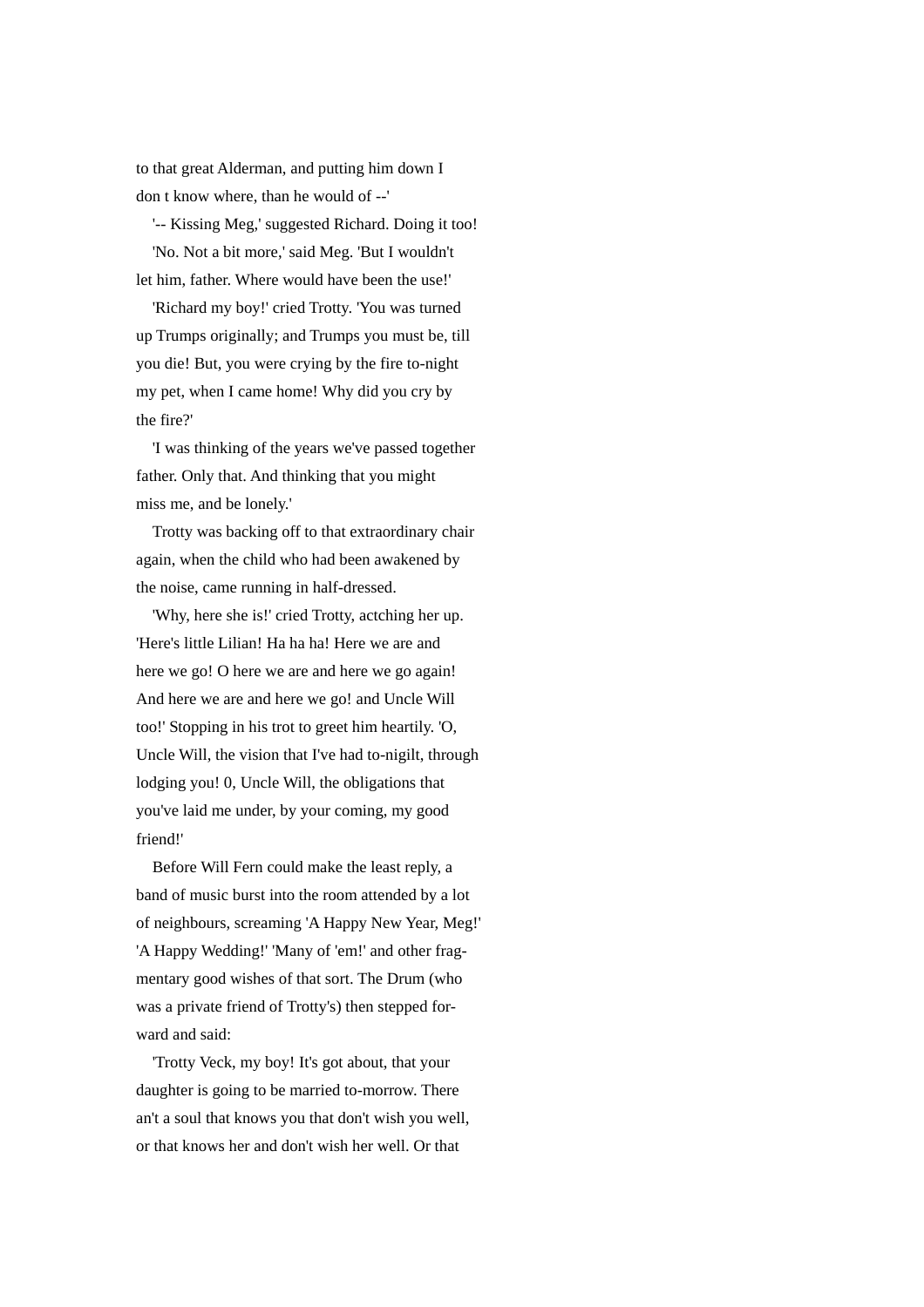to that great Alderman, and putting him down I don t know where, than he would of --'

'-- Kissing Meg,' suggested Richard. Doing it too!

'No. Not a bit more,' said Meg. 'But I wouldn't let him, father. Where would have been the use!'

'Richard my boy!' cried Trotty. 'You was turned up Trumps originally; and Trumps you must be, till you die! But, you were crying by the fire to-night my pet, when I came home! Why did you cry by the fire?'

'I was thinking of the years we've passed together father. Only that. And thinking that you might miss me, and be lonely.'

Trotty was backing off to that extraordinary chair again, when the child who had been awakened by the noise, came running in half-dressed.

'Why, here she is!' cried Trotty, actching her up. 'Here's little Lilian! Ha ha ha! Here we are and here we go! O here we are and here we go again! And here we are and here we go! and Uncle Will too!' Stopping in his trot to greet him heartily. 'O, Uncle Will, the vision that I've had to-nigilt, through lodging you! 0, Uncle Will, the obligations that you've laid me under, by your coming, my good friend!'

Before Will Fern could make the least reply, a band of music burst into the room attended by a lot of neighbours, screaming 'A Happy New Year, Meg!' 'A Happy Wedding!' 'Many of 'em!' and other fragmentary good wishes of that sort. The Drum (who was a private friend of Trotty's) then stepped forward and said:

'Trotty Veck, my boy! It's got about, that your daughter is going to be married to-morrow. There an't a soul that knows you that don't wish you well, or that knows her and don't wish her well. Or that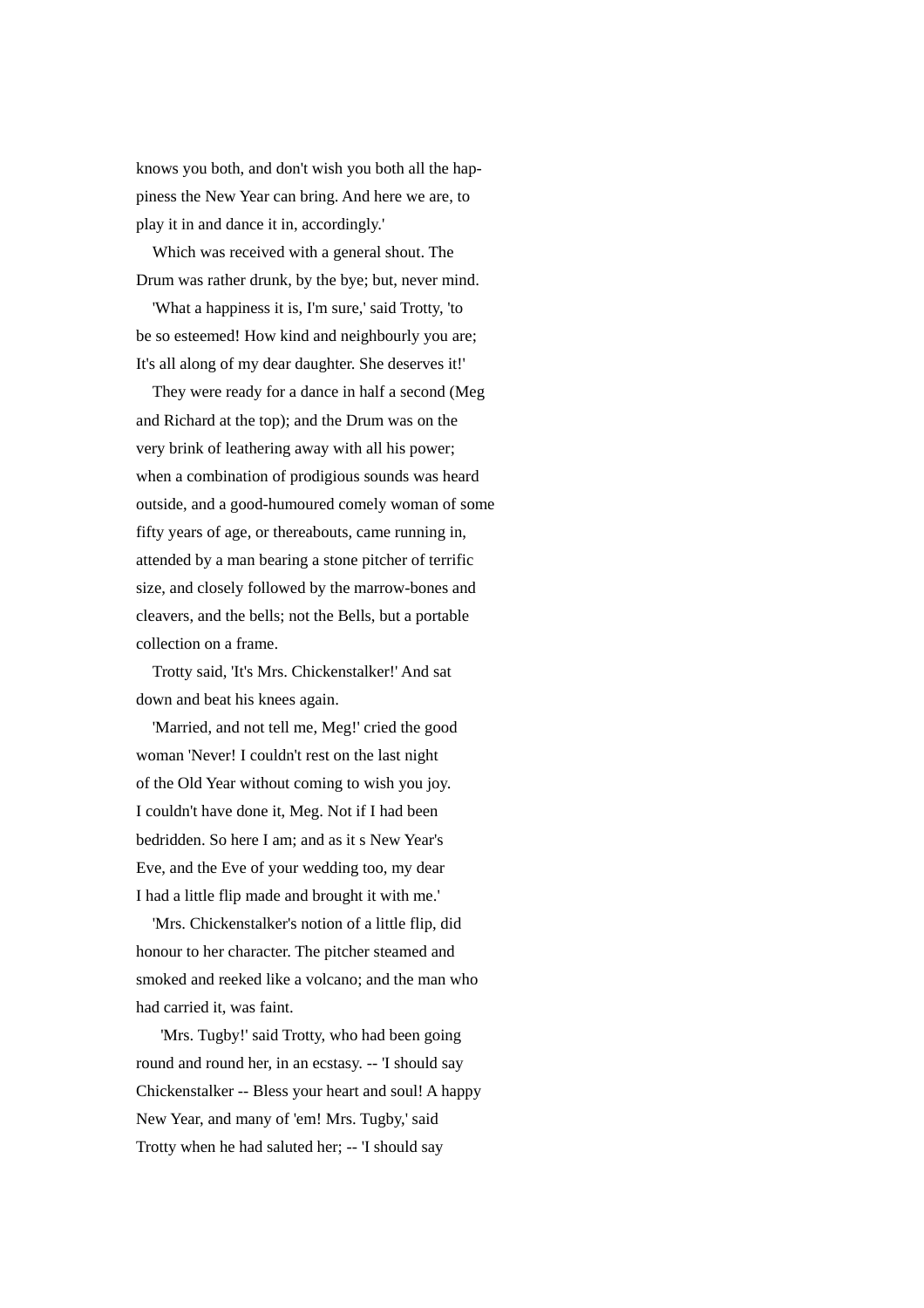knows you both, and don't wish you both all the happiness the New Year can bring. And here we are, to play it in and dance it in, accordingly.'

Which was received with a general shout. The Drum was rather drunk, by the bye; but, never mind.

'What a happiness it is, I'm sure,' said Trotty, 'to be so esteemed! How kind and neighbourly you are; It's all along of my dear daughter. She deserves it!'

They were ready for a dance in half a second (Meg and Richard at the top); and the Drum was on the very brink of leathering away with all his power; when a combination of prodigious sounds was heard outside, and a good-humoured comely woman of some fifty years of age, or thereabouts, came running in, attended by a man bearing a stone pitcher of terrific size, and closely followed by the marrow-bones and cleavers, and the bells; not the Bells, but a portable collection on a frame.

Trotty said, 'It's Mrs. Chickenstalker!' And sat down and beat his knees again.

'Married, and not tell me, Meg!' cried the good woman 'Never! I couldn't rest on the last night of the Old Year without coming to wish you joy. I couldn't have done it, Meg. Not if I had been bedridden. So here I am; and as it s New Year's Eve, and the Eve of your wedding too, my dear I had a little flip made and brought it with me.'

'Mrs. Chickenstalker's notion of a little flip, did honour to her character. The pitcher steamed and smoked and reeked like a volcano; and the man who had carried it, was faint.

'Mrs. Tugby!' said Trotty, who had been going round and round her, in an ecstasy. -- 'I should say Chickenstalker -- Bless your heart and soul! A happy New Year, and many of 'em! Mrs. Tugby,' said Trotty when he had saluted her; -- 'I should say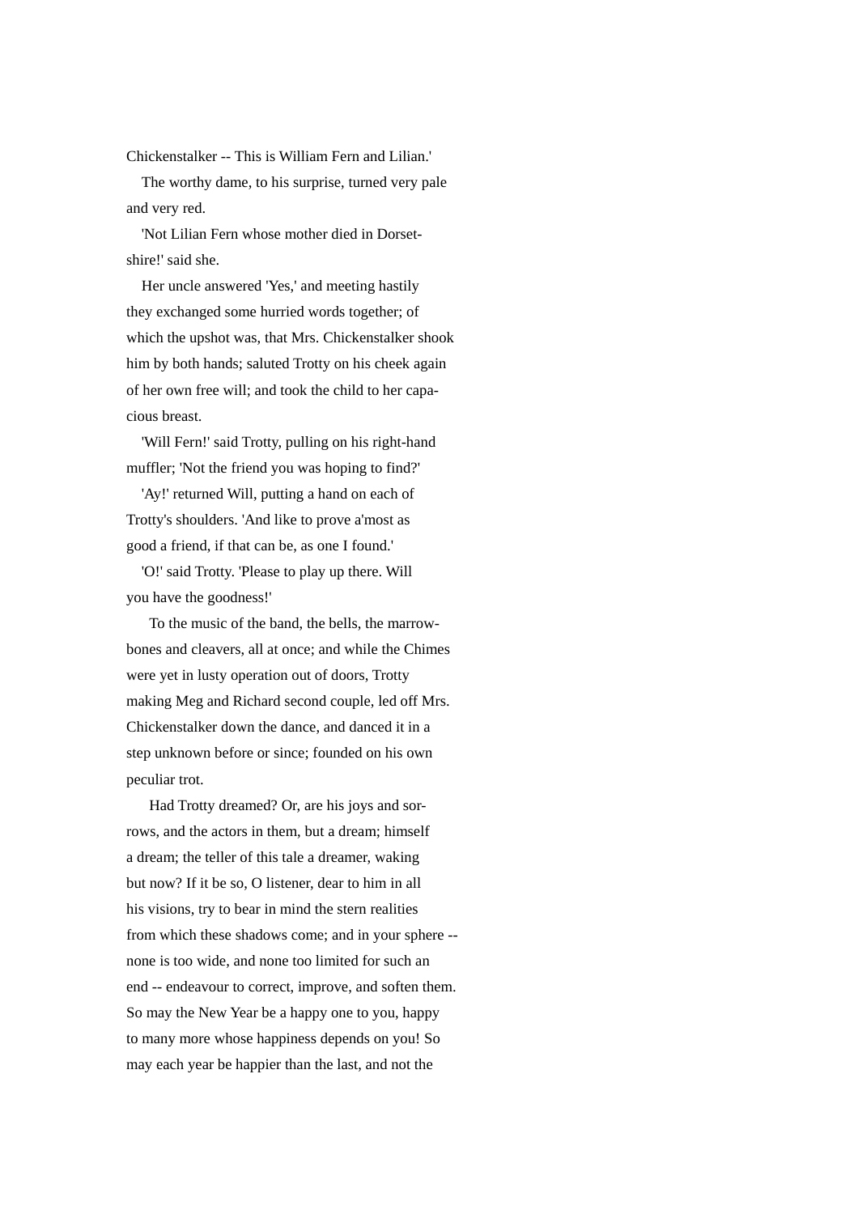Chickenstalker -- This is William Fern and Lilian.'

The worthy dame, to his surprise, turned very pale and very red.

'Not Lilian Fern whose mother died in Dorsetshire!' said she.

Her uncle answered 'Yes,' and meeting hastily they exchanged some hurried words together; of which the upshot was, that Mrs. Chickenstalker shook him by both hands; saluted Trotty on his cheek again of her own free will; and took the child to her capacious breast.

'Will Fern!' said Trotty, pulling on his right-hand muffler; 'Not the friend you was hoping to find?'

'Ay!' returned Will, putting a hand on each of Trotty's shoulders. 'And like to prove a'most as good a friend, if that can be, as one I found.'

'O!' said Trotty. 'Please to play up there. Will you have the goodness!'

To the music of the band, the bells, the marrow-bones and cleavers, all at once; and while the Chimes were yet in lusty operation out of doors, Trotty making Meg and Richard second couple, led off Mrs. Chickenstalker down the dance, and danced it in a step unknown before or since; founded on his own peculiar trot.

Had Trotty dreamed? Or, are his joys and sorrows, and the actors in them, but a dream; himself a dream; the teller of this tale a dreamer, waking but now? If it be so, O listener, dear to him in all his visions, try to bear in mind the stern realities from which these shadows come; and in your sphere -- none is too wide, and none too limited for such an end -- endeavour to correct, improve, and soften them. So may the New Year be a happy one to you, happy to many more whose happiness depends on you! So may each year be happier than the last, and not the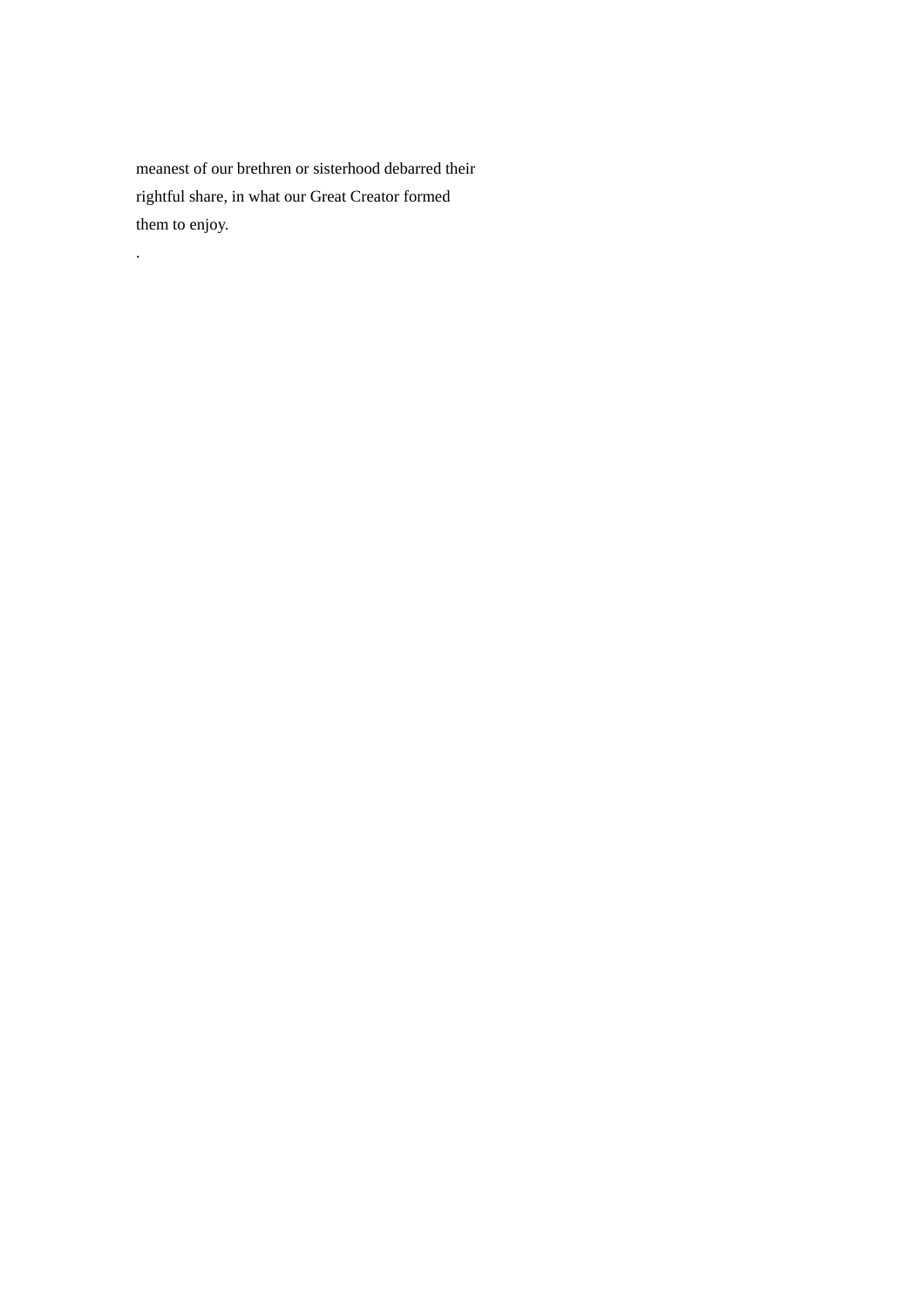meanest of our brethren or sisterhood debarred their rightful share, in what our Great Creator formed them to enjoy.

.